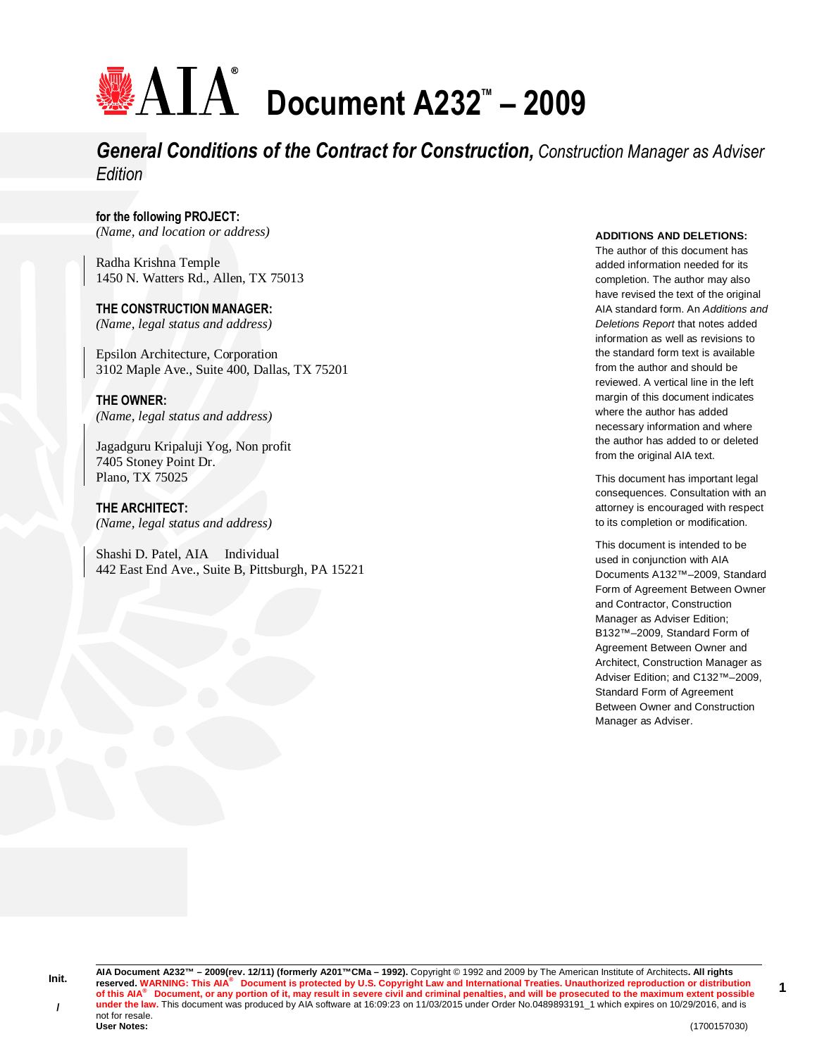# AIA® Document A232™ – 2009

## *General Conditions of the Contract for Construction, Construction Manager as Adviser Edition*

**for the following PROJECT:**
*(Name, and location or address)*

Radha Krishna Temple
1450 N. Watters Rd., Allen, TX 75013

**THE CONSTRUCTION MANAGER:**
*(Name, legal status and address)*

Epsilon Architecture, Corporation
3102 Maple Ave., Suite 400, Dallas, TX 75201

**THE OWNER:**
*(Name, legal status and address)*

Jagadguru Kripaluji Yog, Non profit
7405 Stoney Point Dr.
Plano, TX 75025

**THE ARCHITECT:**
*(Name, legal status and address)*

Shashi D. Patel, AIA Individual
442 East End Ave., Suite B, Pittsburgh, PA 15221

**ADDITIONS AND DELETIONS:**
The author of this document has added information needed for its completion. The author may also have revised the text of the original AIA standard form. An *Additions and Deletions Report* that notes added information as well as revisions to the standard form text is available from the author and should be reviewed. A vertical line in the left margin of this document indicates where the author has added necessary information and where the author has added to or deleted from the original AIA text.

This document has important legal consequences. Consultation with an attorney is encouraged with respect to its completion or modification.

This document is intended to be used in conjunction with AIA Documents A132™–2009, Standard Form of Agreement Between Owner and Contractor, Construction Manager as Adviser Edition; B132™–2009, Standard Form of Agreement Between Owner and Architect, Construction Manager as Adviser Edition; and C132™–2009, Standard Form of Agreement Between Owner and Construction Manager as Adviser.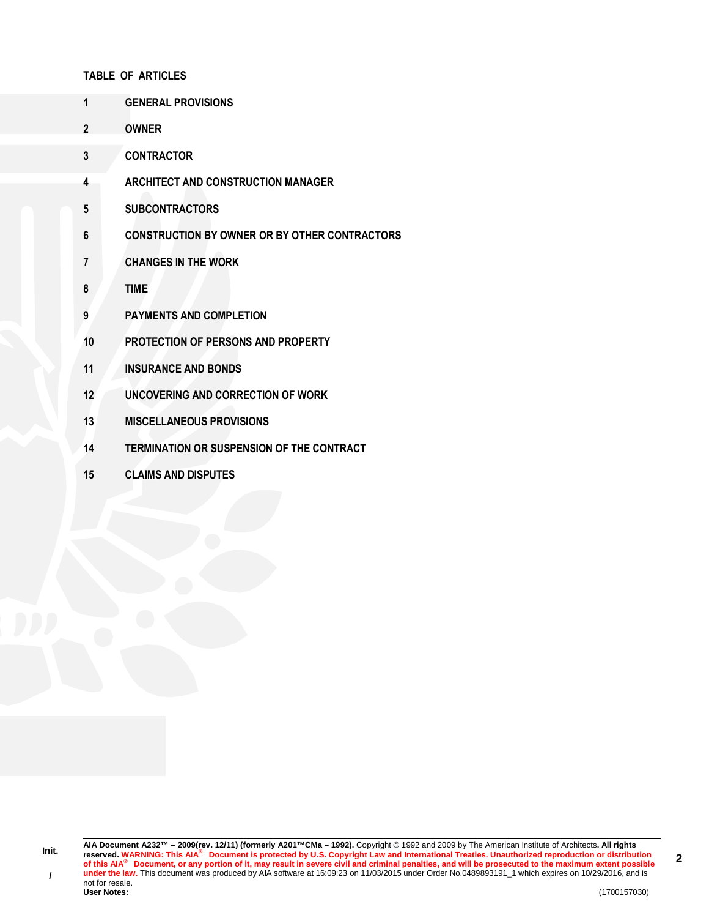**TABLE OF ARTICLES**

**1 GENERAL PROVISIONS**

**2 OWNER**

**3 CONTRACTOR**

**4 ARCHITECT AND CONSTRUCTION MANAGER**

**5 SUBCONTRACTORS**

**6 CONSTRUCTION BY OWNER OR BY OTHER CONTRACTORS**

**7 CHANGES IN THE WORK**

**8 TIME**

**9 PAYMENTS AND COMPLETION**

**10 PROTECTION OF PERSONS AND PROPERTY**

**11 INSURANCE AND BONDS**

**12 UNCOVERING AND CORRECTION OF WORK**

**13 MISCELLANEOUS PROVISIONS**

**14 TERMINATION OR SUSPENSION OF THE CONTRACT**

**15 CLAIMS AND DISPUTES**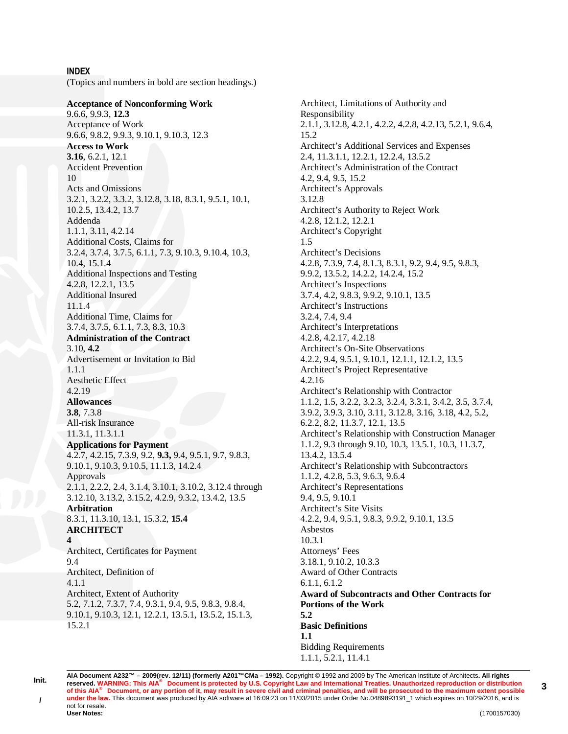## INDEX

(Topics and numbers in bold are section headings.)

**Acceptance of Nonconforming Work**
9.6.6, 9.9.3, **12.3**
Acceptance of Work
9.6.6, 9.8.2, 9.9.3, 9.10.1, 9.10.3, 12.3
**Access to Work**
**3.16**, 6.2.1, 12.1
Accident Prevention
10
Acts and Omissions
3.2.1, 3.2.2, 3.3.2, 3.12.8, 3.18, 8.3.1, 9.5.1, 10.1, 10.2.5, 13.4.2, 13.7
Addenda
1.1.1, 3.11, 4.2.14
Additional Costs, Claims for
3.2.4, 3.7.4, 3.7.5, 6.1.1, 7.3, 9.10.3, 9.10.4, 10.3, 10.4, 15.1.4
Additional Inspections and Testing
4.2.8, 12.2.1, 13.5
Additional Insured
11.1.4
Additional Time, Claims for
3.7.4, 3.7.5, 6.1.1, 7.3, 8.3, 10.3
**Administration of the Contract**
3.10, **4.2**
Advertisement or Invitation to Bid
1.1.1
Aesthetic Effect
4.2.19
**Allowances**
**3.8**, 7.3.8
All-risk Insurance
11.3.1, 11.3.1.1
**Applications for Payment**
4.2.7, 4.2.15, 7.3.9, 9.2, **9.3,** 9.4, 9.5.1, 9.7, 9.8.3, 9.10.1, 9.10.3, 9.10.5, 11.1.3, 14.2.4
Approvals
2.1.1, 2.2.2, 2.4, 3.1.4, 3.10.1, 3.10.2, 3.12.4 through 3.12.10, 3.13.2, 3.15.2, 4.2.9, 9.3.2, 13.4.2, 13.5
**Arbitration**
8.3.1, 11.3.10, 13.1, 15.3.2, **15.4**
**ARCHITECT**
**4**
Architect, Certificates for Payment
9.4
Architect, Definition of
4.1.1
Architect, Extent of Authority
5.2, 7.1.2, 7.3.7, 7.4, 9.3.1, 9.4, 9.5, 9.8.3, 9.8.4, 9.10.1, 9.10.3, 12.1, 12.2.1, 13.5.1, 13.5.2, 15.1.3, 15.2.1
Architect, Limitations of Authority and Responsibility
2.1.1, 3.12.8, 4.2.1, 4.2.2, 4.2.8, 4.2.13, 5.2.1, 9.6.4, 15.2
Architect's Additional Services and Expenses
2.4, 11.3.1.1, 12.2.1, 12.2.4, 13.5.2
Architect's Administration of the Contract
4.2, 9.4, 9.5, 15.2
Architect's Approvals
3.12.8
Architect's Authority to Reject Work
4.2.8, 12.1.2, 12.2.1
Architect's Copyright
1.5
Architect's Decisions
4.2.8, 7.3.9, 7.4, 8.1.3, 8.3.1, 9.2, 9.4, 9.5, 9.8.3, 9.9.2, 13.5.2, 14.2.2, 14.2.4, 15.2
Architect's Inspections
3.7.4, 4.2, 9.8.3, 9.9.2, 9.10.1, 13.5
Architect's Instructions
3.2.4, 7.4, 9.4
Architect's Interpretations
4.2.8, 4.2.17, 4.2.18
Architect's On-Site Observations
4.2.2, 9.4, 9.5.1, 9.10.1, 12.1.1, 12.1.2, 13.5
Architect's Project Representative
4.2.16
Architect's Relationship with Contractor
1.1.2, 1.5, 3.2.2, 3.2.3, 3.2.4, 3.3.1, 3.4.2, 3.5, 3.7.4, 3.9.2, 3.9.3, 3.10, 3.11, 3.12.8, 3.16, 3.18, 4.2, 5.2, 6.2.2, 8.2, 11.3.7, 12.1, 13.5
Architect's Relationship with Construction Manager
1.1.2, 9.3 through 9.10, 10.3, 13.5.1, 10.3, 11.3.7, 13.4.2, 13.5.4
Architect's Relationship with Subcontractors
1.1.2, 4.2.8, 5.3, 9.6.3, 9.6.4
Architect's Representations
9.4, 9.5, 9.10.1
Architect's Site Visits
4.2.2, 9.4, 9.5.1, 9.8.3, 9.9.2, 9.10.1, 13.5
Asbestos
10.3.1
Attorneys' Fees
3.18.1, 9.10.2, 10.3.3
Award of Other Contracts
6.1.1, 6.1.2
**Award of Subcontracts and Other Contracts for Portions of the Work**
**5.2**
**Basic Definitions**
**1.1**
Bidding Requirements
1.1.1, 5.2.1, 11.4.1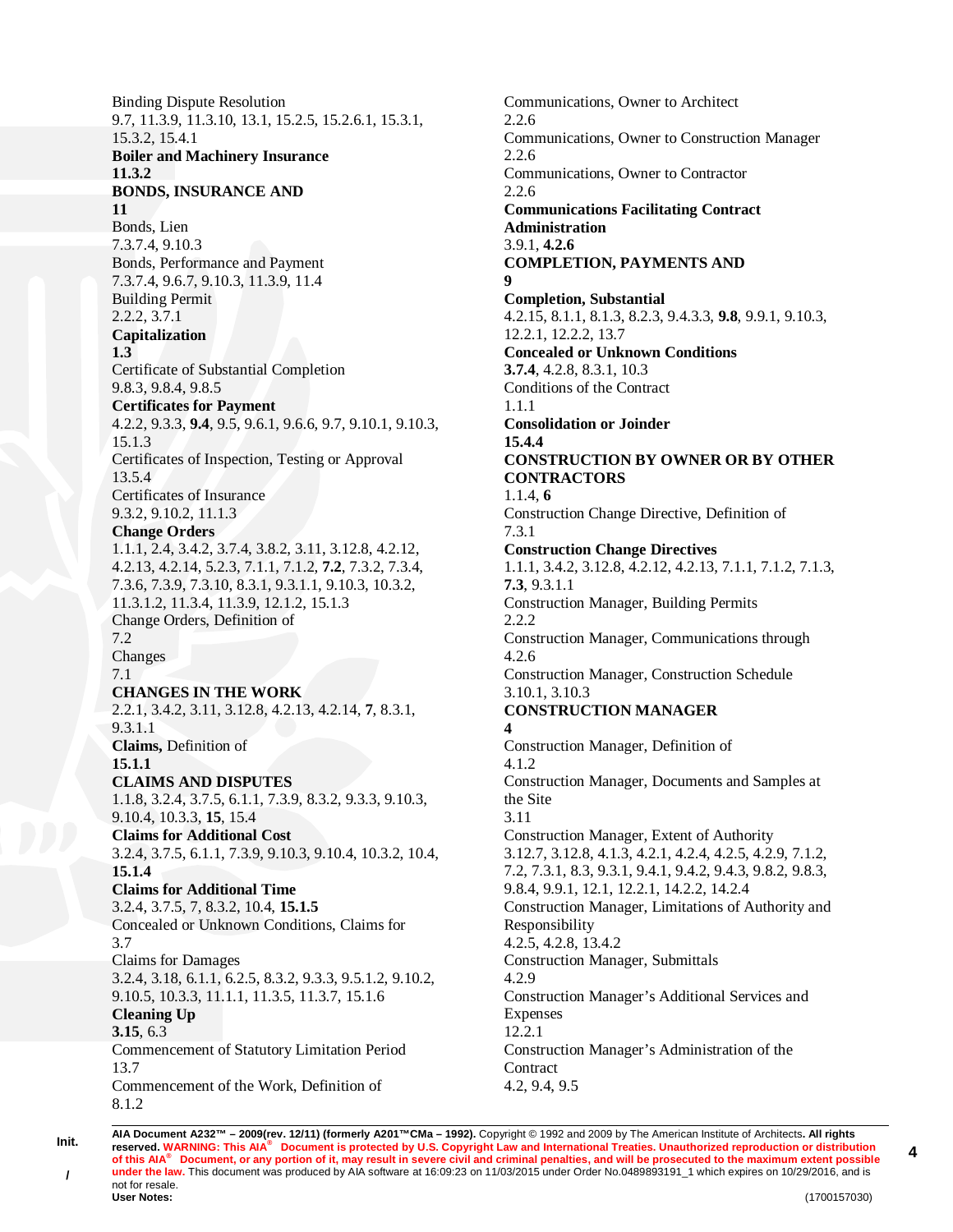Binding Dispute Resolution
9.7, 11.3.9, 11.3.10, 13.1, 15.2.5, 15.2.6.1, 15.3.1, 15.3.2, 15.4.1
**Boiler and Machinery Insurance**
**11.3.2**
**BONDS, INSURANCE AND**
**11**
Bonds, Lien
7.3.7.4, 9.10.3
Bonds, Performance and Payment
7.3.7.4, 9.6.7, 9.10.3, 11.3.9, 11.4
Building Permit
2.2.2, 3.7.1
**Capitalization**
**1.3**
Certificate of Substantial Completion
9.8.3, 9.8.4, 9.8.5
**Certificates for Payment**
4.2.2, 9.3.3, **9.4**, 9.5, 9.6.1, 9.6.6, 9.7, 9.10.1, 9.10.3, 15.1.3
Certificates of Inspection, Testing or Approval
13.5.4
Certificates of Insurance
9.3.2, 9.10.2, 11.1.3
**Change Orders**
1.1.1, 2.4, 3.4.2, 3.7.4, 3.8.2, 3.11, 3.12.8, 4.2.12, 4.2.13, 4.2.14, 5.2.3, 7.1.1, 7.1.2, **7.2**, 7.3.2, 7.3.4, 7.3.6, 7.3.9, 7.3.10, 8.3.1, 9.3.1.1, 9.10.3, 10.3.2, 11.3.1.2, 11.3.4, 11.3.9, 12.1.2, 15.1.3
Change Orders, Definition of
7.2
Changes
7.1
**CHANGES IN THE WORK**
2.2.1, 3.4.2, 3.11, 3.12.8, 4.2.13, 4.2.14, **7**, 8.3.1, 9.3.1.1
**Claims,** Definition of
**15.1.1**
**CLAIMS AND DISPUTES**
1.1.8, 3.2.4, 3.7.5, 6.1.1, 7.3.9, 8.3.2, 9.3.3, 9.10.3, 9.10.4, 10.3.3, **15**, 15.4
**Claims for Additional Cost**
3.2.4, 3.7.5, 6.1.1, 7.3.9, 9.10.3, 9.10.4, 10.3.2, 10.4, **15.1.4**
**Claims for Additional Time**
3.2.4, 3.7.5, 7, 8.3.2, 10.4, **15.1.5**
Concealed or Unknown Conditions, Claims for
3.7
Claims for Damages
3.2.4, 3.18, 6.1.1, 6.2.5, 8.3.2, 9.3.3, 9.5.1.2, 9.10.2, 9.10.5, 10.3.3, 11.1.1, 11.3.5, 11.3.7, 15.1.6
**Cleaning Up**
**3.15**, 6.3
Commencement of Statutory Limitation Period
13.7
Commencement of the Work, Definition of
8.1.2
Communications, Owner to Architect
2.2.6
Communications, Owner to Construction Manager
2.2.6
Communications, Owner to Contractor
2.2.6
**Communications Facilitating Contract Administration**
3.9.1, **4.2.6**
**COMPLETION, PAYMENTS AND**
**9**
**Completion, Substantial**
4.2.15, 8.1.1, 8.1.3, 8.2.3, 9.4.3.3, **9.8**, 9.9.1, 9.10.3, 12.2.1, 12.2.2, 13.7
**Concealed or Unknown Conditions**
**3.7.4**, 4.2.8, 8.3.1, 10.3
Conditions of the Contract
1.1.1
**Consolidation or Joinder**
**15.4.4**
**CONSTRUCTION BY OWNER OR BY OTHER CONTRACTORS**
1.1.4, **6**
Construction Change Directive, Definition of
7.3.1
**Construction Change Directives**
1.1.1, 3.4.2, 3.12.8, 4.2.12, 4.2.13, 7.1.1, 7.1.2, 7.1.3, **7.3**, 9.3.1.1
Construction Manager, Building Permits
2.2.2
Construction Manager, Communications through
4.2.6
Construction Manager, Construction Schedule
3.10.1, 3.10.3
**CONSTRUCTION MANAGER**
**4**
Construction Manager, Definition of
4.1.2
Construction Manager, Documents and Samples at the Site
3.11
Construction Manager, Extent of Authority
3.12.7, 3.12.8, 4.1.3, 4.2.1, 4.2.4, 4.2.5, 4.2.9, 7.1.2, 7.2, 7.3.1, 8.3, 9.3.1, 9.4.1, 9.4.2, 9.4.3, 9.8.2, 9.8.3, 9.8.4, 9.9.1, 12.1, 12.2.1, 14.2.2, 14.2.4
Construction Manager, Limitations of Authority and Responsibility
4.2.5, 4.2.8, 13.4.2
Construction Manager, Submittals
4.2.9
Construction Manager's Additional Services and Expenses
12.2.1
Construction Manager's Administration of the Contract
4.2, 9.4, 9.5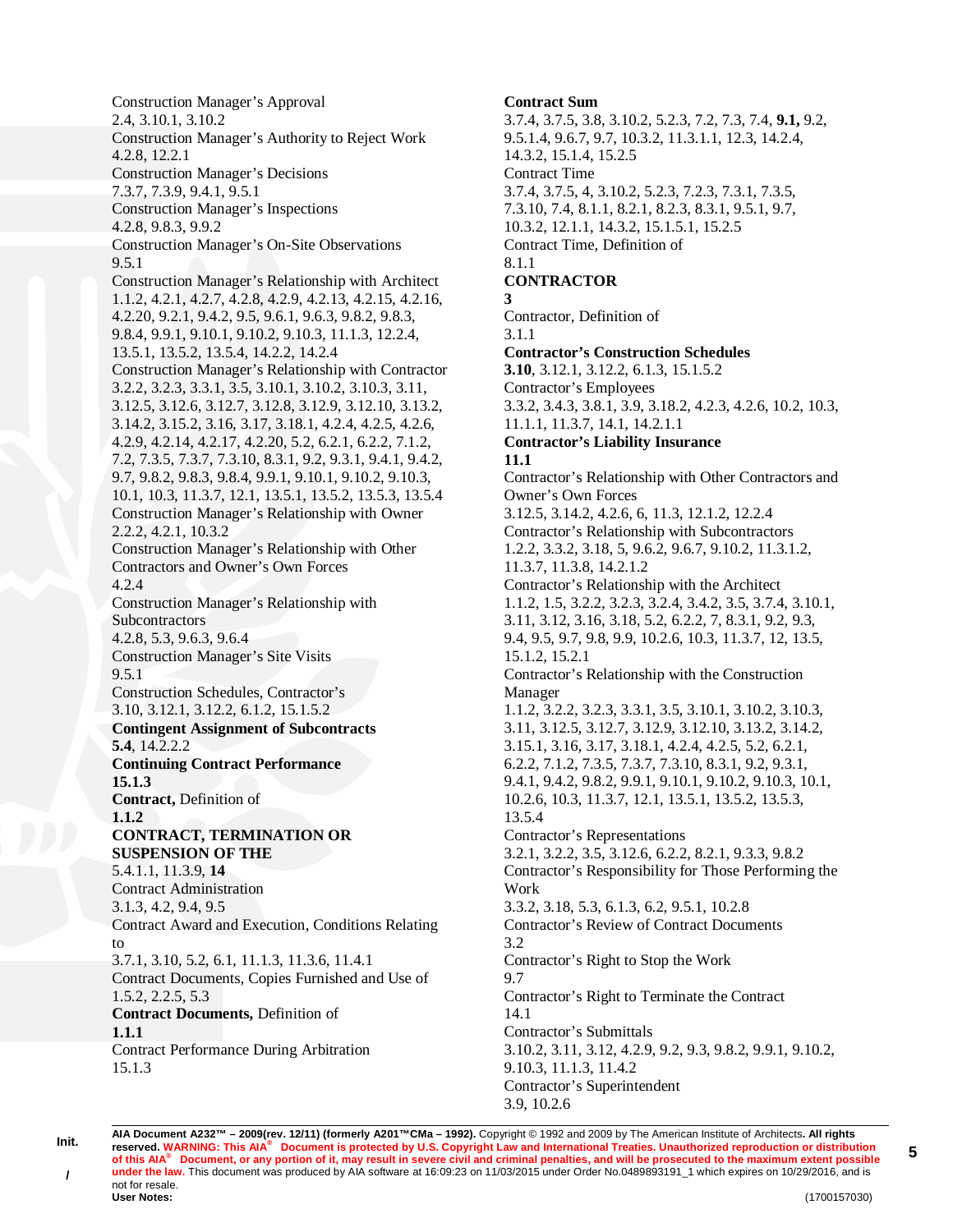Construction Manager's Approval
2.4, 3.10.1, 3.10.2
Construction Manager's Authority to Reject Work
4.2.8, 12.2.1
Construction Manager's Decisions
7.3.7, 7.3.9, 9.4.1, 9.5.1
Construction Manager's Inspections
4.2.8, 9.8.3, 9.9.2
Construction Manager's On-Site Observations
9.5.1
Construction Manager's Relationship with Architect
1.1.2, 4.2.1, 4.2.7, 4.2.8, 4.2.9, 4.2.13, 4.2.15, 4.2.16, 4.2.20, 9.2.1, 9.4.2, 9.5, 9.6.1, 9.6.3, 9.8.2, 9.8.3, 9.8.4, 9.9.1, 9.10.1, 9.10.2, 9.10.3, 11.1.3, 12.2.4, 13.5.1, 13.5.2, 13.5.4, 14.2.2, 14.2.4
Construction Manager's Relationship with Contractor
3.2.2, 3.2.3, 3.3.1, 3.5, 3.10.1, 3.10.2, 3.10.3, 3.11, 3.12.5, 3.12.6, 3.12.7, 3.12.8, 3.12.9, 3.12.10, 3.13.2, 3.14.2, 3.15.2, 3.16, 3.17, 3.18.1, 4.2.4, 4.2.5, 4.2.6, 4.2.9, 4.2.14, 4.2.17, 4.2.20, 5.2, 6.2.1, 6.2.2, 7.1.2, 7.2, 7.3.5, 7.3.7, 7.3.10, 8.3.1, 9.2, 9.3.1, 9.4.1, 9.4.2, 9.7, 9.8.2, 9.8.3, 9.8.4, 9.9.1, 9.10.1, 9.10.2, 9.10.3, 10.1, 10.3, 11.3.7, 12.1, 13.5.1, 13.5.2, 13.5.3, 13.5.4
Construction Manager's Relationship with Owner
2.2.2, 4.2.1, 10.3.2
Construction Manager's Relationship with Other Contractors and Owner's Own Forces
4.2.4
Construction Manager's Relationship with Subcontractors
4.2.8, 5.3, 9.6.3, 9.6.4
Construction Manager's Site Visits
9.5.1
Construction Schedules, Contractor's
3.10, 3.12.1, 3.12.2, 6.1.2, 15.1.5.2
**Contingent Assignment of Subcontracts**
**5.4**, 14.2.2.2
**Continuing Contract Performance**
**15.1.3**
**Contract,** Definition of
**1.1.2**
**CONTRACT, TERMINATION OR SUSPENSION OF THE**
5.4.1.1, 11.3.9, **14**
Contract Administration
3.1.3, 4.2, 9.4, 9.5
Contract Award and Execution, Conditions Relating to
3.7.1, 3.10, 5.2, 6.1, 11.1.3, 11.3.6, 11.4.1
Contract Documents, Copies Furnished and Use of
1.5.2, 2.2.5, 5.3
**Contract Documents,** Definition of
**1.1.1**
Contract Performance During Arbitration
15.1.3
**Contract Sum**
3.7.4, 3.7.5, 3.8, 3.10.2, 5.2.3, 7.2, 7.3, 7.4, **9.1,** 9.2, 9.5.1.4, 9.6.7, 9.7, 10.3.2, 11.3.1.1, 12.3, 14.2.4, 14.3.2, 15.1.4, 15.2.5
Contract Time
3.7.4, 3.7.5, 4, 3.10.2, 5.2.3, 7.2.3, 7.3.1, 7.3.5, 7.3.10, 7.4, 8.1.1, 8.2.1, 8.2.3, 8.3.1, 9.5.1, 9.7, 10.3.2, 12.1.1, 14.3.2, 15.1.5.1, 15.2.5
Contract Time, Definition of
8.1.1
**CONTRACTOR**
**3**
Contractor, Definition of
3.1.1
**Contractor's Construction Schedules**
**3.10**, 3.12.1, 3.12.2, 6.1.3, 15.1.5.2
Contractor's Employees
3.3.2, 3.4.3, 3.8.1, 3.9, 3.18.2, 4.2.3, 4.2.6, 10.2, 10.3, 11.1.1, 11.3.7, 14.1, 14.2.1.1
**Contractor's Liability Insurance**
**11.1**
Contractor's Relationship with Other Contractors and Owner's Own Forces
3.12.5, 3.14.2, 4.2.6, 6, 11.3, 12.1.2, 12.2.4
Contractor's Relationship with Subcontractors
1.2.2, 3.3.2, 3.18, 5, 9.6.2, 9.6.7, 9.10.2, 11.3.1.2, 11.3.7, 11.3.8, 14.2.1.2
Contractor's Relationship with the Architect
1.1.2, 1.5, 3.2.2, 3.2.3, 3.2.4, 3.4.2, 3.5, 3.7.4, 3.10.1, 3.11, 3.12, 3.16, 3.18, 5.2, 6.2.2, 7, 8.3.1, 9.2, 9.3, 9.4, 9.5, 9.7, 9.8, 9.9, 10.2.6, 10.3, 11.3.7, 12, 13.5, 15.1.2, 15.2.1
Contractor's Relationship with the Construction Manager
1.1.2, 3.2.2, 3.2.3, 3.3.1, 3.5, 3.10.1, 3.10.2, 3.10.3, 3.11, 3.12.5, 3.12.7, 3.12.9, 3.12.10, 3.13.2, 3.14.2, 3.15.1, 3.16, 3.17, 3.18.1, 4.2.4, 4.2.5, 5.2, 6.2.1, 6.2.2, 7.1.2, 7.3.5, 7.3.7, 7.3.10, 8.3.1, 9.2, 9.3.1, 9.4.1, 9.4.2, 9.8.2, 9.9.1, 9.10.1, 9.10.2, 9.10.3, 10.1, 10.2.6, 10.3, 11.3.7, 12.1, 13.5.1, 13.5.2, 13.5.3, 13.5.4
Contractor's Representations
3.2.1, 3.2.2, 3.5, 3.12.6, 6.2.2, 8.2.1, 9.3.3, 9.8.2
Contractor's Responsibility for Those Performing the Work
3.3.2, 3.18, 5.3, 6.1.3, 6.2, 9.5.1, 10.2.8
Contractor's Review of Contract Documents
3.2
Contractor's Right to Stop the Work
9.7
Contractor's Right to Terminate the Contract
14.1
Contractor's Submittals
3.10.2, 3.11, 3.12, 4.2.9, 9.2, 9.3, 9.8.2, 9.9.1, 9.10.2, 9.10.3, 11.1.3, 11.4.2
Contractor's Superintendent
3.9, 10.2.6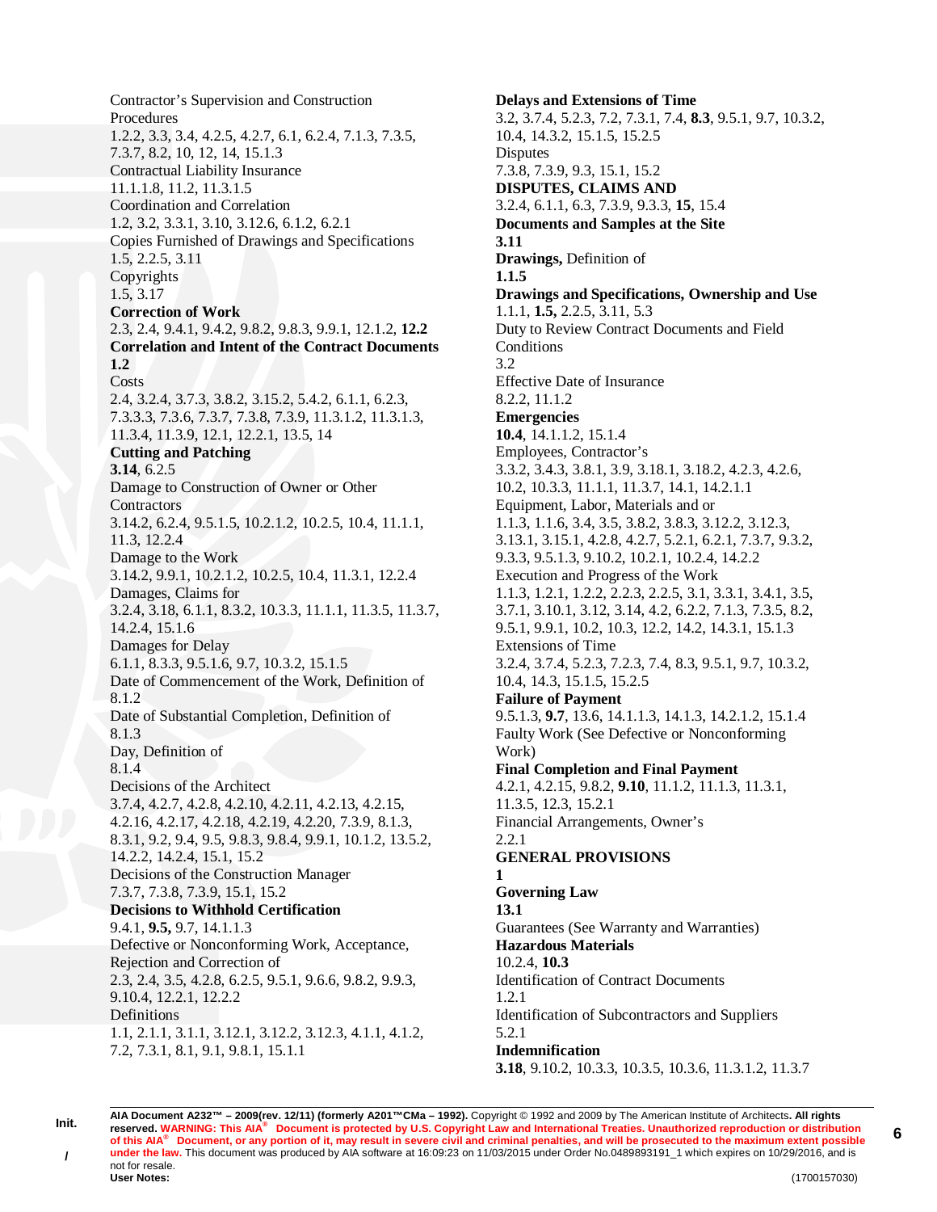Contractor's Supervision and Construction Procedures
1.2.2, 3.3, 3.4, 4.2.5, 4.2.7, 6.1, 6.2.4, 7.1.3, 7.3.5, 7.3.7, 8.2, 10, 12, 14, 15.1.3
Contractual Liability Insurance
11.1.1.8, 11.2, 11.3.1.5
Coordination and Correlation
1.2, 3.2, 3.3.1, 3.10, 3.12.6, 6.1.2, 6.2.1
Copies Furnished of Drawings and Specifications
1.5, 2.2.5, 3.11
Copyrights
1.5, 3.17
**Correction of Work**
2.3, 2.4, 9.4.1, 9.4.2, 9.8.2, 9.8.3, 9.9.1, 12.1.2, **12.2**
**Correlation and Intent of the Contract Documents**
**1.2**
Costs
2.4, 3.2.4, 3.7.3, 3.8.2, 3.15.2, 5.4.2, 6.1.1, 6.2.3, 7.3.3.3, 7.3.6, 7.3.7, 7.3.8, 7.3.9, 11.3.1.2, 11.3.1.3, 11.3.4, 11.3.9, 12.1, 12.2.1, 13.5, 14
**Cutting and Patching**
**3.14**, 6.2.5
Damage to Construction of Owner or Other Contractors
3.14.2, 6.2.4, 9.5.1.5, 10.2.1.2, 10.2.5, 10.4, 11.1.1, 11.3, 12.2.4
Damage to the Work
3.14.2, 9.9.1, 10.2.1.2, 10.2.5, 10.4, 11.3.1, 12.2.4
Damages, Claims for
3.2.4, 3.18, 6.1.1, 8.3.2, 10.3.3, 11.1.1, 11.3.5, 11.3.7, 14.2.4, 15.1.6
Damages for Delay
6.1.1, 8.3.3, 9.5.1.6, 9.7, 10.3.2, 15.1.5
Date of Commencement of the Work, Definition of
8.1.2
Date of Substantial Completion, Definition of
8.1.3
Day, Definition of
8.1.4
Decisions of the Architect
3.7.4, 4.2.7, 4.2.8, 4.2.10, 4.2.11, 4.2.13, 4.2.15, 4.2.16, 4.2.17, 4.2.18, 4.2.19, 4.2.20, 7.3.9, 8.1.3, 8.3.1, 9.2, 9.4, 9.5, 9.8.3, 9.8.4, 9.9.1, 10.1.2, 13.5.2, 14.2.2, 14.2.4, 15.1, 15.2
Decisions of the Construction Manager
7.3.7, 7.3.8, 7.3.9, 15.1, 15.2
**Decisions to Withhold Certification**
9.4.1, **9.5,** 9.7, 14.1.1.3
Defective or Nonconforming Work, Acceptance, Rejection and Correction of
2.3, 2.4, 3.5, 4.2.8, 6.2.5, 9.5.1, 9.6.6, 9.8.2, 9.9.3, 9.10.4, 12.2.1, 12.2.2
Definitions
1.1, 2.1.1, 3.1.1, 3.12.1, 3.12.2, 3.12.3, 4.1.1, 4.1.2, 7.2, 7.3.1, 8.1, 9.1, 9.8.1, 15.1.1
**Delays and Extensions of Time**
3.2, 3.7.4, 5.2.3, 7.2, 7.3.1, 7.4, **8.3**, 9.5.1, 9.7, 10.3.2, 10.4, 14.3.2, 15.1.5, 15.2.5
Disputes
7.3.8, 7.3.9, 9.3, 15.1, 15.2
**DISPUTES, CLAIMS AND**
3.2.4, 6.1.1, 6.3, 7.3.9, 9.3.3, **15**, 15.4
**Documents and Samples at the Site**
**3.11**
**Drawings,** Definition of
**1.1.5**
**Drawings and Specifications, Ownership and Use**
1.1.1, **1.5,** 2.2.5, 3.11, 5.3
Duty to Review Contract Documents and Field Conditions
3.2
Effective Date of Insurance
8.2.2, 11.1.2
**Emergencies**
**10.4**, 14.1.1.2, 15.1.4
Employees, Contractor's
3.3.2, 3.4.3, 3.8.1, 3.9, 3.18.1, 3.18.2, 4.2.3, 4.2.6, 10.2, 10.3.3, 11.1.1, 11.3.7, 14.1, 14.2.1.1
Equipment, Labor, Materials and or
1.1.3, 1.1.6, 3.4, 3.5, 3.8.2, 3.8.3, 3.12.2, 3.12.3, 3.13.1, 3.15.1, 4.2.8, 4.2.7, 5.2.1, 6.2.1, 7.3.7, 9.3.2, 9.3.3, 9.5.1.3, 9.10.2, 10.2.1, 10.2.4, 14.2.2
Execution and Progress of the Work
1.1.3, 1.2.1, 1.2.2, 2.2.3, 2.2.5, 3.1, 3.3.1, 3.4.1, 3.5, 3.7.1, 3.10.1, 3.12, 3.14, 4.2, 6.2.2, 7.1.3, 7.3.5, 8.2, 9.5.1, 9.9.1, 10.2, 10.3, 12.2, 14.2, 14.3.1, 15.1.3
Extensions of Time
3.2.4, 3.7.4, 5.2.3, 7.2.3, 7.4, 8.3, 9.5.1, 9.7, 10.3.2, 10.4, 14.3, 15.1.5, 15.2.5
**Failure of Payment**
9.5.1.3, **9.7**, 13.6, 14.1.1.3, 14.1.3, 14.2.1.2, 15.1.4
Faulty Work (See Defective or Nonconforming Work)
**Final Completion and Final Payment**
4.2.1, 4.2.15, 9.8.2, **9.10**, 11.1.2, 11.1.3, 11.3.1, 11.3.5, 12.3, 15.2.1
Financial Arrangements, Owner's
2.2.1
**GENERAL PROVISIONS**
**1**
**Governing Law**
**13.1**
Guarantees (See Warranty and Warranties)
**Hazardous Materials**
10.2.4, **10.3**
Identification of Contract Documents
1.2.1
Identification of Subcontractors and Suppliers
5.2.1
**Indemnification**
**3.18**, 9.10.2, 10.3.3, 10.3.5, 10.3.6, 11.3.1.2, 11.3.7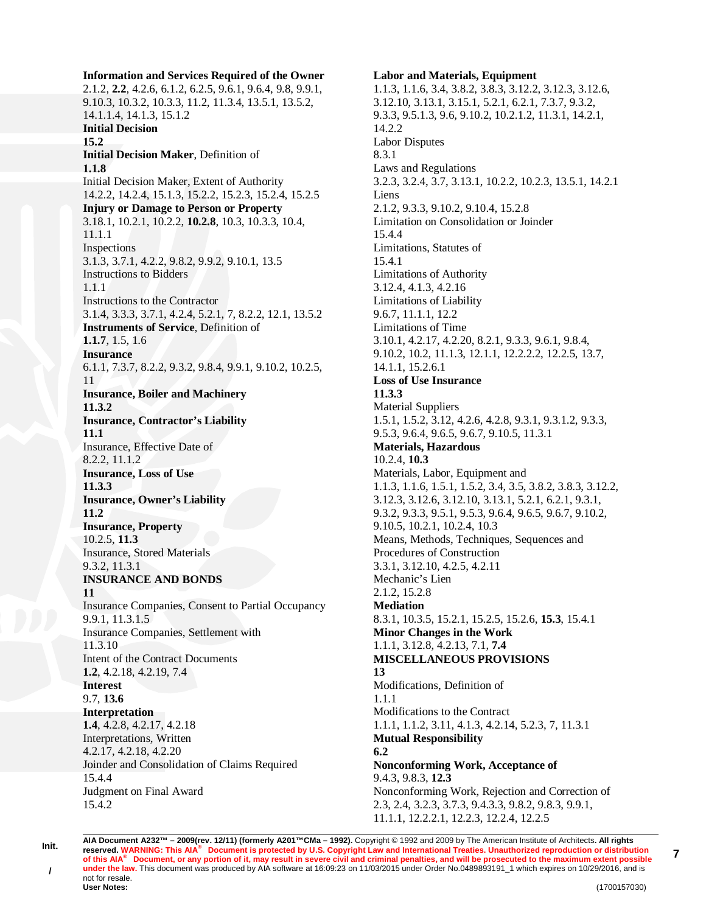**Information and Services Required of the Owner**
2.1.2, **2.2**, 4.2.6, 6.1.2, 6.2.5, 9.6.1, 9.6.4, 9.8, 9.9.1, 9.10.3, 10.3.2, 10.3.3, 11.2, 11.3.4, 13.5.1, 13.5.2, 14.1.1.4, 14.1.3, 15.1.2
**Initial Decision**
**15.2**
**Initial Decision Maker**, Definition of
**1.1.8**
Initial Decision Maker, Extent of Authority
14.2.2, 14.2.4, 15.1.3, 15.2.2, 15.2.3, 15.2.4, 15.2.5
**Injury or Damage to Person or Property**
3.18.1, 10.2.1, 10.2.2, **10.2.8**, 10.3, 10.3.3, 10.4, 11.1.1
Inspections
3.1.3, 3.7.1, 4.2.2, 9.8.2, 9.9.2, 9.10.1, 13.5
Instructions to Bidders
1.1.1
Instructions to the Contractor
3.1.4, 3.3.3, 3.7.1, 4.2.4, 5.2.1, 7, 8.2.2, 12.1, 13.5.2
**Instruments of Service**, Definition of
**1.1.7**, 1.5, 1.6
**Insurance**
6.1.1, 7.3.7, 8.2.2, 9.3.2, 9.8.4, 9.9.1, 9.10.2, 10.2.5, 11
**Insurance, Boiler and Machinery**
**11.3.2**
**Insurance, Contractor's Liability**
**11.1**
Insurance, Effective Date of
8.2.2, 11.1.2
**Insurance, Loss of Use**
**11.3.3**
**Insurance, Owner's Liability**
**11.2**
**Insurance, Property**
10.2.5, **11.3**
Insurance, Stored Materials
9.3.2, 11.3.1
**INSURANCE AND BONDS**
**11**
Insurance Companies, Consent to Partial Occupancy
9.9.1, 11.3.1.5
Insurance Companies, Settlement with
11.3.10
Intent of the Contract Documents
**1.2**, 4.2.18, 4.2.19, 7.4
**Interest**
9.7, **13.6**
**Interpretation**
**1.4**, 4.2.8, 4.2.17, 4.2.18
Interpretations, Written
4.2.17, 4.2.18, 4.2.20
Joinder and Consolidation of Claims Required
15.4.4
Judgment on Final Award
15.4.2
**Labor and Materials, Equipment**
1.1.3, 1.1.6, 3.4, 3.8.2, 3.8.3, 3.12.2, 3.12.3, 3.12.6, 3.12.10, 3.13.1, 3.15.1, 5.2.1, 6.2.1, 7.3.7, 9.3.2, 9.3.3, 9.5.1.3, 9.6, 9.10.2, 10.2.1.2, 11.3.1, 14.2.1, 14.2.2
Labor Disputes
8.3.1
Laws and Regulations
3.2.3, 3.2.4, 3.7, 3.13.1, 10.2.2, 10.2.3, 13.5.1, 14.2.1
Liens
2.1.2, 9.3.3, 9.10.2, 9.10.4, 15.2.8
Limitation on Consolidation or Joinder
15.4.4
Limitations, Statutes of
15.4.1
Limitations of Authority
3.12.4, 4.1.3, 4.2.16
Limitations of Liability
9.6.7, 11.1.1, 12.2
Limitations of Time
3.10.1, 4.2.17, 4.2.20, 8.2.1, 9.3.3, 9.6.1, 9.8.4, 9.10.2, 10.2, 11.1.3, 12.1.1, 12.2.2.2, 12.2.5, 13.7, 14.1.1, 15.2.6.1
**Loss of Use Insurance**
**11.3.3**
Material Suppliers
1.5.1, 1.5.2, 3.12, 4.2.6, 4.2.8, 9.3.1, 9.3.1.2, 9.3.3, 9.5.3, 9.6.4, 9.6.5, 9.6.7, 9.10.5, 11.3.1
**Materials, Hazardous**
10.2.4, **10.3**
Materials, Labor, Equipment and
1.1.3, 1.1.6, 1.5.1, 1.5.2, 3.4, 3.5, 3.8.2, 3.8.3, 3.12.2, 3.12.3, 3.12.6, 3.12.10, 3.13.1, 5.2.1, 6.2.1, 9.3.1, 9.3.2, 9.3.3, 9.5.1, 9.5.3, 9.6.4, 9.6.5, 9.6.7, 9.10.2, 9.10.5, 10.2.1, 10.2.4, 10.3
Means, Methods, Techniques, Sequences and Procedures of Construction
3.3.1, 3.12.10, 4.2.5, 4.2.11
Mechanic's Lien
2.1.2, 15.2.8
**Mediation**
8.3.1, 10.3.5, 15.2.1, 15.2.5, 15.2.6, **15.3**, 15.4.1
**Minor Changes in the Work**
1.1.1, 3.12.8, 4.2.13, 7.1, **7.4**
**MISCELLANEOUS PROVISIONS**
**13**
Modifications, Definition of
1.1.1
Modifications to the Contract
1.1.1, 1.1.2, 3.11, 4.1.3, 4.2.14, 5.2.3, 7, 11.3.1
**Mutual Responsibility**
**6.2**
**Nonconforming Work, Acceptance of**
9.4.3, 9.8.3, **12.3**
Nonconforming Work, Rejection and Correction of
2.3, 2.4, 3.2.3, 3.7.3, 9.4.3.3, 9.8.2, 9.8.3, 9.9.1, 11.1.1, 12.2.2.1, 12.2.3, 12.2.4, 12.2.5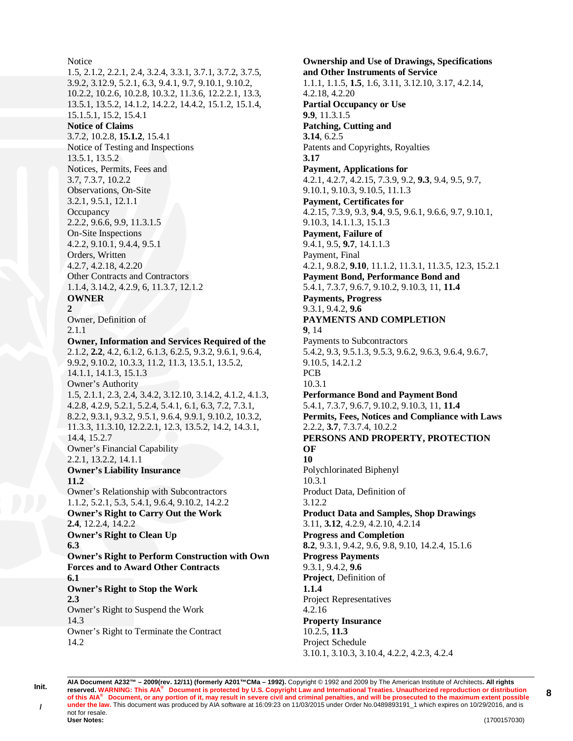Notice
1.5, 2.1.2, 2.2.1, 2.4, 3.2.4, 3.3.1, 3.7.1, 3.7.2, 3.7.5, 3.9.2, 3.12.9, 5.2.1, 6.3, 9.4.1, 9.7, 9.10.1, 9.10.2, 10.2.2, 10.2.6, 10.2.8, 10.3.2, 11.3.6, 12.2.2.1, 13.3, 13.5.1, 13.5.2, 14.1.2, 14.2.2, 14.4.2, 15.1.2, 15.1.4, 15.1.5.1, 15.2, 15.4.1
**Notice of Claims**
3.7.2, 10.2.8, **15.1.2**, 15.4.1
Notice of Testing and Inspections
13.5.1, 13.5.2
Notices, Permits, Fees and
3.7, 7.3.7, 10.2.2
Observations, On-Site
3.2.1, 9.5.1, 12.1.1
Occupancy
2.2.2, 9.6.6, 9.9, 11.3.1.5
On-Site Inspections
4.2.2, 9.10.1, 9.4.4, 9.5.1
Orders, Written
4.2.7, 4.2.18, 4.2.20
Other Contracts and Contractors
1.1.4, 3.14.2, 4.2.9, 6, 11.3.7, 12.1.2
**OWNER**
**2**
Owner, Definition of
2.1.1
**Owner, Information and Services Required of the**
2.1.2, **2.2**, 4.2, 6.1.2, 6.1.3, 6.2.5, 9.3.2, 9.6.1, 9.6.4, 9.9.2, 9.10.2, 10.3.3, 11.2, 11.3, 13.5.1, 13.5.2, 14.1.1, 14.1.3, 15.1.3
Owner's Authority
1.5, 2.1.1, 2.3, 2.4, 3.4.2, 3.12.10, 3.14.2, 4.1.2, 4.1.3, 4.2.8, 4.2.9, 5.2.1, 5.2.4, 5.4.1, 6.1, 6.3, 7.2, 7.3.1, 8.2.2, 9.3.1, 9.3.2, 9.5.1, 9.6.4, 9.9.1, 9.10.2, 10.3.2, 11.3.3, 11.3.10, 12.2.2.1, 12.3, 13.5.2, 14.2, 14.3.1, 14.4, 15.2.7
Owner's Financial Capability
2.2.1, 13.2.2, 14.1.1
**Owner's Liability Insurance**
**11.2**
Owner's Relationship with Subcontractors
1.1.2, 5.2.1, 5.3, 5.4.1, 9.6.4, 9.10.2, 14.2.2
**Owner's Right to Carry Out the Work**
**2.4**, 12.2.4, 14.2.2
**Owner's Right to Clean Up**
**6.3**
**Owner's Right to Perform Construction with Own Forces and to Award Other Contracts**
**6.1**
**Owner's Right to Stop the Work**
**2.3**
Owner's Right to Suspend the Work
14.3
Owner's Right to Terminate the Contract
14.2
**Ownership and Use of Drawings, Specifications and Other Instruments of Service**
1.1.1, 1.1.5, **1.5**, 1.6, 3.11, 3.12.10, 3.17, 4.2.14, 4.2.18, 4.2.20
**Partial Occupancy or Use**
**9.9**, 11.3.1.5
**Patching, Cutting and**
**3.14**, 6.2.5
Patents and Copyrights, Royalties
**3.17**
**Payment, Applications for**
4.2.1, 4.2.7, 4.2.15, 7.3.9, 9.2, **9.3**, 9.4, 9.5, 9.7, 9.10.1, 9.10.3, 9.10.5, 11.1.3
**Payment, Certificates for**
4.2.15, 7.3.9, 9.3, **9.4**, 9.5, 9.6.1, 9.6.6, 9.7, 9.10.1, 9.10.3, 14.1.1.3, 15.1.3
**Payment, Failure of**
9.4.1, 9.5, **9.7**, 14.1.1.3
Payment, Final
4.2.1, 9.8.2, **9.10**, 11.1.2, 11.3.1, 11.3.5, 12.3, 15.2.1
**Payment Bond, Performance Bond and**
5.4.1, 7.3.7, 9.6.7, 9.10.2, 9.10.3, 11, **11.4**
**Payments, Progress**
9.3.1, 9.4.2, **9.6**
**PAYMENTS AND COMPLETION**
**9**, 14
Payments to Subcontractors
5.4.2, 9.3, 9.5.1.3, 9.5.3, 9.6.2, 9.6.3, 9.6.4, 9.6.7, 9.10.5, 14.2.1.2
PCB
10.3.1
**Performance Bond and Payment Bond**
5.4.1, 7.3.7, 9.6.7, 9.10.2, 9.10.3, 11, **11.4**
**Permits, Fees, Notices and Compliance with Laws**
2.2.2, **3.7**, 7.3.7.4, 10.2.2
**PERSONS AND PROPERTY, PROTECTION OF**
**10**
Polychlorinated Biphenyl
10.3.1
Product Data, Definition of
3.12.2
**Product Data and Samples, Shop Drawings**
3.11, **3.12**, 4.2.9, 4.2.10, 4.2.14
**Progress and Completion**
**8.2**, 9.3.1, 9.4.2, 9.6, 9.8, 9.10, 14.2.4, 15.1.6
**Progress Payments**
9.3.1, 9.4.2, **9.6**
**Project**, Definition of
**1.1.4**
Project Representatives
4.2.16
**Property Insurance**
10.2.5, **11.3**
Project Schedule
3.10.1, 3.10.3, 3.10.4, 4.2.2, 4.2.3, 4.2.4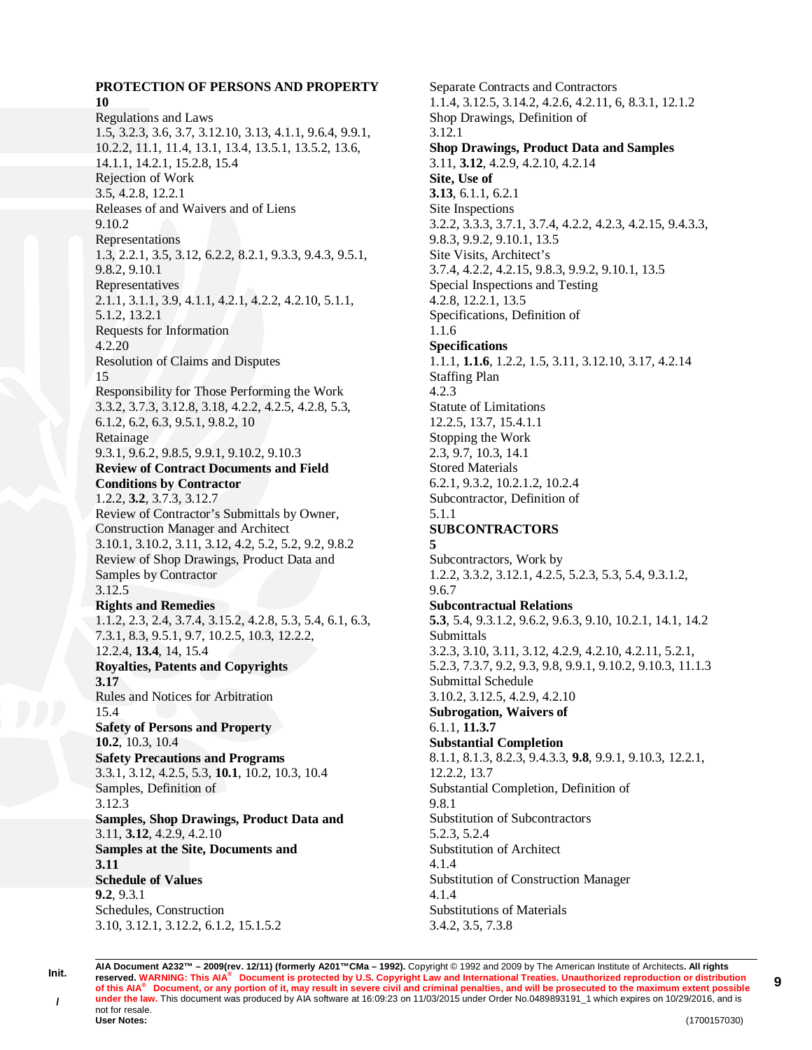**PROTECTION OF PERSONS AND PROPERTY**
**10**
Regulations and Laws
1.5, 3.2.3, 3.6, 3.7, 3.12.10, 3.13, 4.1.1, 9.6.4, 9.9.1, 10.2.2, 11.1, 11.4, 13.1, 13.4, 13.5.1, 13.5.2, 13.6, 14.1.1, 14.2.1, 15.2.8, 15.4
Rejection of Work
3.5, 4.2.8, 12.2.1
Releases of and Waivers and of Liens
9.10.2
Representations
1.3, 2.2.1, 3.5, 3.12, 6.2.2, 8.2.1, 9.3.3, 9.4.3, 9.5.1, 9.8.2, 9.10.1
Representatives
2.1.1, 3.1.1, 3.9, 4.1.1, 4.2.1, 4.2.2, 4.2.10, 5.1.1, 5.1.2, 13.2.1
Requests for Information
4.2.20
Resolution of Claims and Disputes
15
Responsibility for Those Performing the Work
3.3.2, 3.7.3, 3.12.8, 3.18, 4.2.2, 4.2.5, 4.2.8, 5.3, 6.1.2, 6.2, 6.3, 9.5.1, 9.8.2, 10
Retainage
9.3.1, 9.6.2, 9.8.5, 9.9.1, 9.10.2, 9.10.3
**Review of Contract Documents and Field Conditions by Contractor**
1.2.2, **3.2**, 3.7.3, 3.12.7
Review of Contractor's Submittals by Owner, Construction Manager and Architect
3.10.1, 3.10.2, 3.11, 3.12, 4.2, 5.2, 5.2, 9.2, 9.8.2
Review of Shop Drawings, Product Data and Samples by Contractor
3.12.5
**Rights and Remedies**
1.1.2, 2.3, 2.4, 3.7.4, 3.15.2, 4.2.8, 5.3, 5.4, 6.1, 6.3, 7.3.1, 8.3, 9.5.1, 9.7, 10.2.5, 10.3, 12.2.2, 12.2.4, **13.4**, 14, 15.4
**Royalties, Patents and Copyrights**
**3.17**
Rules and Notices for Arbitration
15.4
**Safety of Persons and Property**
**10.2**, 10.3, 10.4
**Safety Precautions and Programs**
3.3.1, 3.12, 4.2.5, 5.3, **10.1**, 10.2, 10.3, 10.4
Samples, Definition of
3.12.3
**Samples, Shop Drawings, Product Data and**
3.11, **3.12**, 4.2.9, 4.2.10
**Samples at the Site, Documents and**
**3.11**
**Schedule of Values**
**9.2**, 9.3.1
Schedules, Construction
3.10, 3.12.1, 3.12.2, 6.1.2, 15.1.5.2
Separate Contracts and Contractors
1.1.4, 3.12.5, 3.14.2, 4.2.6, 4.2.11, 6, 8.3.1, 12.1.2
Shop Drawings, Definition of
3.12.1
**Shop Drawings, Product Data and Samples**
3.11, **3.12**, 4.2.9, 4.2.10, 4.2.14
**Site, Use of**
**3.13**, 6.1.1, 6.2.1
Site Inspections
3.2.2, 3.3.3, 3.7.1, 3.7.4, 4.2.2, 4.2.3, 4.2.15, 9.4.3.3, 9.8.3, 9.9.2, 9.10.1, 13.5
Site Visits, Architect's
3.7.4, 4.2.2, 4.2.15, 9.8.3, 9.9.2, 9.10.1, 13.5
Special Inspections and Testing
4.2.8, 12.2.1, 13.5
Specifications, Definition of
1.1.6
**Specifications**
1.1.1, **1.1.6**, 1.2.2, 1.5, 3.11, 3.12.10, 3.17, 4.2.14
Staffing Plan
4.2.3
Statute of Limitations
12.2.5, 13.7, 15.4.1.1
Stopping the Work
2.3, 9.7, 10.3, 14.1
Stored Materials
6.2.1, 9.3.2, 10.2.1.2, 10.2.4
Subcontractor, Definition of
5.1.1
**SUBCONTRACTORS**
**5**
Subcontractors, Work by
1.2.2, 3.3.2, 3.12.1, 4.2.5, 5.2.3, 5.3, 5.4, 9.3.1.2, 9.6.7
**Subcontractual Relations**
**5.3**, 5.4, 9.3.1.2, 9.6.2, 9.6.3, 9.10, 10.2.1, 14.1, 14.2
Submittals
3.2.3, 3.10, 3.11, 3.12, 4.2.9, 4.2.10, 4.2.11, 5.2.1, 5.2.3, 7.3.7, 9.2, 9.3, 9.8, 9.9.1, 9.10.2, 9.10.3, 11.1.3
Submittal Schedule
3.10.2, 3.12.5, 4.2.9, 4.2.10
**Subrogation, Waivers of**
6.1.1, **11.3.7**
**Substantial Completion**
8.1.1, 8.1.3, 8.2.3, 9.4.3.3, **9.8**, 9.9.1, 9.10.3, 12.2.1, 12.2.2, 13.7
Substantial Completion, Definition of
9.8.1
Substitution of Subcontractors
5.2.3, 5.2.4
Substitution of Architect
4.1.4
Substitution of Construction Manager
4.1.4
Substitutions of Materials
3.4.2, 3.5, 7.3.8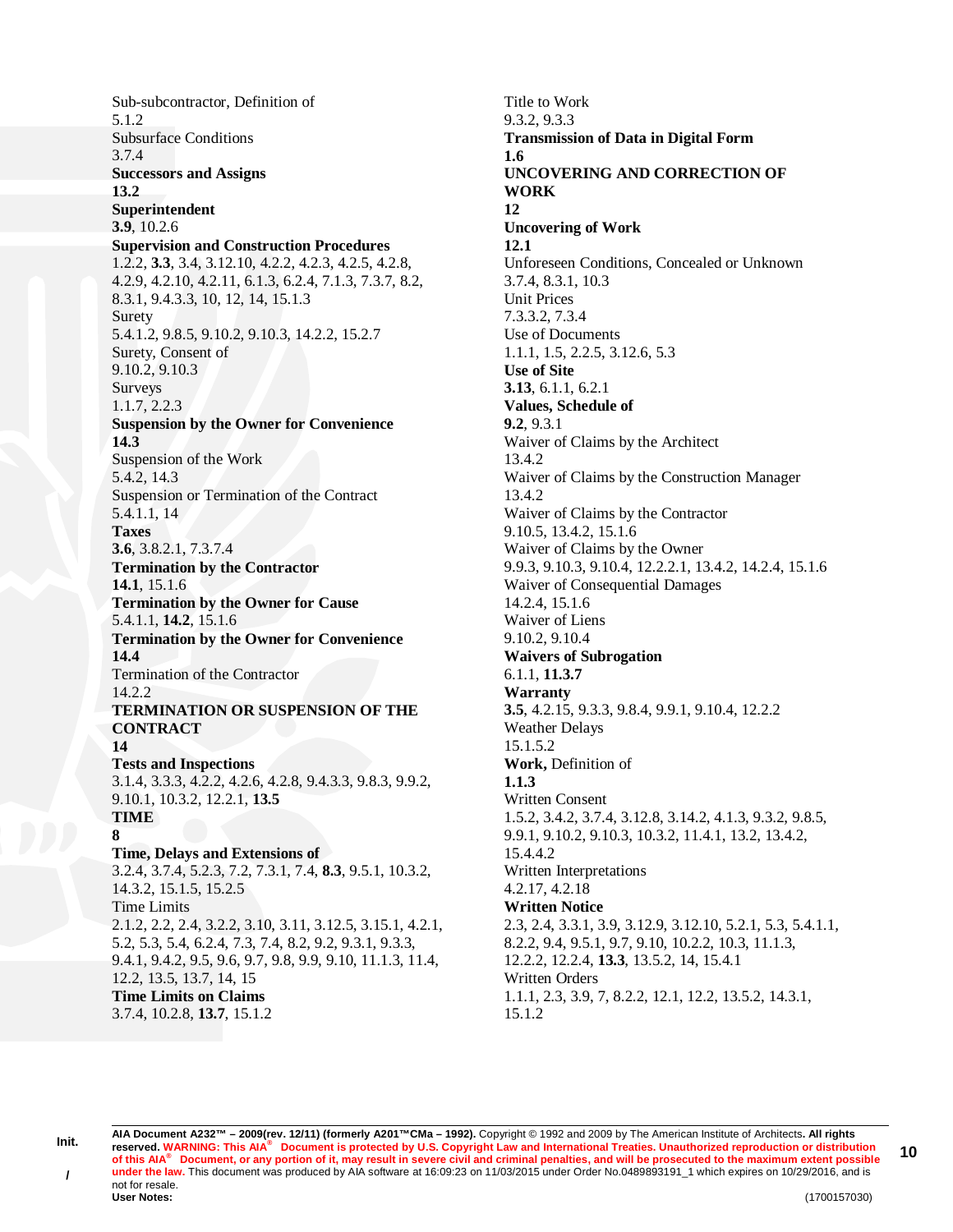Sub-subcontractor, Definition of
5.1.2
Subsurface Conditions
3.7.4
**Successors and Assigns**
**13.2**
**Superintendent**
**3.9**, 10.2.6
**Supervision and Construction Procedures**
1.2.2, **3.3**, 3.4, 3.12.10, 4.2.2, 4.2.3, 4.2.5, 4.2.8, 4.2.9, 4.2.10, 4.2.11, 6.1.3, 6.2.4, 7.1.3, 7.3.7, 8.2, 8.3.1, 9.4.3.3, 10, 12, 14, 15.1.3
Surety
5.4.1.2, 9.8.5, 9.10.2, 9.10.3, 14.2.2, 15.2.7
Surety, Consent of
9.10.2, 9.10.3
Surveys
1.1.7, 2.2.3
**Suspension by the Owner for Convenience**
**14.3**
Suspension of the Work
5.4.2, 14.3
Suspension or Termination of the Contract
5.4.1.1, 14
**Taxes**
**3.6**, 3.8.2.1, 7.3.7.4
**Termination by the Contractor**
**14.1**, 15.1.6
**Termination by the Owner for Cause**
5.4.1.1, **14.2**, 15.1.6
**Termination by the Owner for Convenience**
**14.4**
Termination of the Contractor
14.2.2
**TERMINATION OR SUSPENSION OF THE CONTRACT**
**14**
**Tests and Inspections**
3.1.4, 3.3.3, 4.2.2, 4.2.6, 4.2.8, 9.4.3.3, 9.8.3, 9.9.2, 9.10.1, 10.3.2, 12.2.1, **13.5**
**TIME**
**8**
**Time, Delays and Extensions of**
3.2.4, 3.7.4, 5.2.3, 7.2, 7.3.1, 7.4, **8.3**, 9.5.1, 10.3.2, 14.3.2, 15.1.5, 15.2.5
Time Limits
2.1.2, 2.2, 2.4, 3.2.2, 3.10, 3.11, 3.12.5, 3.15.1, 4.2.1, 5.2, 5.3, 5.4, 6.2.4, 7.3, 7.4, 8.2, 9.2, 9.3.1, 9.3.3, 9.4.1, 9.4.2, 9.5, 9.6, 9.7, 9.8, 9.9, 9.10, 11.1.3, 11.4, 12.2, 13.5, 13.7, 14, 15
**Time Limits on Claims**
3.7.4, 10.2.8, **13.7**, 15.1.2
Title to Work
9.3.2, 9.3.3
**Transmission of Data in Digital Form**
**1.6**
**UNCOVERING AND CORRECTION OF WORK**
**12**
**Uncovering of Work**
**12.1**
Unforeseen Conditions, Concealed or Unknown
3.7.4, 8.3.1, 10.3
Unit Prices
7.3.3.2, 7.3.4
Use of Documents
1.1.1, 1.5, 2.2.5, 3.12.6, 5.3
**Use of Site**
**3.13**, 6.1.1, 6.2.1
**Values, Schedule of**
**9.2**, 9.3.1
Waiver of Claims by the Architect
13.4.2
Waiver of Claims by the Construction Manager
13.4.2
Waiver of Claims by the Contractor
9.10.5, 13.4.2, 15.1.6
Waiver of Claims by the Owner
9.9.3, 9.10.3, 9.10.4, 12.2.2.1, 13.4.2, 14.2.4, 15.1.6
Waiver of Consequential Damages
14.2.4, 15.1.6
Waiver of Liens
9.10.2, 9.10.4
**Waivers of Subrogation**
6.1.1, **11.3.7**
**Warranty**
**3.5**, 4.2.15, 9.3.3, 9.8.4, 9.9.1, 9.10.4, 12.2.2
Weather Delays
15.1.5.2
**Work,** Definition of
**1.1.3**
Written Consent
1.5.2, 3.4.2, 3.7.4, 3.12.8, 3.14.2, 4.1.3, 9.3.2, 9.8.5, 9.9.1, 9.10.2, 9.10.3, 10.3.2, 11.4.1, 13.2, 13.4.2, 15.4.4.2
Written Interpretations
4.2.17, 4.2.18
**Written Notice**
2.3, 2.4, 3.3.1, 3.9, 3.12.9, 3.12.10, 5.2.1, 5.3, 5.4.1.1, 8.2.2, 9.4, 9.5.1, 9.7, 9.10, 10.2.2, 10.3, 11.1.3, 12.2.2, 12.2.4, **13.3**, 13.5.2, 14, 15.4.1
Written Orders
1.1.1, 2.3, 3.9, 7, 8.2.2, 12.1, 12.2, 13.5.2, 14.3.1, 15.1.2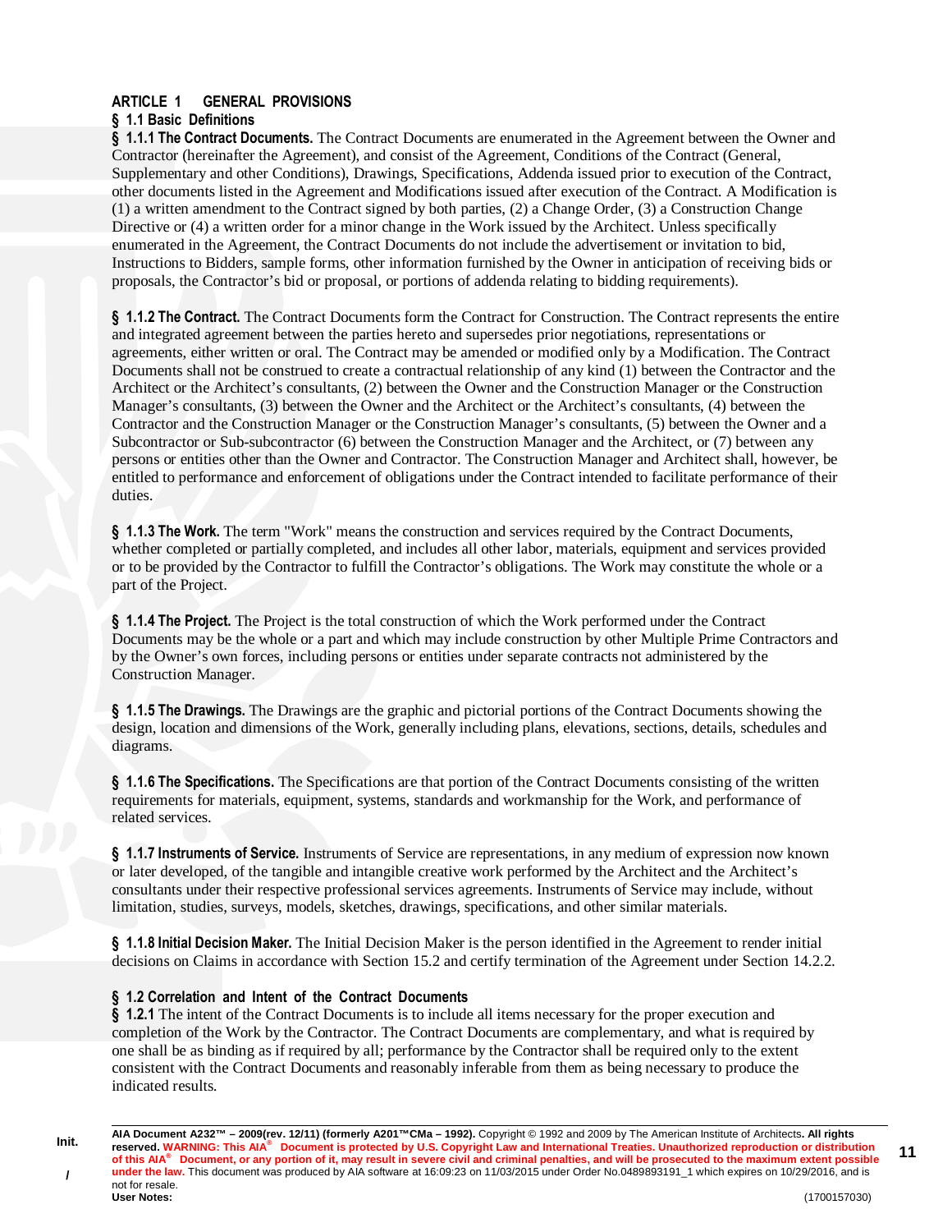## ARTICLE 1 GENERAL PROVISIONS

### § 1.1 Basic Definitions

**§ 1.1.1 The Contract Documents.** The Contract Documents are enumerated in the Agreement between the Owner and Contractor (hereinafter the Agreement), and consist of the Agreement, Conditions of the Contract (General, Supplementary and other Conditions), Drawings, Specifications, Addenda issued prior to execution of the Contract, other documents listed in the Agreement and Modifications issued after execution of the Contract. A Modification is (1) a written amendment to the Contract signed by both parties, (2) a Change Order, (3) a Construction Change Directive or (4) a written order for a minor change in the Work issued by the Architect. Unless specifically enumerated in the Agreement, the Contract Documents do not include the advertisement or invitation to bid, Instructions to Bidders, sample forms, other information furnished by the Owner in anticipation of receiving bids or proposals, the Contractor's bid or proposal, or portions of addenda relating to bidding requirements).

**§ 1.1.2 The Contract.** The Contract Documents form the Contract for Construction. The Contract represents the entire and integrated agreement between the parties hereto and supersedes prior negotiations, representations or agreements, either written or oral. The Contract may be amended or modified only by a Modification. The Contract Documents shall not be construed to create a contractual relationship of any kind (1) between the Contractor and the Architect or the Architect's consultants, (2) between the Owner and the Construction Manager or the Construction Manager's consultants, (3) between the Owner and the Architect or the Architect's consultants, (4) between the Contractor and the Construction Manager or the Construction Manager's consultants, (5) between the Owner and a Subcontractor or Sub-subcontractor (6) between the Construction Manager and the Architect, or (7) between any persons or entities other than the Owner and Contractor. The Construction Manager and Architect shall, however, be entitled to performance and enforcement of obligations under the Contract intended to facilitate performance of their duties.

**§ 1.1.3 The Work.** The term "Work" means the construction and services required by the Contract Documents, whether completed or partially completed, and includes all other labor, materials, equipment and services provided or to be provided by the Contractor to fulfill the Contractor's obligations. The Work may constitute the whole or a part of the Project.

**§ 1.1.4 The Project.** The Project is the total construction of which the Work performed under the Contract Documents may be the whole or a part and which may include construction by other Multiple Prime Contractors and by the Owner's own forces, including persons or entities under separate contracts not administered by the Construction Manager.

**§ 1.1.5 The Drawings.** The Drawings are the graphic and pictorial portions of the Contract Documents showing the design, location and dimensions of the Work, generally including plans, elevations, sections, details, schedules and diagrams.

**§ 1.1.6 The Specifications.** The Specifications are that portion of the Contract Documents consisting of the written requirements for materials, equipment, systems, standards and workmanship for the Work, and performance of related services.

**§ 1.1.7 Instruments of Service.** Instruments of Service are representations, in any medium of expression now known or later developed, of the tangible and intangible creative work performed by the Architect and the Architect's consultants under their respective professional services agreements. Instruments of Service may include, without limitation, studies, surveys, models, sketches, drawings, specifications, and other similar materials.

**§ 1.1.8 Initial Decision Maker.** The Initial Decision Maker is the person identified in the Agreement to render initial decisions on Claims in accordance with Section 15.2 and certify termination of the Agreement under Section 14.2.2.

### § 1.2 Correlation and Intent of the Contract Documents

**§ 1.2.1** The intent of the Contract Documents is to include all items necessary for the proper execution and completion of the Work by the Contractor. The Contract Documents are complementary, and what is required by one shall be as binding as if required by all; performance by the Contractor shall be required only to the extent consistent with the Contract Documents and reasonably inferable from them as being necessary to produce the indicated results.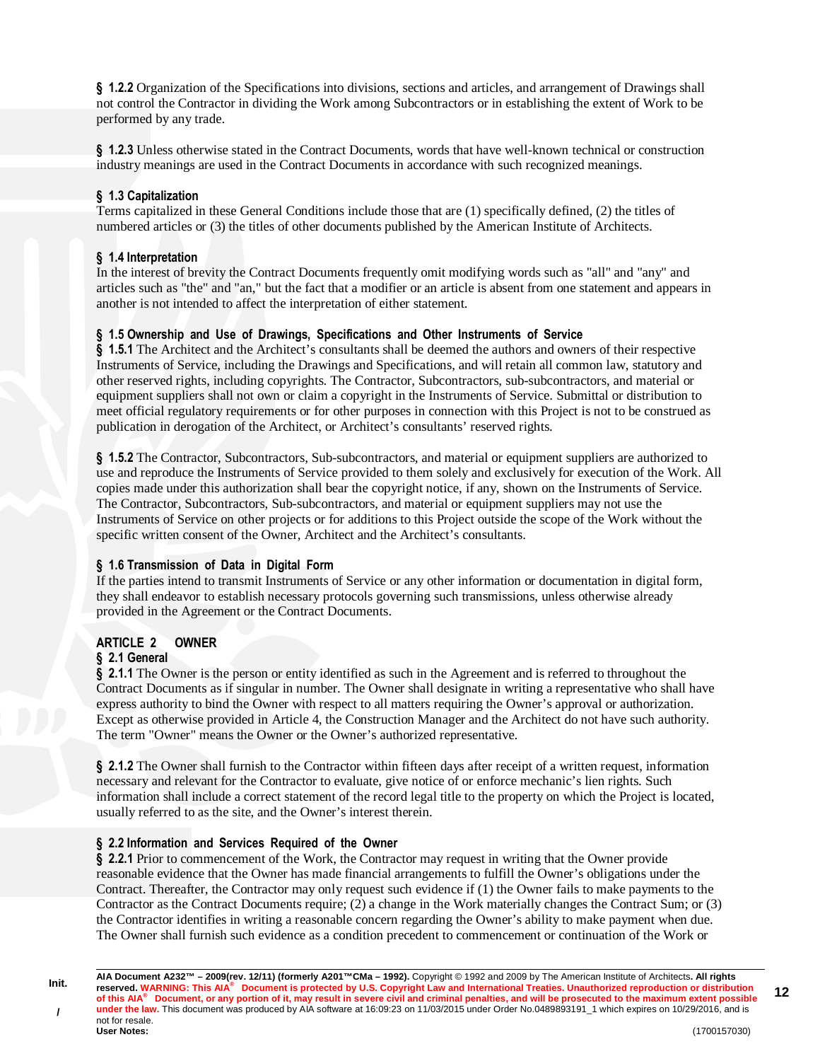**§ 1.2.2** Organization of the Specifications into divisions, sections and articles, and arrangement of Drawings shall not control the Contractor in dividing the Work among Subcontractors or in establishing the extent of Work to be performed by any trade.

**§ 1.2.3** Unless otherwise stated in the Contract Documents, words that have well-known technical or construction industry meanings are used in the Contract Documents in accordance with such recognized meanings.

### § 1.3 Capitalization

Terms capitalized in these General Conditions include those that are (1) specifically defined, (2) the titles of numbered articles or (3) the titles of other documents published by the American Institute of Architects.

### § 1.4 Interpretation

In the interest of brevity the Contract Documents frequently omit modifying words such as "all" and "any" and articles such as "the" and "an," but the fact that a modifier or an article is absent from one statement and appears in another is not intended to affect the interpretation of either statement.

### § 1.5 Ownership and Use of Drawings, Specifications and Other Instruments of Service

**§ 1.5.1** The Architect and the Architect's consultants shall be deemed the authors and owners of their respective Instruments of Service, including the Drawings and Specifications, and will retain all common law, statutory and other reserved rights, including copyrights. The Contractor, Subcontractors, sub-subcontractors, and material or equipment suppliers shall not own or claim a copyright in the Instruments of Service. Submittal or distribution to meet official regulatory requirements or for other purposes in connection with this Project is not to be construed as publication in derogation of the Architect, or Architect's consultants' reserved rights.

**§ 1.5.2** The Contractor, Subcontractors, Sub-subcontractors, and material or equipment suppliers are authorized to use and reproduce the Instruments of Service provided to them solely and exclusively for execution of the Work. All copies made under this authorization shall bear the copyright notice, if any, shown on the Instruments of Service. The Contractor, Subcontractors, Sub-subcontractors, and material or equipment suppliers may not use the Instruments of Service on other projects or for additions to this Project outside the scope of the Work without the specific written consent of the Owner, Architect and the Architect's consultants.

### § 1.6 Transmission of Data in Digital Form

If the parties intend to transmit Instruments of Service or any other information or documentation in digital form, they shall endeavor to establish necessary protocols governing such transmissions, unless otherwise already provided in the Agreement or the Contract Documents.

## ARTICLE 2 OWNER

### § 2.1 General

**§ 2.1.1** The Owner is the person or entity identified as such in the Agreement and is referred to throughout the Contract Documents as if singular in number. The Owner shall designate in writing a representative who shall have express authority to bind the Owner with respect to all matters requiring the Owner's approval or authorization. Except as otherwise provided in Article 4, the Construction Manager and the Architect do not have such authority. The term "Owner" means the Owner or the Owner's authorized representative.

**§ 2.1.2** The Owner shall furnish to the Contractor within fifteen days after receipt of a written request, information necessary and relevant for the Contractor to evaluate, give notice of or enforce mechanic's lien rights. Such information shall include a correct statement of the record legal title to the property on which the Project is located, usually referred to as the site, and the Owner's interest therein.

### § 2.2 Information and Services Required of the Owner

**§ 2.2.1** Prior to commencement of the Work, the Contractor may request in writing that the Owner provide reasonable evidence that the Owner has made financial arrangements to fulfill the Owner's obligations under the Contract. Thereafter, the Contractor may only request such evidence if (1) the Owner fails to make payments to the Contractor as the Contract Documents require; (2) a change in the Work materially changes the Contract Sum; or (3) the Contractor identifies in writing a reasonable concern regarding the Owner's ability to make payment when due. The Owner shall furnish such evidence as a condition precedent to commencement or continuation of the Work or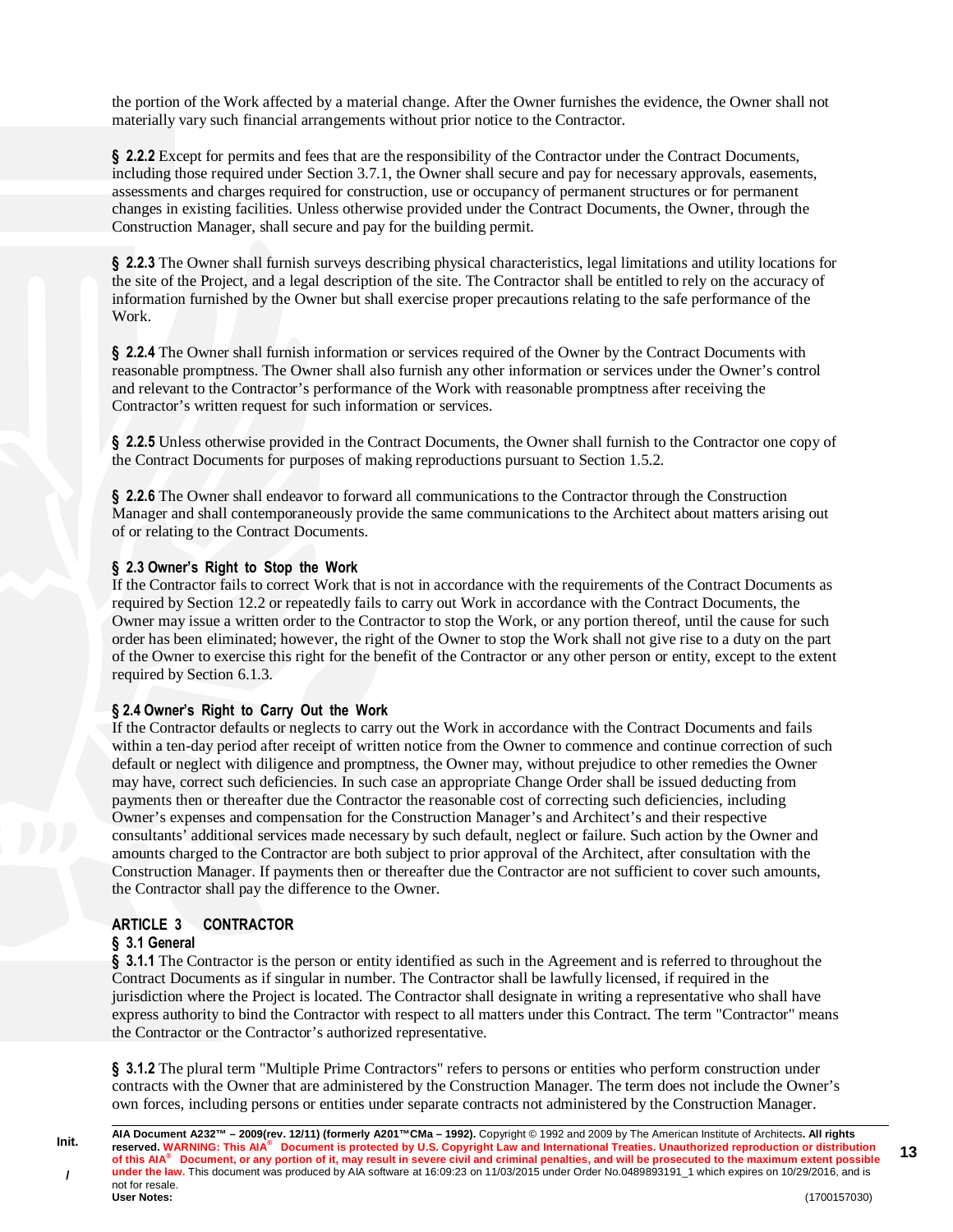the portion of the Work affected by a material change. After the Owner furnishes the evidence, the Owner shall not materially vary such financial arrangements without prior notice to the Contractor.

**§ 2.2.2** Except for permits and fees that are the responsibility of the Contractor under the Contract Documents, including those required under Section 3.7.1, the Owner shall secure and pay for necessary approvals, easements, assessments and charges required for construction, use or occupancy of permanent structures or for permanent changes in existing facilities. Unless otherwise provided under the Contract Documents, the Owner, through the Construction Manager, shall secure and pay for the building permit.

**§ 2.2.3** The Owner shall furnish surveys describing physical characteristics, legal limitations and utility locations for the site of the Project, and a legal description of the site. The Contractor shall be entitled to rely on the accuracy of information furnished by the Owner but shall exercise proper precautions relating to the safe performance of the Work.

**§ 2.2.4** The Owner shall furnish information or services required of the Owner by the Contract Documents with reasonable promptness. The Owner shall also furnish any other information or services under the Owner's control and relevant to the Contractor's performance of the Work with reasonable promptness after receiving the Contractor's written request for such information or services.

**§ 2.2.5** Unless otherwise provided in the Contract Documents, the Owner shall furnish to the Contractor one copy of the Contract Documents for purposes of making reproductions pursuant to Section 1.5.2.

**§ 2.2.6** The Owner shall endeavor to forward all communications to the Contractor through the Construction Manager and shall contemporaneously provide the same communications to the Architect about matters arising out of or relating to the Contract Documents.

### § 2.3 Owner's Right to Stop the Work

If the Contractor fails to correct Work that is not in accordance with the requirements of the Contract Documents as required by Section 12.2 or repeatedly fails to carry out Work in accordance with the Contract Documents, the Owner may issue a written order to the Contractor to stop the Work, or any portion thereof, until the cause for such order has been eliminated; however, the right of the Owner to stop the Work shall not give rise to a duty on the part of the Owner to exercise this right for the benefit of the Contractor or any other person or entity, except to the extent required by Section 6.1.3.

### § 2.4 Owner's Right to Carry Out the Work

If the Contractor defaults or neglects to carry out the Work in accordance with the Contract Documents and fails within a ten-day period after receipt of written notice from the Owner to commence and continue correction of such default or neglect with diligence and promptness, the Owner may, without prejudice to other remedies the Owner may have, correct such deficiencies. In such case an appropriate Change Order shall be issued deducting from payments then or thereafter due the Contractor the reasonable cost of correcting such deficiencies, including Owner's expenses and compensation for the Construction Manager's and Architect's and their respective consultants' additional services made necessary by such default, neglect or failure. Such action by the Owner and amounts charged to the Contractor are both subject to prior approval of the Architect, after consultation with the Construction Manager. If payments then or thereafter due the Contractor are not sufficient to cover such amounts, the Contractor shall pay the difference to the Owner.

## ARTICLE 3 CONTRACTOR

### § 3.1 General

**§ 3.1.1** The Contractor is the person or entity identified as such in the Agreement and is referred to throughout the Contract Documents as if singular in number. The Contractor shall be lawfully licensed, if required in the jurisdiction where the Project is located. The Contractor shall designate in writing a representative who shall have express authority to bind the Contractor with respect to all matters under this Contract. The term "Contractor" means the Contractor or the Contractor's authorized representative.

**§ 3.1.2** The plural term "Multiple Prime Contractors" refers to persons or entities who perform construction under contracts with the Owner that are administered by the Construction Manager. The term does not include the Owner's own forces, including persons or entities under separate contracts not administered by the Construction Manager.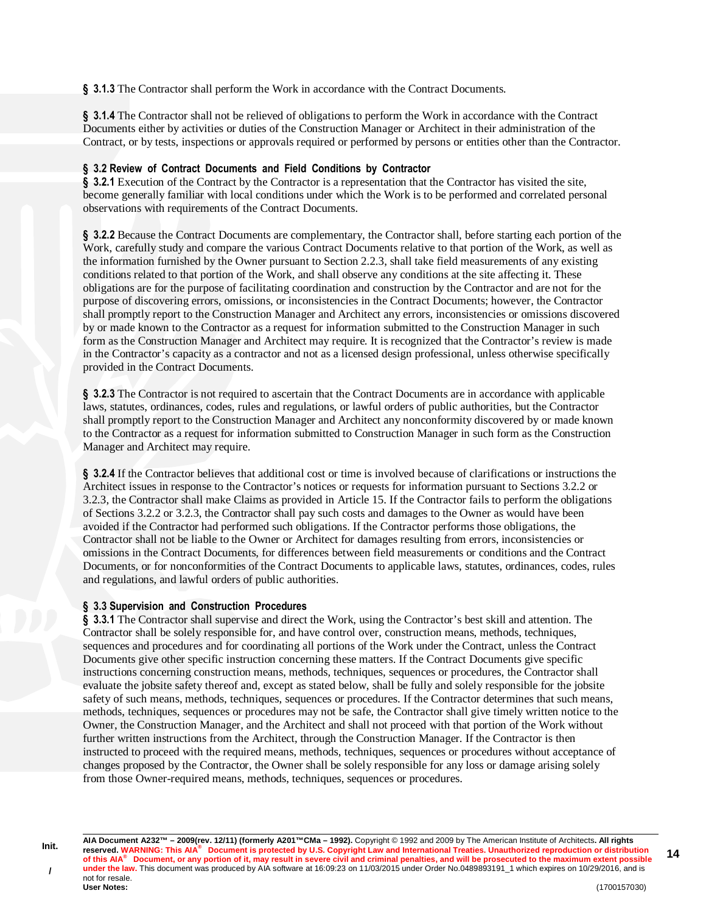**§ 3.1.3** The Contractor shall perform the Work in accordance with the Contract Documents.

**§ 3.1.4** The Contractor shall not be relieved of obligations to perform the Work in accordance with the Contract Documents either by activities or duties of the Construction Manager or Architect in their administration of the Contract, or by tests, inspections or approvals required or performed by persons or entities other than the Contractor.

### § 3.2 Review of Contract Documents and Field Conditions by Contractor

**§ 3.2.1** Execution of the Contract by the Contractor is a representation that the Contractor has visited the site, become generally familiar with local conditions under which the Work is to be performed and correlated personal observations with requirements of the Contract Documents.

**§ 3.2.2** Because the Contract Documents are complementary, the Contractor shall, before starting each portion of the Work, carefully study and compare the various Contract Documents relative to that portion of the Work, as well as the information furnished by the Owner pursuant to Section 2.2.3, shall take field measurements of any existing conditions related to that portion of the Work, and shall observe any conditions at the site affecting it. These obligations are for the purpose of facilitating coordination and construction by the Contractor and are not for the purpose of discovering errors, omissions, or inconsistencies in the Contract Documents; however, the Contractor shall promptly report to the Construction Manager and Architect any errors, inconsistencies or omissions discovered by or made known to the Contractor as a request for information submitted to the Construction Manager in such form as the Construction Manager and Architect may require. It is recognized that the Contractor's review is made in the Contractor's capacity as a contractor and not as a licensed design professional, unless otherwise specifically provided in the Contract Documents.

**§ 3.2.3** The Contractor is not required to ascertain that the Contract Documents are in accordance with applicable laws, statutes, ordinances, codes, rules and regulations, or lawful orders of public authorities, but the Contractor shall promptly report to the Construction Manager and Architect any nonconformity discovered by or made known to the Contractor as a request for information submitted to Construction Manager in such form as the Construction Manager and Architect may require.

**§ 3.2.4** If the Contractor believes that additional cost or time is involved because of clarifications or instructions the Architect issues in response to the Contractor's notices or requests for information pursuant to Sections 3.2.2 or 3.2.3, the Contractor shall make Claims as provided in Article 15. If the Contractor fails to perform the obligations of Sections 3.2.2 or 3.2.3, the Contractor shall pay such costs and damages to the Owner as would have been avoided if the Contractor had performed such obligations. If the Contractor performs those obligations, the Contractor shall not be liable to the Owner or Architect for damages resulting from errors, inconsistencies or omissions in the Contract Documents, for differences between field measurements or conditions and the Contract Documents, or for nonconformities of the Contract Documents to applicable laws, statutes, ordinances, codes, rules and regulations, and lawful orders of public authorities.

### § 3.3 Supervision and Construction Procedures

**§ 3.3.1** The Contractor shall supervise and direct the Work, using the Contractor's best skill and attention. The Contractor shall be solely responsible for, and have control over, construction means, methods, techniques, sequences and procedures and for coordinating all portions of the Work under the Contract, unless the Contract Documents give other specific instruction concerning these matters. If the Contract Documents give specific instructions concerning construction means, methods, techniques, sequences or procedures, the Contractor shall evaluate the jobsite safety thereof and, except as stated below, shall be fully and solely responsible for the jobsite safety of such means, methods, techniques, sequences or procedures. If the Contractor determines that such means, methods, techniques, sequences or procedures may not be safe, the Contractor shall give timely written notice to the Owner, the Construction Manager, and the Architect and shall not proceed with that portion of the Work without further written instructions from the Architect, through the Construction Manager. If the Contractor is then instructed to proceed with the required means, methods, techniques, sequences or procedures without acceptance of changes proposed by the Contractor, the Owner shall be solely responsible for any loss or damage arising solely from those Owner-required means, methods, techniques, sequences or procedures.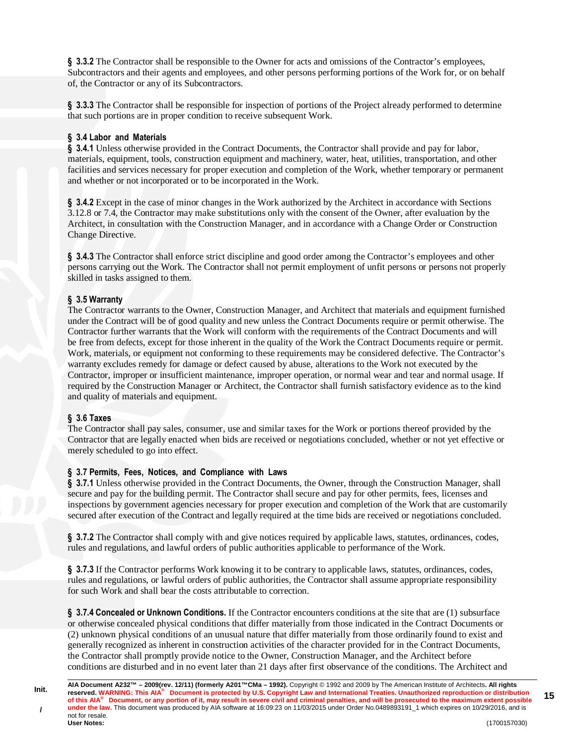**§ 3.3.2** The Contractor shall be responsible to the Owner for acts and omissions of the Contractor's employees, Subcontractors and their agents and employees, and other persons performing portions of the Work for, or on behalf of, the Contractor or any of its Subcontractors.

**§ 3.3.3** The Contractor shall be responsible for inspection of portions of the Project already performed to determine that such portions are in proper condition to receive subsequent Work.

### § 3.4 Labor and Materials

**§ 3.4.1** Unless otherwise provided in the Contract Documents, the Contractor shall provide and pay for labor, materials, equipment, tools, construction equipment and machinery, water, heat, utilities, transportation, and other facilities and services necessary for proper execution and completion of the Work, whether temporary or permanent and whether or not incorporated or to be incorporated in the Work.

**§ 3.4.2** Except in the case of minor changes in the Work authorized by the Architect in accordance with Sections 3.12.8 or 7.4, the Contractor may make substitutions only with the consent of the Owner, after evaluation by the Architect, in consultation with the Construction Manager, and in accordance with a Change Order or Construction Change Directive.

**§ 3.4.3** The Contractor shall enforce strict discipline and good order among the Contractor's employees and other persons carrying out the Work. The Contractor shall not permit employment of unfit persons or persons not properly skilled in tasks assigned to them.

### § 3.5 Warranty

The Contractor warrants to the Owner, Construction Manager, and Architect that materials and equipment furnished under the Contract will be of good quality and new unless the Contract Documents require or permit otherwise. The Contractor further warrants that the Work will conform with the requirements of the Contract Documents and will be free from defects, except for those inherent in the quality of the Work the Contract Documents require or permit. Work, materials, or equipment not conforming to these requirements may be considered defective. The Contractor's warranty excludes remedy for damage or defect caused by abuse, alterations to the Work not executed by the Contractor, improper or insufficient maintenance, improper operation, or normal wear and tear and normal usage. If required by the Construction Manager or Architect, the Contractor shall furnish satisfactory evidence as to the kind and quality of materials and equipment.

### § 3.6 Taxes

The Contractor shall pay sales, consumer, use and similar taxes for the Work or portions thereof provided by the Contractor that are legally enacted when bids are received or negotiations concluded, whether or not yet effective or merely scheduled to go into effect.

### § 3.7 Permits, Fees, Notices, and Compliance with Laws

**§ 3.7.1** Unless otherwise provided in the Contract Documents, the Owner, through the Construction Manager, shall secure and pay for the building permit. The Contractor shall secure and pay for other permits, fees, licenses and inspections by government agencies necessary for proper execution and completion of the Work that are customarily secured after execution of the Contract and legally required at the time bids are received or negotiations concluded.

**§ 3.7.2** The Contractor shall comply with and give notices required by applicable laws, statutes, ordinances, codes, rules and regulations, and lawful orders of public authorities applicable to performance of the Work.

**§ 3.7.3** If the Contractor performs Work knowing it to be contrary to applicable laws, statutes, ordinances, codes, rules and regulations, or lawful orders of public authorities, the Contractor shall assume appropriate responsibility for such Work and shall bear the costs attributable to correction.

**§ 3.7.4 Concealed or Unknown Conditions.** If the Contractor encounters conditions at the site that are (1) subsurface or otherwise concealed physical conditions that differ materially from those indicated in the Contract Documents or (2) unknown physical conditions of an unusual nature that differ materially from those ordinarily found to exist and generally recognized as inherent in construction activities of the character provided for in the Contract Documents, the Contractor shall promptly provide notice to the Owner, Construction Manager, and the Architect before conditions are disturbed and in no event later than 21 days after first observance of the conditions. The Architect and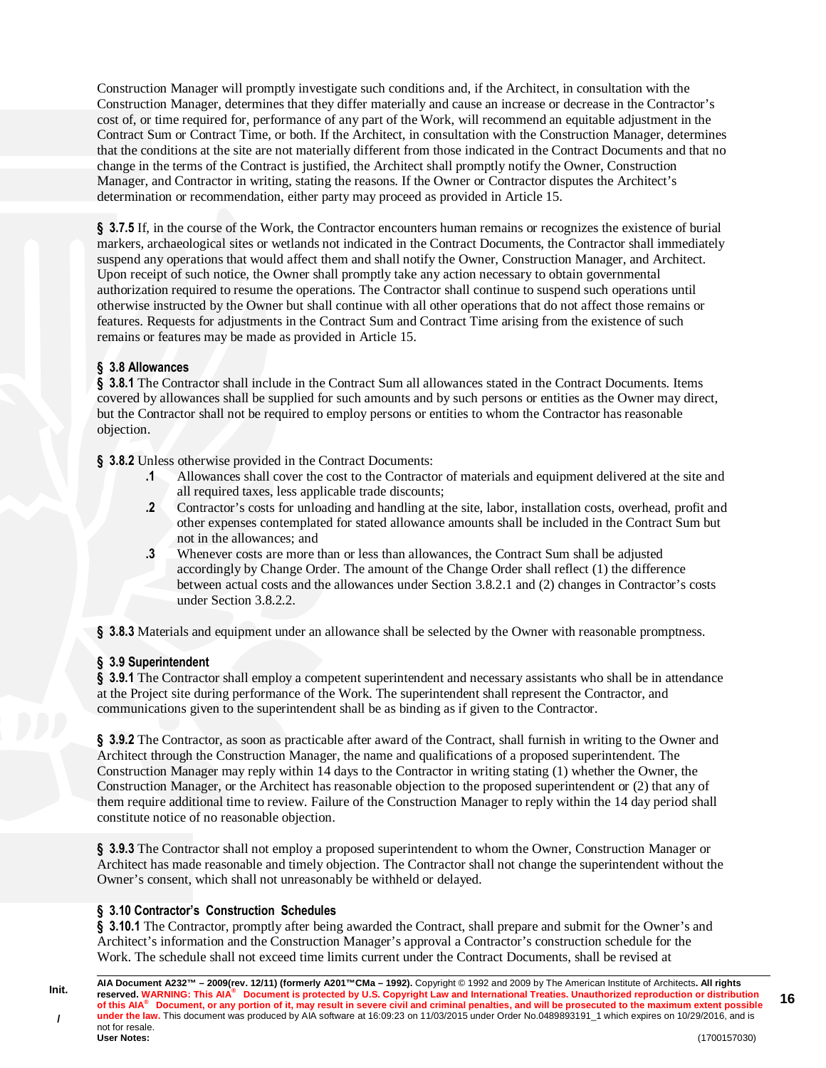Construction Manager will promptly investigate such conditions and, if the Architect, in consultation with the Construction Manager, determines that they differ materially and cause an increase or decrease in the Contractor's cost of, or time required for, performance of any part of the Work, will recommend an equitable adjustment in the Contract Sum or Contract Time, or both. If the Architect, in consultation with the Construction Manager, determines that the conditions at the site are not materially different from those indicated in the Contract Documents and that no change in the terms of the Contract is justified, the Architect shall promptly notify the Owner, Construction Manager, and Contractor in writing, stating the reasons. If the Owner or Contractor disputes the Architect's determination or recommendation, either party may proceed as provided in Article 15.

**§ 3.7.5** If, in the course of the Work, the Contractor encounters human remains or recognizes the existence of burial markers, archaeological sites or wetlands not indicated in the Contract Documents, the Contractor shall immediately suspend any operations that would affect them and shall notify the Owner, Construction Manager, and Architect. Upon receipt of such notice, the Owner shall promptly take any action necessary to obtain governmental authorization required to resume the operations. The Contractor shall continue to suspend such operations until otherwise instructed by the Owner but shall continue with all other operations that do not affect those remains or features. Requests for adjustments in the Contract Sum and Contract Time arising from the existence of such remains or features may be made as provided in Article 15.

**§ 3.8 Allowances**

**§ 3.8.1** The Contractor shall include in the Contract Sum all allowances stated in the Contract Documents. Items covered by allowances shall be supplied for such amounts and by such persons or entities as the Owner may direct, but the Contractor shall not be required to employ persons or entities to whom the Contractor has reasonable objection.

**§ 3.8.2** Unless otherwise provided in the Contract Documents:

- **.1** Allowances shall cover the cost to the Contractor of materials and equipment delivered at the site and all required taxes, less applicable trade discounts;
- **.2** Contractor's costs for unloading and handling at the site, labor, installation costs, overhead, profit and other expenses contemplated for stated allowance amounts shall be included in the Contract Sum but not in the allowances; and
- **.3** Whenever costs are more than or less than allowances, the Contract Sum shall be adjusted accordingly by Change Order. The amount of the Change Order shall reflect (1) the difference between actual costs and the allowances under Section 3.8.2.1 and (2) changes in Contractor's costs under Section 3.8.2.2.

**§ 3.8.3** Materials and equipment under an allowance shall be selected by the Owner with reasonable promptness.

**§ 3.9 Superintendent**

**§ 3.9.1** The Contractor shall employ a competent superintendent and necessary assistants who shall be in attendance at the Project site during performance of the Work. The superintendent shall represent the Contractor, and communications given to the superintendent shall be as binding as if given to the Contractor.

**§ 3.9.2** The Contractor, as soon as practicable after award of the Contract, shall furnish in writing to the Owner and Architect through the Construction Manager, the name and qualifications of a proposed superintendent. The Construction Manager may reply within 14 days to the Contractor in writing stating (1) whether the Owner, the Construction Manager, or the Architect has reasonable objection to the proposed superintendent or (2) that any of them require additional time to review. Failure of the Construction Manager to reply within the 14 day period shall constitute notice of no reasonable objection.

**§ 3.9.3** The Contractor shall not employ a proposed superintendent to whom the Owner, Construction Manager or Architect has made reasonable and timely objection. The Contractor shall not change the superintendent without the Owner's consent, which shall not unreasonably be withheld or delayed.

**§ 3.10 Contractor's Construction Schedules**

**§ 3.10.1** The Contractor, promptly after being awarded the Contract, shall prepare and submit for the Owner's and Architect's information and the Construction Manager's approval a Contractor's construction schedule for the Work. The schedule shall not exceed time limits current under the Contract Documents, shall be revised at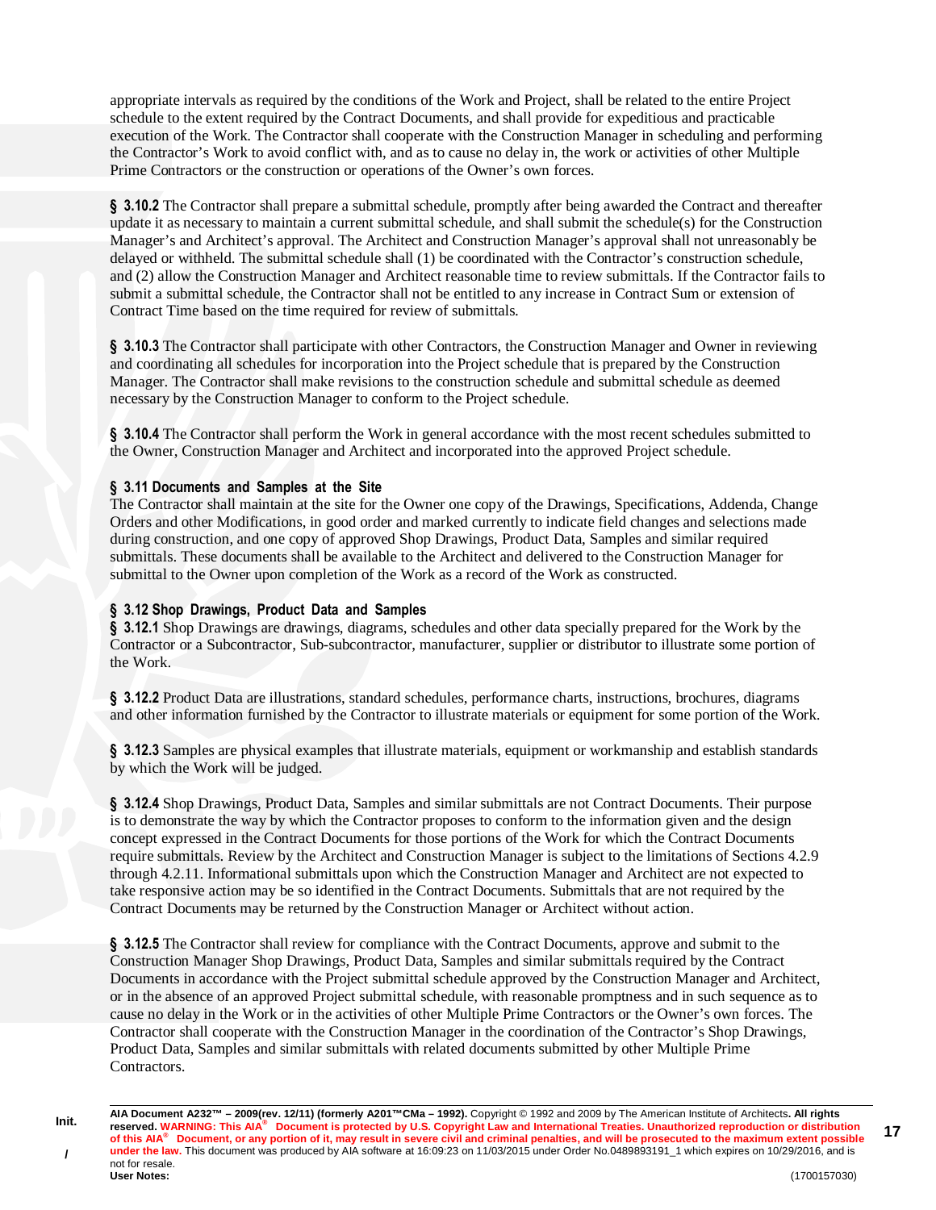appropriate intervals as required by the conditions of the Work and Project, shall be related to the entire Project schedule to the extent required by the Contract Documents, and shall provide for expeditious and practicable execution of the Work. The Contractor shall cooperate with the Construction Manager in scheduling and performing the Contractor's Work to avoid conflict with, and as to cause no delay in, the work or activities of other Multiple Prime Contractors or the construction or operations of the Owner's own forces.

**§ 3.10.2** The Contractor shall prepare a submittal schedule, promptly after being awarded the Contract and thereafter update it as necessary to maintain a current submittal schedule, and shall submit the schedule(s) for the Construction Manager's and Architect's approval. The Architect and Construction Manager's approval shall not unreasonably be delayed or withheld. The submittal schedule shall (1) be coordinated with the Contractor's construction schedule, and (2) allow the Construction Manager and Architect reasonable time to review submittals. If the Contractor fails to submit a submittal schedule, the Contractor shall not be entitled to any increase in Contract Sum or extension of Contract Time based on the time required for review of submittals.

**§ 3.10.3** The Contractor shall participate with other Contractors, the Construction Manager and Owner in reviewing and coordinating all schedules for incorporation into the Project schedule that is prepared by the Construction Manager. The Contractor shall make revisions to the construction schedule and submittal schedule as deemed necessary by the Construction Manager to conform to the Project schedule.

**§ 3.10.4** The Contractor shall perform the Work in general accordance with the most recent schedules submitted to the Owner, Construction Manager and Architect and incorporated into the approved Project schedule.

### § 3.11 Documents and Samples at the Site

The Contractor shall maintain at the site for the Owner one copy of the Drawings, Specifications, Addenda, Change Orders and other Modifications, in good order and marked currently to indicate field changes and selections made during construction, and one copy of approved Shop Drawings, Product Data, Samples and similar required submittals. These documents shall be available to the Architect and delivered to the Construction Manager for submittal to the Owner upon completion of the Work as a record of the Work as constructed.

### § 3.12 Shop Drawings, Product Data and Samples

**§ 3.12.1** Shop Drawings are drawings, diagrams, schedules and other data specially prepared for the Work by the Contractor or a Subcontractor, Sub-subcontractor, manufacturer, supplier or distributor to illustrate some portion of the Work.

**§ 3.12.2** Product Data are illustrations, standard schedules, performance charts, instructions, brochures, diagrams and other information furnished by the Contractor to illustrate materials or equipment for some portion of the Work.

**§ 3.12.3** Samples are physical examples that illustrate materials, equipment or workmanship and establish standards by which the Work will be judged.

**§ 3.12.4** Shop Drawings, Product Data, Samples and similar submittals are not Contract Documents. Their purpose is to demonstrate the way by which the Contractor proposes to conform to the information given and the design concept expressed in the Contract Documents for those portions of the Work for which the Contract Documents require submittals. Review by the Architect and Construction Manager is subject to the limitations of Sections 4.2.9 through 4.2.11. Informational submittals upon which the Construction Manager and Architect are not expected to take responsive action may be so identified in the Contract Documents. Submittals that are not required by the Contract Documents may be returned by the Construction Manager or Architect without action.

**§ 3.12.5** The Contractor shall review for compliance with the Contract Documents, approve and submit to the Construction Manager Shop Drawings, Product Data, Samples and similar submittals required by the Contract Documents in accordance with the Project submittal schedule approved by the Construction Manager and Architect, or in the absence of an approved Project submittal schedule, with reasonable promptness and in such sequence as to cause no delay in the Work or in the activities of other Multiple Prime Contractors or the Owner's own forces. The Contractor shall cooperate with the Construction Manager in the coordination of the Contractor's Shop Drawings, Product Data, Samples and similar submittals with related documents submitted by other Multiple Prime Contractors.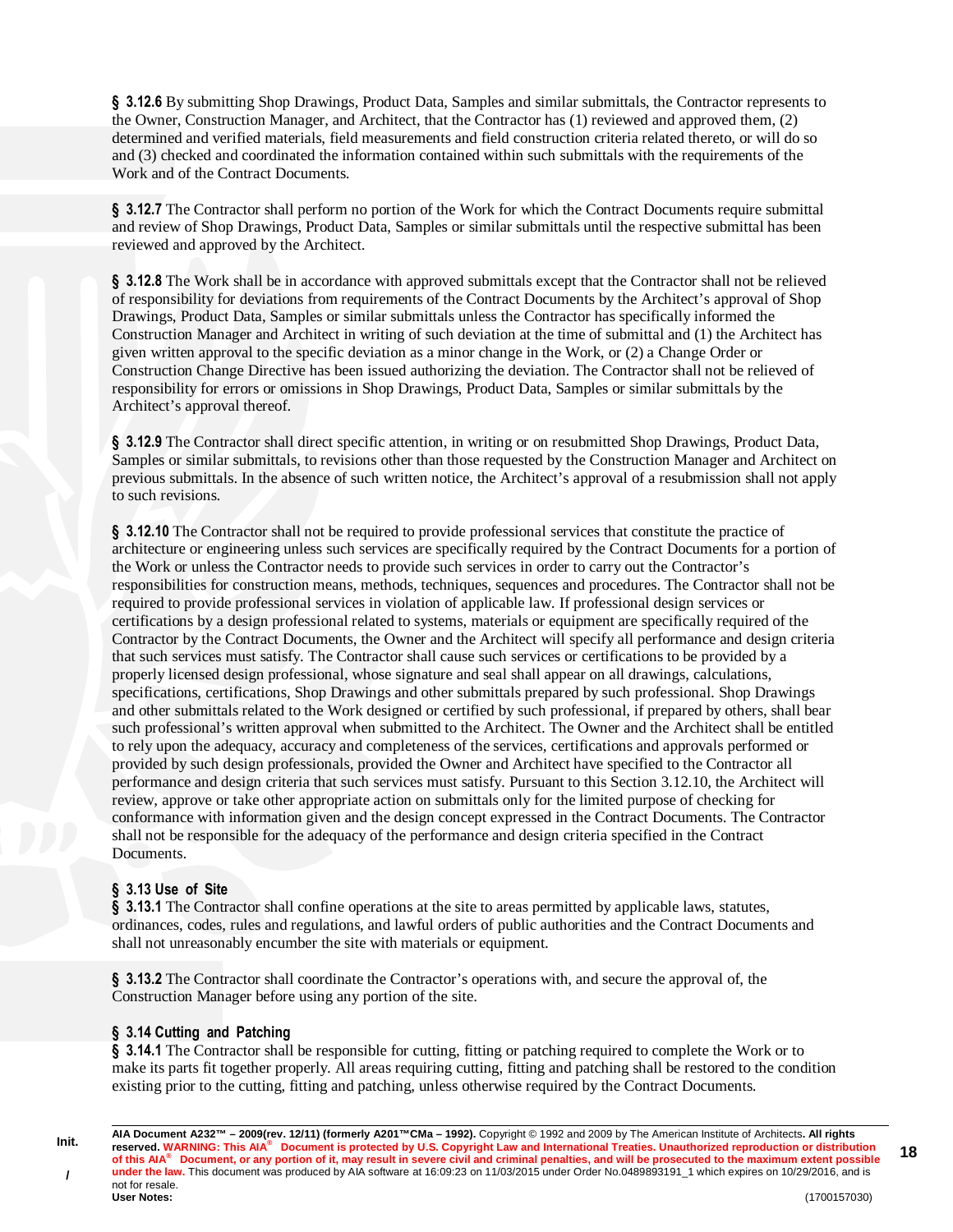**§ 3.12.6** By submitting Shop Drawings, Product Data, Samples and similar submittals, the Contractor represents to the Owner, Construction Manager, and Architect, that the Contractor has (1) reviewed and approved them, (2) determined and verified materials, field measurements and field construction criteria related thereto, or will do so and (3) checked and coordinated the information contained within such submittals with the requirements of the Work and of the Contract Documents.

**§ 3.12.7** The Contractor shall perform no portion of the Work for which the Contract Documents require submittal and review of Shop Drawings, Product Data, Samples or similar submittals until the respective submittal has been reviewed and approved by the Architect.

**§ 3.12.8** The Work shall be in accordance with approved submittals except that the Contractor shall not be relieved of responsibility for deviations from requirements of the Contract Documents by the Architect's approval of Shop Drawings, Product Data, Samples or similar submittals unless the Contractor has specifically informed the Construction Manager and Architect in writing of such deviation at the time of submittal and (1) the Architect has given written approval to the specific deviation as a minor change in the Work, or (2) a Change Order or Construction Change Directive has been issued authorizing the deviation. The Contractor shall not be relieved of responsibility for errors or omissions in Shop Drawings, Product Data, Samples or similar submittals by the Architect's approval thereof.

**§ 3.12.9** The Contractor shall direct specific attention, in writing or on resubmitted Shop Drawings, Product Data, Samples or similar submittals, to revisions other than those requested by the Construction Manager and Architect on previous submittals. In the absence of such written notice, the Architect's approval of a resubmission shall not apply to such revisions.

**§ 3.12.10** The Contractor shall not be required to provide professional services that constitute the practice of architecture or engineering unless such services are specifically required by the Contract Documents for a portion of the Work or unless the Contractor needs to provide such services in order to carry out the Contractor's responsibilities for construction means, methods, techniques, sequences and procedures. The Contractor shall not be required to provide professional services in violation of applicable law. If professional design services or certifications by a design professional related to systems, materials or equipment are specifically required of the Contractor by the Contract Documents, the Owner and the Architect will specify all performance and design criteria that such services must satisfy. The Contractor shall cause such services or certifications to be provided by a properly licensed design professional, whose signature and seal shall appear on all drawings, calculations, specifications, certifications, Shop Drawings and other submittals prepared by such professional. Shop Drawings and other submittals related to the Work designed or certified by such professional, if prepared by others, shall bear such professional's written approval when submitted to the Architect. The Owner and the Architect shall be entitled to rely upon the adequacy, accuracy and completeness of the services, certifications and approvals performed or provided by such design professionals, provided the Owner and Architect have specified to the Contractor all performance and design criteria that such services must satisfy. Pursuant to this Section 3.12.10, the Architect will review, approve or take other appropriate action on submittals only for the limited purpose of checking for conformance with information given and the design concept expressed in the Contract Documents. The Contractor shall not be responsible for the adequacy of the performance and design criteria specified in the Contract Documents.

### § 3.13 Use of Site

**§ 3.13.1** The Contractor shall confine operations at the site to areas permitted by applicable laws, statutes, ordinances, codes, rules and regulations, and lawful orders of public authorities and the Contract Documents and shall not unreasonably encumber the site with materials or equipment.

**§ 3.13.2** The Contractor shall coordinate the Contractor's operations with, and secure the approval of, the Construction Manager before using any portion of the site.

### § 3.14 Cutting and Patching

**§ 3.14.1** The Contractor shall be responsible for cutting, fitting or patching required to complete the Work or to make its parts fit together properly. All areas requiring cutting, fitting and patching shall be restored to the condition existing prior to the cutting, fitting and patching, unless otherwise required by the Contract Documents.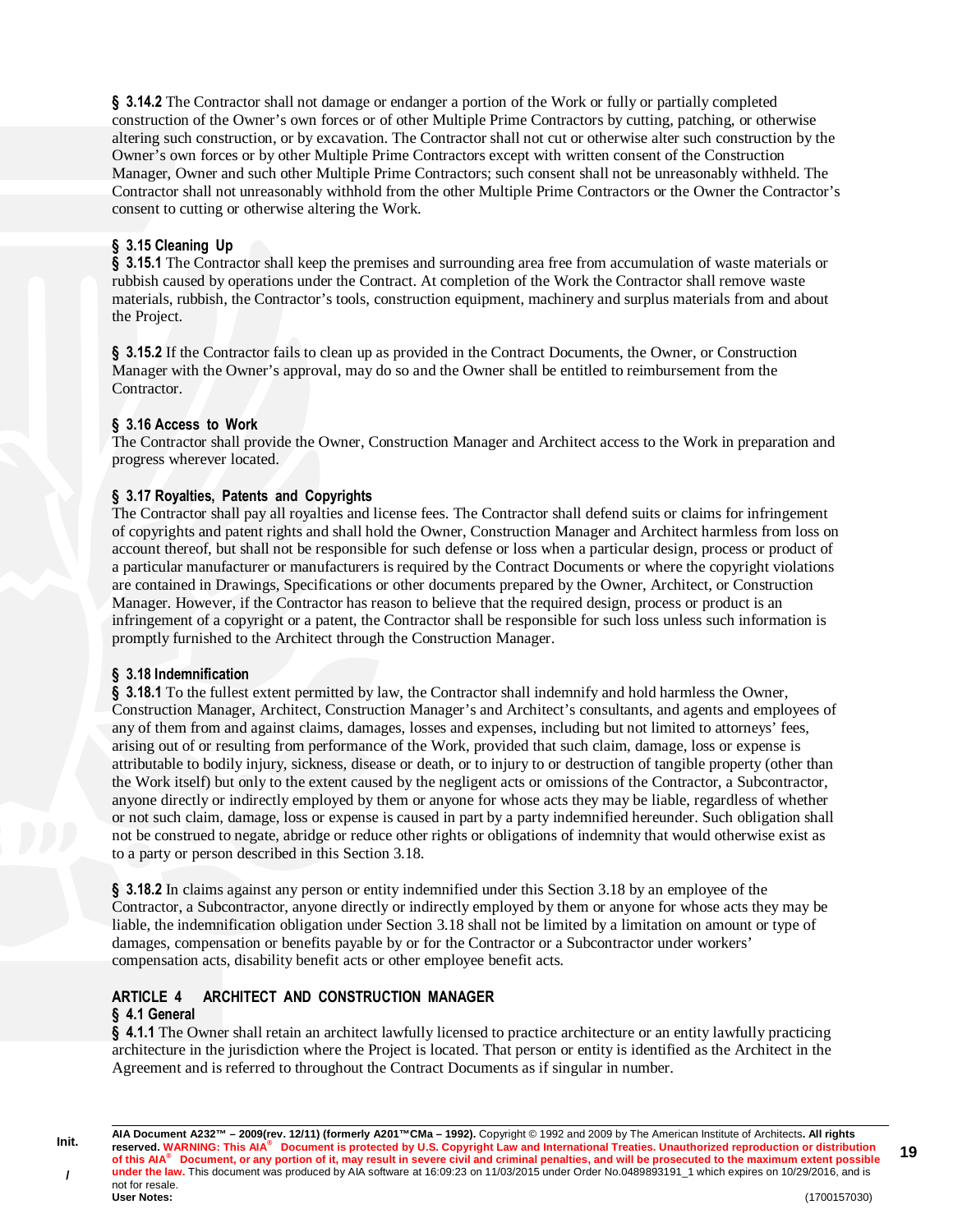**§ 3.14.2** The Contractor shall not damage or endanger a portion of the Work or fully or partially completed construction of the Owner's own forces or of other Multiple Prime Contractors by cutting, patching, or otherwise altering such construction, or by excavation. The Contractor shall not cut or otherwise alter such construction by the Owner's own forces or by other Multiple Prime Contractors except with written consent of the Construction Manager, Owner and such other Multiple Prime Contractors; such consent shall not be unreasonably withheld. The Contractor shall not unreasonably withhold from the other Multiple Prime Contractors or the Owner the Contractor's consent to cutting or otherwise altering the Work.

### § 3.15 Cleaning Up

**§ 3.15.1** The Contractor shall keep the premises and surrounding area free from accumulation of waste materials or rubbish caused by operations under the Contract. At completion of the Work the Contractor shall remove waste materials, rubbish, the Contractor's tools, construction equipment, machinery and surplus materials from and about the Project.

**§ 3.15.2** If the Contractor fails to clean up as provided in the Contract Documents, the Owner, or Construction Manager with the Owner's approval, may do so and the Owner shall be entitled to reimbursement from the Contractor.

### § 3.16 Access to Work

The Contractor shall provide the Owner, Construction Manager and Architect access to the Work in preparation and progress wherever located.

### § 3.17 Royalties, Patents and Copyrights

The Contractor shall pay all royalties and license fees. The Contractor shall defend suits or claims for infringement of copyrights and patent rights and shall hold the Owner, Construction Manager and Architect harmless from loss on account thereof, but shall not be responsible for such defense or loss when a particular design, process or product of a particular manufacturer or manufacturers is required by the Contract Documents or where the copyright violations are contained in Drawings, Specifications or other documents prepared by the Owner, Architect, or Construction Manager. However, if the Contractor has reason to believe that the required design, process or product is an infringement of a copyright or a patent, the Contractor shall be responsible for such loss unless such information is promptly furnished to the Architect through the Construction Manager.

### § 3.18 Indemnification

**§ 3.18.1** To the fullest extent permitted by law, the Contractor shall indemnify and hold harmless the Owner, Construction Manager, Architect, Construction Manager's and Architect's consultants, and agents and employees of any of them from and against claims, damages, losses and expenses, including but not limited to attorneys' fees, arising out of or resulting from performance of the Work, provided that such claim, damage, loss or expense is attributable to bodily injury, sickness, disease or death, or to injury to or destruction of tangible property (other than the Work itself) but only to the extent caused by the negligent acts or omissions of the Contractor, a Subcontractor, anyone directly or indirectly employed by them or anyone for whose acts they may be liable, regardless of whether or not such claim, damage, loss or expense is caused in part by a party indemnified hereunder. Such obligation shall not be construed to negate, abridge or reduce other rights or obligations of indemnity that would otherwise exist as to a party or person described in this Section 3.18.

**§ 3.18.2** In claims against any person or entity indemnified under this Section 3.18 by an employee of the Contractor, a Subcontractor, anyone directly or indirectly employed by them or anyone for whose acts they may be liable, the indemnification obligation under Section 3.18 shall not be limited by a limitation on amount or type of damages, compensation or benefits payable by or for the Contractor or a Subcontractor under workers' compensation acts, disability benefit acts or other employee benefit acts.

## ARTICLE 4 ARCHITECT AND CONSTRUCTION MANAGER

### § 4.1 General

**§ 4.1.1** The Owner shall retain an architect lawfully licensed to practice architecture or an entity lawfully practicing architecture in the jurisdiction where the Project is located. That person or entity is identified as the Architect in the Agreement and is referred to throughout the Contract Documents as if singular in number.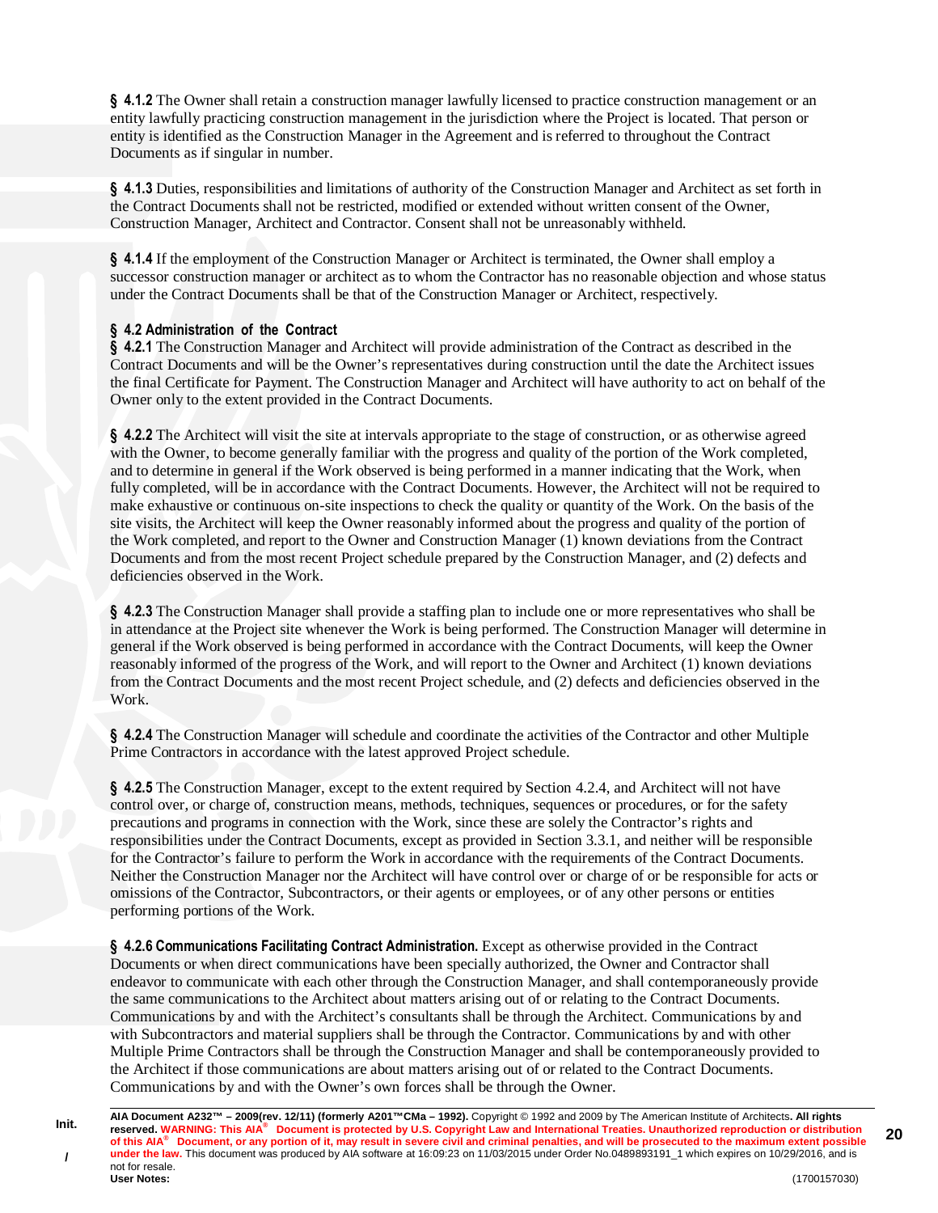**§ 4.1.2** The Owner shall retain a construction manager lawfully licensed to practice construction management or an entity lawfully practicing construction management in the jurisdiction where the Project is located. That person or entity is identified as the Construction Manager in the Agreement and is referred to throughout the Contract Documents as if singular in number.

**§ 4.1.3** Duties, responsibilities and limitations of authority of the Construction Manager and Architect as set forth in the Contract Documents shall not be restricted, modified or extended without written consent of the Owner, Construction Manager, Architect and Contractor. Consent shall not be unreasonably withheld.

**§ 4.1.4** If the employment of the Construction Manager or Architect is terminated, the Owner shall employ a successor construction manager or architect as to whom the Contractor has no reasonable objection and whose status under the Contract Documents shall be that of the Construction Manager or Architect, respectively.

**§ 4.2 Administration of the Contract**

**§ 4.2.1** The Construction Manager and Architect will provide administration of the Contract as described in the Contract Documents and will be the Owner's representatives during construction until the date the Architect issues the final Certificate for Payment. The Construction Manager and Architect will have authority to act on behalf of the Owner only to the extent provided in the Contract Documents.

**§ 4.2.2** The Architect will visit the site at intervals appropriate to the stage of construction, or as otherwise agreed with the Owner, to become generally familiar with the progress and quality of the portion of the Work completed, and to determine in general if the Work observed is being performed in a manner indicating that the Work, when fully completed, will be in accordance with the Contract Documents. However, the Architect will not be required to make exhaustive or continuous on-site inspections to check the quality or quantity of the Work. On the basis of the site visits, the Architect will keep the Owner reasonably informed about the progress and quality of the portion of the Work completed, and report to the Owner and Construction Manager (1) known deviations from the Contract Documents and from the most recent Project schedule prepared by the Construction Manager, and (2) defects and deficiencies observed in the Work.

**§ 4.2.3** The Construction Manager shall provide a staffing plan to include one or more representatives who shall be in attendance at the Project site whenever the Work is being performed. The Construction Manager will determine in general if the Work observed is being performed in accordance with the Contract Documents, will keep the Owner reasonably informed of the progress of the Work, and will report to the Owner and Architect (1) known deviations from the Contract Documents and the most recent Project schedule, and (2) defects and deficiencies observed in the Work.

**§ 4.2.4** The Construction Manager will schedule and coordinate the activities of the Contractor and other Multiple Prime Contractors in accordance with the latest approved Project schedule.

**§ 4.2.5** The Construction Manager, except to the extent required by Section 4.2.4, and Architect will not have control over, or charge of, construction means, methods, techniques, sequences or procedures, or for the safety precautions and programs in connection with the Work, since these are solely the Contractor's rights and responsibilities under the Contract Documents, except as provided in Section 3.3.1, and neither will be responsible for the Contractor's failure to perform the Work in accordance with the requirements of the Contract Documents. Neither the Construction Manager nor the Architect will have control over or charge of or be responsible for acts or omissions of the Contractor, Subcontractors, or their agents or employees, or of any other persons or entities performing portions of the Work.

**§ 4.2.6 Communications Facilitating Contract Administration.** Except as otherwise provided in the Contract Documents or when direct communications have been specially authorized, the Owner and Contractor shall endeavor to communicate with each other through the Construction Manager, and shall contemporaneously provide the same communications to the Architect about matters arising out of or relating to the Contract Documents. Communications by and with the Architect's consultants shall be through the Architect. Communications by and with Subcontractors and material suppliers shall be through the Contractor. Communications by and with other Multiple Prime Contractors shall be through the Construction Manager and shall be contemporaneously provided to the Architect if those communications are about matters arising out of or related to the Contract Documents. Communications by and with the Owner's own forces shall be through the Owner.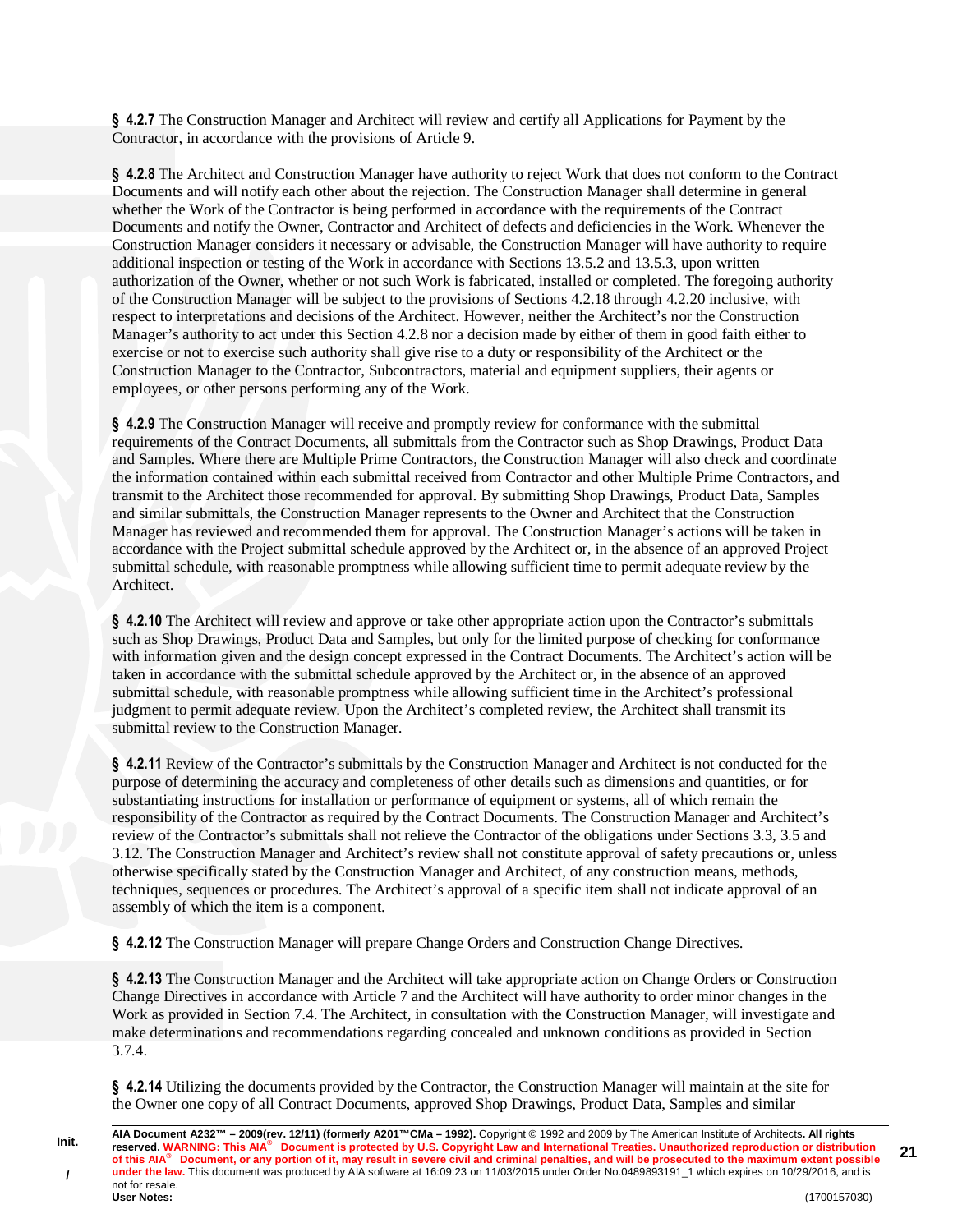**§ 4.2.7** The Construction Manager and Architect will review and certify all Applications for Payment by the Contractor, in accordance with the provisions of Article 9.

**§ 4.2.8** The Architect and Construction Manager have authority to reject Work that does not conform to the Contract Documents and will notify each other about the rejection. The Construction Manager shall determine in general whether the Work of the Contractor is being performed in accordance with the requirements of the Contract Documents and notify the Owner, Contractor and Architect of defects and deficiencies in the Work. Whenever the Construction Manager considers it necessary or advisable, the Construction Manager will have authority to require additional inspection or testing of the Work in accordance with Sections 13.5.2 and 13.5.3, upon written authorization of the Owner, whether or not such Work is fabricated, installed or completed. The foregoing authority of the Construction Manager will be subject to the provisions of Sections 4.2.18 through 4.2.20 inclusive, with respect to interpretations and decisions of the Architect. However, neither the Architect's nor the Construction Manager's authority to act under this Section 4.2.8 nor a decision made by either of them in good faith either to exercise or not to exercise such authority shall give rise to a duty or responsibility of the Architect or the Construction Manager to the Contractor, Subcontractors, material and equipment suppliers, their agents or employees, or other persons performing any of the Work.

**§ 4.2.9** The Construction Manager will receive and promptly review for conformance with the submittal requirements of the Contract Documents, all submittals from the Contractor such as Shop Drawings, Product Data and Samples. Where there are Multiple Prime Contractors, the Construction Manager will also check and coordinate the information contained within each submittal received from Contractor and other Multiple Prime Contractors, and transmit to the Architect those recommended for approval. By submitting Shop Drawings, Product Data, Samples and similar submittals, the Construction Manager represents to the Owner and Architect that the Construction Manager has reviewed and recommended them for approval. The Construction Manager's actions will be taken in accordance with the Project submittal schedule approved by the Architect or, in the absence of an approved Project submittal schedule, with reasonable promptness while allowing sufficient time to permit adequate review by the Architect.

**§ 4.2.10** The Architect will review and approve or take other appropriate action upon the Contractor's submittals such as Shop Drawings, Product Data and Samples, but only for the limited purpose of checking for conformance with information given and the design concept expressed in the Contract Documents. The Architect's action will be taken in accordance with the submittal schedule approved by the Architect or, in the absence of an approved submittal schedule, with reasonable promptness while allowing sufficient time in the Architect's professional judgment to permit adequate review. Upon the Architect's completed review, the Architect shall transmit its submittal review to the Construction Manager.

**§ 4.2.11** Review of the Contractor's submittals by the Construction Manager and Architect is not conducted for the purpose of determining the accuracy and completeness of other details such as dimensions and quantities, or for substantiating instructions for installation or performance of equipment or systems, all of which remain the responsibility of the Contractor as required by the Contract Documents. The Construction Manager and Architect's review of the Contractor's submittals shall not relieve the Contractor of the obligations under Sections 3.3, 3.5 and 3.12. The Construction Manager and Architect's review shall not constitute approval of safety precautions or, unless otherwise specifically stated by the Construction Manager and Architect, of any construction means, methods, techniques, sequences or procedures. The Architect's approval of a specific item shall not indicate approval of an assembly of which the item is a component.

**§ 4.2.12** The Construction Manager will prepare Change Orders and Construction Change Directives.

**§ 4.2.13** The Construction Manager and the Architect will take appropriate action on Change Orders or Construction Change Directives in accordance with Article 7 and the Architect will have authority to order minor changes in the Work as provided in Section 7.4. The Architect, in consultation with the Construction Manager, will investigate and make determinations and recommendations regarding concealed and unknown conditions as provided in Section 3.7.4.

**§ 4.2.14** Utilizing the documents provided by the Contractor, the Construction Manager will maintain at the site for the Owner one copy of all Contract Documents, approved Shop Drawings, Product Data, Samples and similar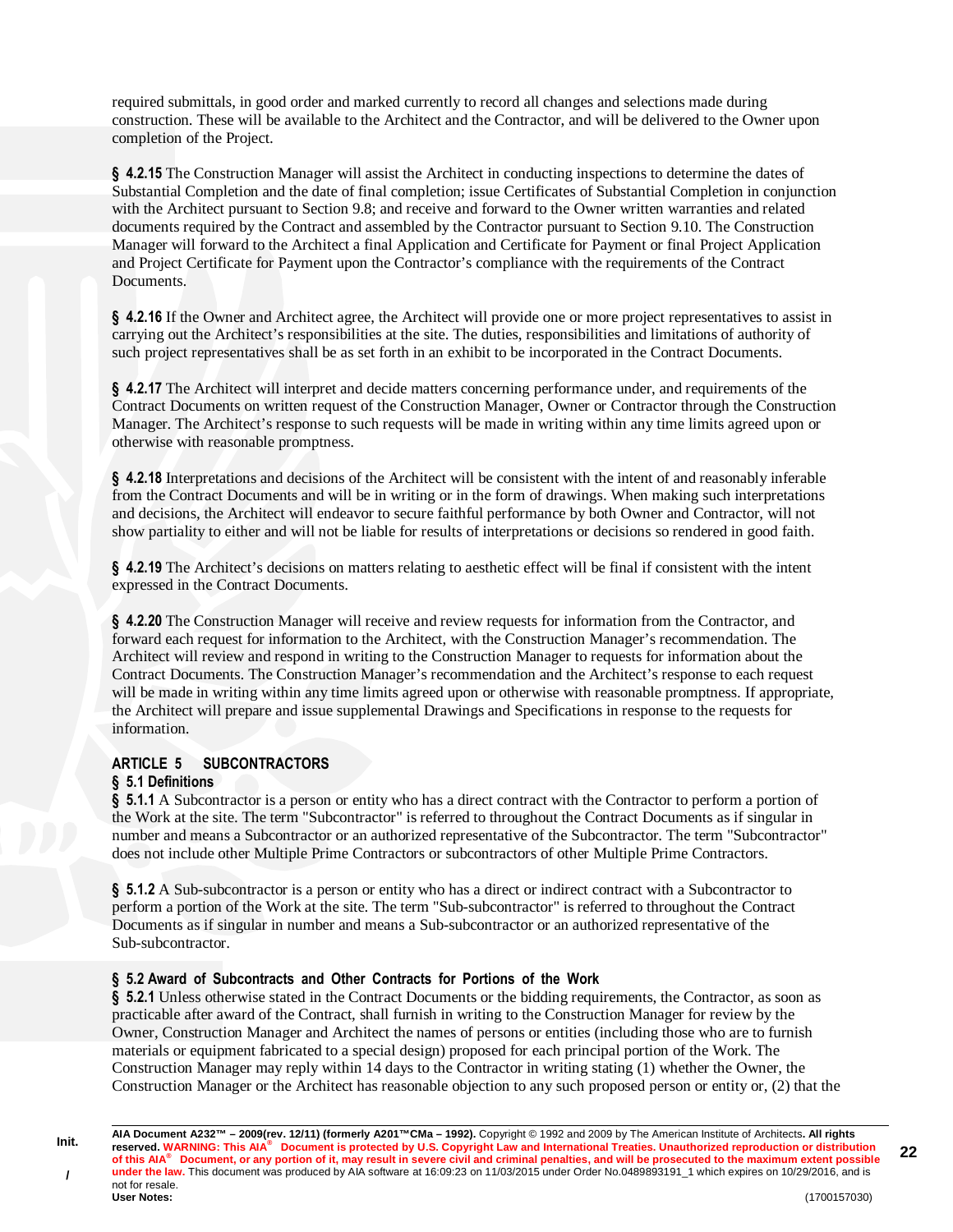required submittals, in good order and marked currently to record all changes and selections made during construction. These will be available to the Architect and the Contractor, and will be delivered to the Owner upon completion of the Project.

**§ 4.2.15** The Construction Manager will assist the Architect in conducting inspections to determine the dates of Substantial Completion and the date of final completion; issue Certificates of Substantial Completion in conjunction with the Architect pursuant to Section 9.8; and receive and forward to the Owner written warranties and related documents required by the Contract and assembled by the Contractor pursuant to Section 9.10. The Construction Manager will forward to the Architect a final Application and Certificate for Payment or final Project Application and Project Certificate for Payment upon the Contractor's compliance with the requirements of the Contract Documents.

**§ 4.2.16** If the Owner and Architect agree, the Architect will provide one or more project representatives to assist in carrying out the Architect's responsibilities at the site. The duties, responsibilities and limitations of authority of such project representatives shall be as set forth in an exhibit to be incorporated in the Contract Documents.

**§ 4.2.17** The Architect will interpret and decide matters concerning performance under, and requirements of the Contract Documents on written request of the Construction Manager, Owner or Contractor through the Construction Manager. The Architect's response to such requests will be made in writing within any time limits agreed upon or otherwise with reasonable promptness.

**§ 4.2.18** Interpretations and decisions of the Architect will be consistent with the intent of and reasonably inferable from the Contract Documents and will be in writing or in the form of drawings. When making such interpretations and decisions, the Architect will endeavor to secure faithful performance by both Owner and Contractor, will not show partiality to either and will not be liable for results of interpretations or decisions so rendered in good faith.

**§ 4.2.19** The Architect's decisions on matters relating to aesthetic effect will be final if consistent with the intent expressed in the Contract Documents.

**§ 4.2.20** The Construction Manager will receive and review requests for information from the Contractor, and forward each request for information to the Architect, with the Construction Manager's recommendation. The Architect will review and respond in writing to the Construction Manager to requests for information about the Contract Documents. The Construction Manager's recommendation and the Architect's response to each request will be made in writing within any time limits agreed upon or otherwise with reasonable promptness. If appropriate, the Architect will prepare and issue supplemental Drawings and Specifications in response to the requests for information.

## ARTICLE 5 SUBCONTRACTORS

### § 5.1 Definitions

**§ 5.1.1** A Subcontractor is a person or entity who has a direct contract with the Contractor to perform a portion of the Work at the site. The term "Subcontractor" is referred to throughout the Contract Documents as if singular in number and means a Subcontractor or an authorized representative of the Subcontractor. The term "Subcontractor" does not include other Multiple Prime Contractors or subcontractors of other Multiple Prime Contractors.

**§ 5.1.2** A Sub-subcontractor is a person or entity who has a direct or indirect contract with a Subcontractor to perform a portion of the Work at the site. The term "Sub-subcontractor" is referred to throughout the Contract Documents as if singular in number and means a Sub-subcontractor or an authorized representative of the Sub-subcontractor.

### § 5.2 Award of Subcontracts and Other Contracts for Portions of the Work

**§ 5.2.1** Unless otherwise stated in the Contract Documents or the bidding requirements, the Contractor, as soon as practicable after award of the Contract, shall furnish in writing to the Construction Manager for review by the Owner, Construction Manager and Architect the names of persons or entities (including those who are to furnish materials or equipment fabricated to a special design) proposed for each principal portion of the Work. The Construction Manager may reply within 14 days to the Contractor in writing stating (1) whether the Owner, the Construction Manager or the Architect has reasonable objection to any such proposed person or entity or, (2) that the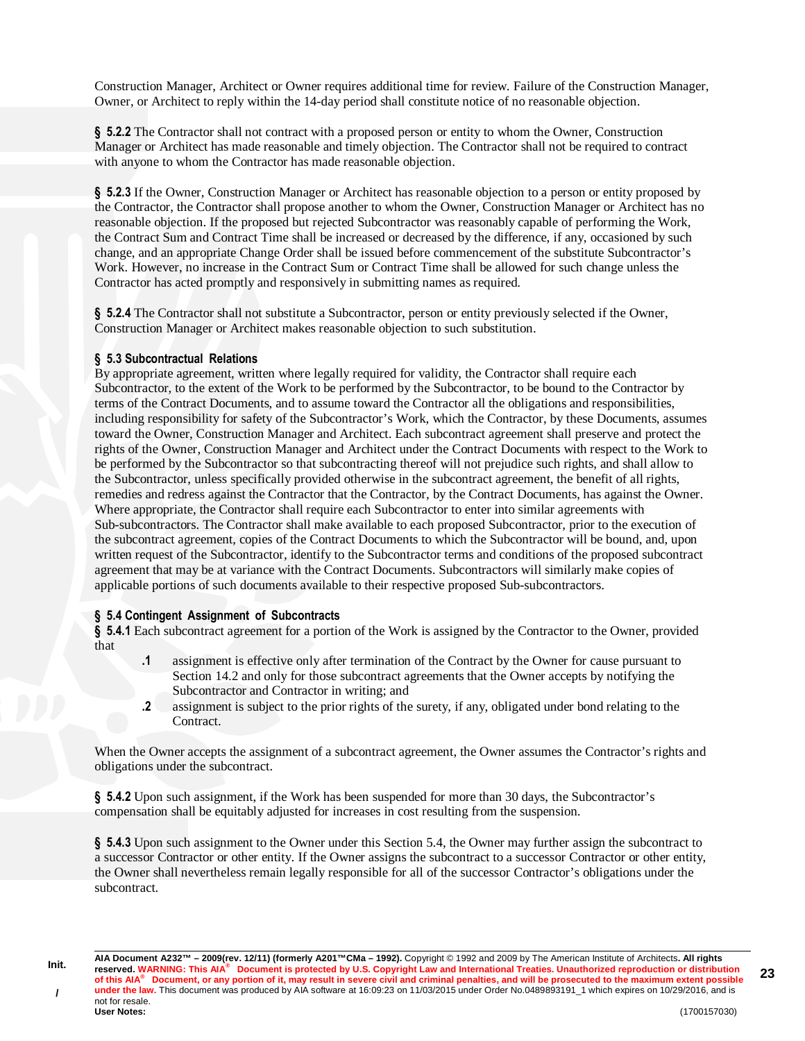Construction Manager, Architect or Owner requires additional time for review. Failure of the Construction Manager, Owner, or Architect to reply within the 14-day period shall constitute notice of no reasonable objection.

**§ 5.2.2** The Contractor shall not contract with a proposed person or entity to whom the Owner, Construction Manager or Architect has made reasonable and timely objection. The Contractor shall not be required to contract with anyone to whom the Contractor has made reasonable objection.

**§ 5.2.3** If the Owner, Construction Manager or Architect has reasonable objection to a person or entity proposed by the Contractor, the Contractor shall propose another to whom the Owner, Construction Manager or Architect has no reasonable objection. If the proposed but rejected Subcontractor was reasonably capable of performing the Work, the Contract Sum and Contract Time shall be increased or decreased by the difference, if any, occasioned by such change, and an appropriate Change Order shall be issued before commencement of the substitute Subcontractor's Work. However, no increase in the Contract Sum or Contract Time shall be allowed for such change unless the Contractor has acted promptly and responsively in submitting names as required.

**§ 5.2.4** The Contractor shall not substitute a Subcontractor, person or entity previously selected if the Owner, Construction Manager or Architect makes reasonable objection to such substitution.

### § 5.3 Subcontractual Relations

By appropriate agreement, written where legally required for validity, the Contractor shall require each Subcontractor, to the extent of the Work to be performed by the Subcontractor, to be bound to the Contractor by terms of the Contract Documents, and to assume toward the Contractor all the obligations and responsibilities, including responsibility for safety of the Subcontractor's Work, which the Contractor, by these Documents, assumes toward the Owner, Construction Manager and Architect. Each subcontract agreement shall preserve and protect the rights of the Owner, Construction Manager and Architect under the Contract Documents with respect to the Work to be performed by the Subcontractor so that subcontracting thereof will not prejudice such rights, and shall allow to the Subcontractor, unless specifically provided otherwise in the subcontract agreement, the benefit of all rights, remedies and redress against the Contractor that the Contractor, by the Contract Documents, has against the Owner. Where appropriate, the Contractor shall require each Subcontractor to enter into similar agreements with Sub-subcontractors. The Contractor shall make available to each proposed Subcontractor, prior to the execution of the subcontract agreement, copies of the Contract Documents to which the Subcontractor will be bound, and, upon written request of the Subcontractor, identify to the Subcontractor terms and conditions of the proposed subcontract agreement that may be at variance with the Contract Documents. Subcontractors will similarly make copies of applicable portions of such documents available to their respective proposed Sub-subcontractors.

### § 5.4 Contingent Assignment of Subcontracts

**§ 5.4.1** Each subcontract agreement for a portion of the Work is assigned by the Contractor to the Owner, provided that

- **.1** assignment is effective only after termination of the Contract by the Owner for cause pursuant to Section 14.2 and only for those subcontract agreements that the Owner accepts by notifying the Subcontractor and Contractor in writing; and
- **.2** assignment is subject to the prior rights of the surety, if any, obligated under bond relating to the Contract.

When the Owner accepts the assignment of a subcontract agreement, the Owner assumes the Contractor's rights and obligations under the subcontract.

**§ 5.4.2** Upon such assignment, if the Work has been suspended for more than 30 days, the Subcontractor's compensation shall be equitably adjusted for increases in cost resulting from the suspension.

**§ 5.4.3** Upon such assignment to the Owner under this Section 5.4, the Owner may further assign the subcontract to a successor Contractor or other entity. If the Owner assigns the subcontract to a successor Contractor or other entity, the Owner shall nevertheless remain legally responsible for all of the successor Contractor's obligations under the subcontract.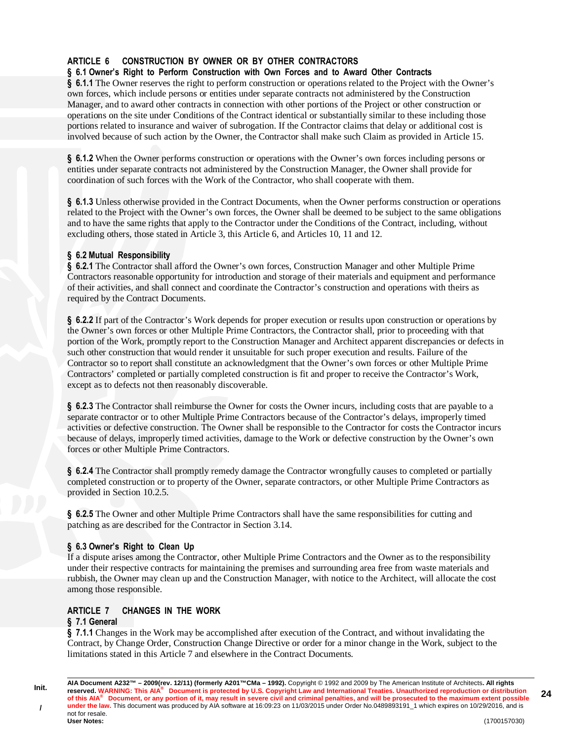## ARTICLE 6 CONSTRUCTION BY OWNER OR BY OTHER CONTRACTORS

### § 6.1 Owner's Right to Perform Construction with Own Forces and to Award Other Contracts

**§ 6.1.1** The Owner reserves the right to perform construction or operations related to the Project with the Owner's own forces, which include persons or entities under separate contracts not administered by the Construction Manager, and to award other contracts in connection with other portions of the Project or other construction or operations on the site under Conditions of the Contract identical or substantially similar to these including those portions related to insurance and waiver of subrogation. If the Contractor claims that delay or additional cost is involved because of such action by the Owner, the Contractor shall make such Claim as provided in Article 15.

**§ 6.1.2** When the Owner performs construction or operations with the Owner's own forces including persons or entities under separate contracts not administered by the Construction Manager, the Owner shall provide for coordination of such forces with the Work of the Contractor, who shall cooperate with them.

**§ 6.1.3** Unless otherwise provided in the Contract Documents, when the Owner performs construction or operations related to the Project with the Owner's own forces, the Owner shall be deemed to be subject to the same obligations and to have the same rights that apply to the Contractor under the Conditions of the Contract, including, without excluding others, those stated in Article 3, this Article 6, and Articles 10, 11 and 12.

### § 6.2 Mutual Responsibility

**§ 6.2.1** The Contractor shall afford the Owner's own forces, Construction Manager and other Multiple Prime Contractors reasonable opportunity for introduction and storage of their materials and equipment and performance of their activities, and shall connect and coordinate the Contractor's construction and operations with theirs as required by the Contract Documents.

**§ 6.2.2** If part of the Contractor's Work depends for proper execution or results upon construction or operations by the Owner's own forces or other Multiple Prime Contractors, the Contractor shall, prior to proceeding with that portion of the Work, promptly report to the Construction Manager and Architect apparent discrepancies or defects in such other construction that would render it unsuitable for such proper execution and results. Failure of the Contractor so to report shall constitute an acknowledgment that the Owner's own forces or other Multiple Prime Contractors' completed or partially completed construction is fit and proper to receive the Contractor's Work, except as to defects not then reasonably discoverable.

**§ 6.2.3** The Contractor shall reimburse the Owner for costs the Owner incurs, including costs that are payable to a separate contractor or to other Multiple Prime Contractors because of the Contractor's delays, improperly timed activities or defective construction. The Owner shall be responsible to the Contractor for costs the Contractor incurs because of delays, improperly timed activities, damage to the Work or defective construction by the Owner's own forces or other Multiple Prime Contractors.

**§ 6.2.4** The Contractor shall promptly remedy damage the Contractor wrongfully causes to completed or partially completed construction or to property of the Owner, separate contractors, or other Multiple Prime Contractors as provided in Section 10.2.5.

**§ 6.2.5** The Owner and other Multiple Prime Contractors shall have the same responsibilities for cutting and patching as are described for the Contractor in Section 3.14.

### § 6.3 Owner's Right to Clean Up

If a dispute arises among the Contractor, other Multiple Prime Contractors and the Owner as to the responsibility under their respective contracts for maintaining the premises and surrounding area free from waste materials and rubbish, the Owner may clean up and the Construction Manager, with notice to the Architect, will allocate the cost among those responsible.

## ARTICLE 7 CHANGES IN THE WORK

### § 7.1 General

**§ 7.1.1** Changes in the Work may be accomplished after execution of the Contract, and without invalidating the Contract, by Change Order, Construction Change Directive or order for a minor change in the Work, subject to the limitations stated in this Article 7 and elsewhere in the Contract Documents.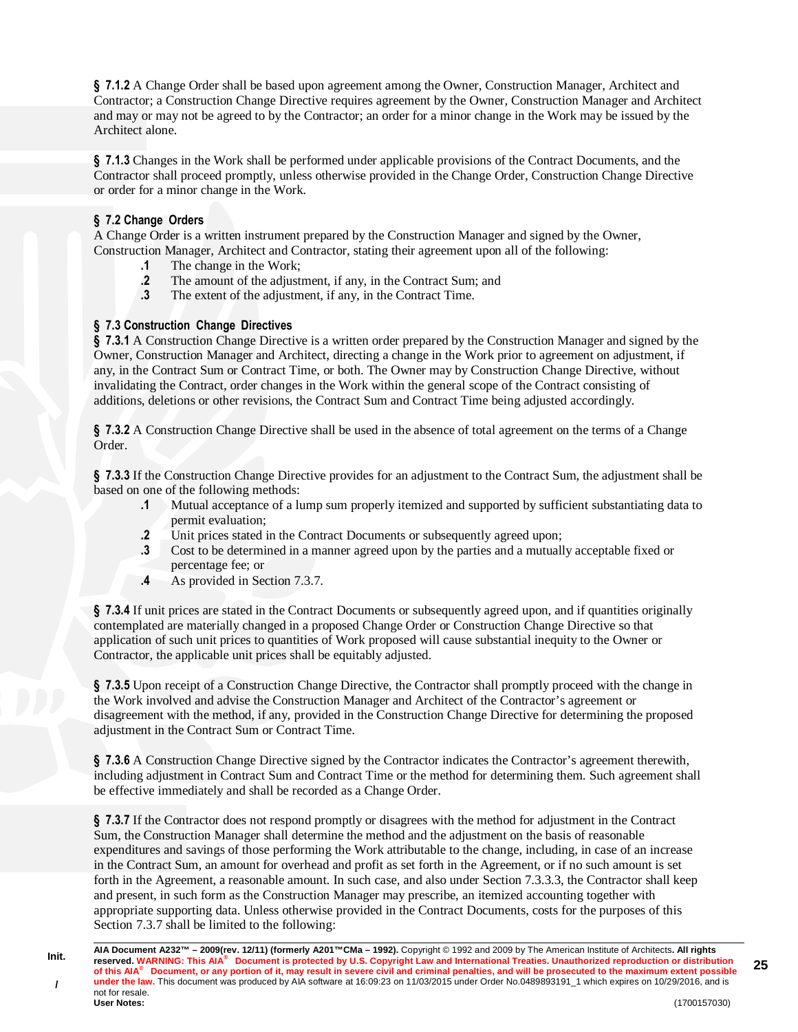**§ 7.1.2** A Change Order shall be based upon agreement among the Owner, Construction Manager, Architect and Contractor; a Construction Change Directive requires agreement by the Owner, Construction Manager and Architect and may or may not be agreed to by the Contractor; an order for a minor change in the Work may be issued by the Architect alone.

**§ 7.1.3** Changes in the Work shall be performed under applicable provisions of the Contract Documents, and the Contractor shall proceed promptly, unless otherwise provided in the Change Order, Construction Change Directive or order for a minor change in the Work.

**§ 7.2 Change Orders**

A Change Order is a written instrument prepared by the Construction Manager and signed by the Owner, Construction Manager, Architect and Contractor, stating their agreement upon all of the following:

- **.1** The change in the Work;
- **.2** The amount of the adjustment, if any, in the Contract Sum; and
- **.3** The extent of the adjustment, if any, in the Contract Time.

**§ 7.3 Construction Change Directives**

**§ 7.3.1** A Construction Change Directive is a written order prepared by the Construction Manager and signed by the Owner, Construction Manager and Architect, directing a change in the Work prior to agreement on adjustment, if any, in the Contract Sum or Contract Time, or both. The Owner may by Construction Change Directive, without invalidating the Contract, order changes in the Work within the general scope of the Contract consisting of additions, deletions or other revisions, the Contract Sum and Contract Time being adjusted accordingly.

**§ 7.3.2** A Construction Change Directive shall be used in the absence of total agreement on the terms of a Change Order.

**§ 7.3.3** If the Construction Change Directive provides for an adjustment to the Contract Sum, the adjustment shall be based on one of the following methods:

- **.1** Mutual acceptance of a lump sum properly itemized and supported by sufficient substantiating data to permit evaluation;
- **.2** Unit prices stated in the Contract Documents or subsequently agreed upon;
- **.3** Cost to be determined in a manner agreed upon by the parties and a mutually acceptable fixed or percentage fee; or
- **.4** As provided in Section 7.3.7.

**§ 7.3.4** If unit prices are stated in the Contract Documents or subsequently agreed upon, and if quantities originally contemplated are materially changed in a proposed Change Order or Construction Change Directive so that application of such unit prices to quantities of Work proposed will cause substantial inequity to the Owner or Contractor, the applicable unit prices shall be equitably adjusted.

**§ 7.3.5** Upon receipt of a Construction Change Directive, the Contractor shall promptly proceed with the change in the Work involved and advise the Construction Manager and Architect of the Contractor's agreement or disagreement with the method, if any, provided in the Construction Change Directive for determining the proposed adjustment in the Contract Sum or Contract Time.

**§ 7.3.6** A Construction Change Directive signed by the Contractor indicates the Contractor's agreement therewith, including adjustment in Contract Sum and Contract Time or the method for determining them. Such agreement shall be effective immediately and shall be recorded as a Change Order.

**§ 7.3.7** If the Contractor does not respond promptly or disagrees with the method for adjustment in the Contract Sum, the Construction Manager shall determine the method and the adjustment on the basis of reasonable expenditures and savings of those performing the Work attributable to the change, including, in case of an increase in the Contract Sum, an amount for overhead and profit as set forth in the Agreement, or if no such amount is set forth in the Agreement, a reasonable amount. In such case, and also under Section 7.3.3.3, the Contractor shall keep and present, in such form as the Construction Manager may prescribe, an itemized accounting together with appropriate supporting data. Unless otherwise provided in the Contract Documents, costs for the purposes of this Section 7.3.7 shall be limited to the following: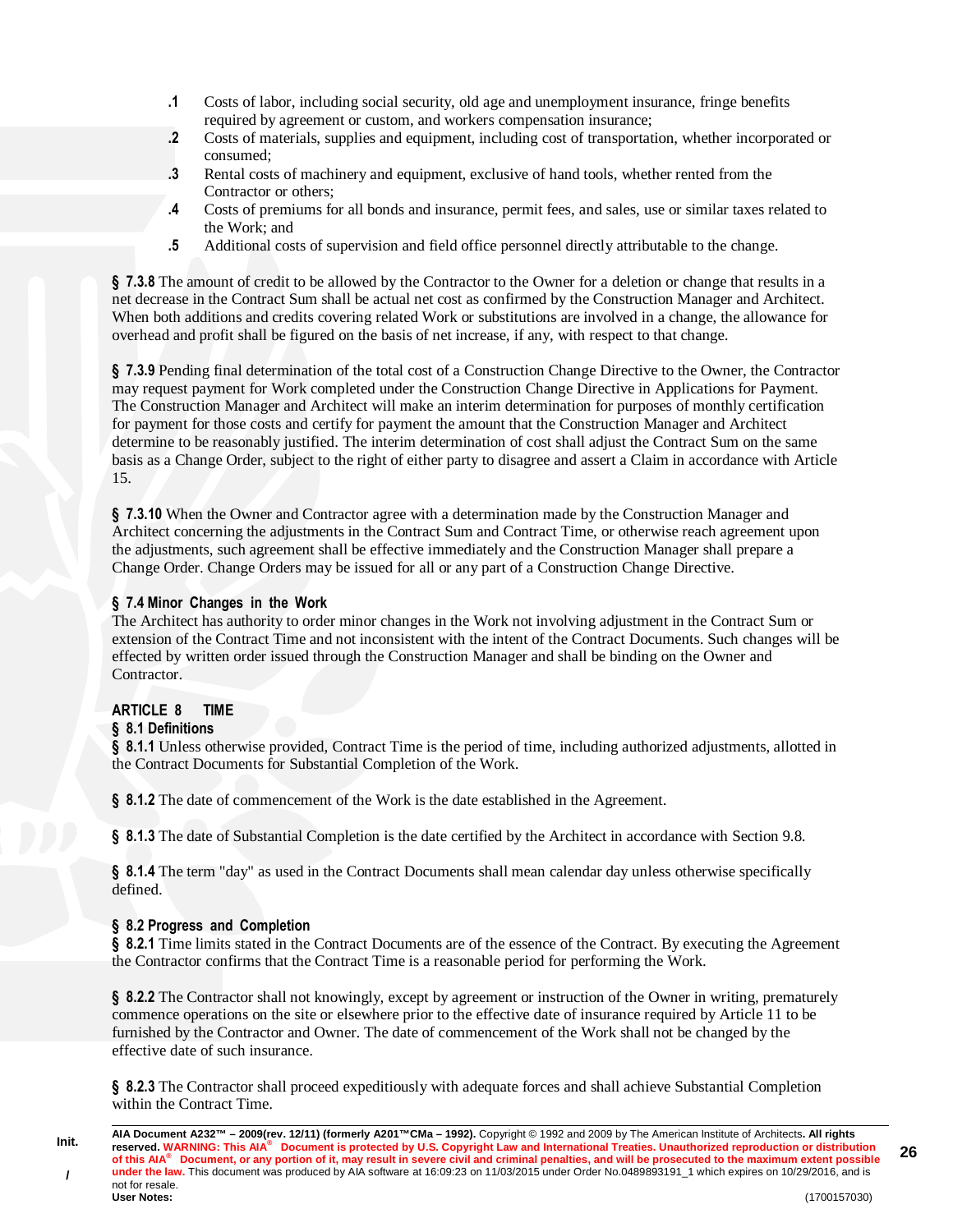**.1** Costs of labor, including social security, old age and unemployment insurance, fringe benefits required by agreement or custom, and workers compensation insurance;

**.2** Costs of materials, supplies and equipment, including cost of transportation, whether incorporated or consumed;

**.3** Rental costs of machinery and equipment, exclusive of hand tools, whether rented from the Contractor or others;

**.4** Costs of premiums for all bonds and insurance, permit fees, and sales, use or similar taxes related to the Work; and

**.5** Additional costs of supervision and field office personnel directly attributable to the change.

**§ 7.3.8** The amount of credit to be allowed by the Contractor to the Owner for a deletion or change that results in a net decrease in the Contract Sum shall be actual net cost as confirmed by the Construction Manager and Architect. When both additions and credits covering related Work or substitutions are involved in a change, the allowance for overhead and profit shall be figured on the basis of net increase, if any, with respect to that change.

**§ 7.3.9** Pending final determination of the total cost of a Construction Change Directive to the Owner, the Contractor may request payment for Work completed under the Construction Change Directive in Applications for Payment. The Construction Manager and Architect will make an interim determination for purposes of monthly certification for payment for those costs and certify for payment the amount that the Construction Manager and Architect determine to be reasonably justified. The interim determination of cost shall adjust the Contract Sum on the same basis as a Change Order, subject to the right of either party to disagree and assert a Claim in accordance with Article 15.

**§ 7.3.10** When the Owner and Contractor agree with a determination made by the Construction Manager and Architect concerning the adjustments in the Contract Sum and Contract Time, or otherwise reach agreement upon the adjustments, such agreement shall be effective immediately and the Construction Manager shall prepare a Change Order. Change Orders may be issued for all or any part of a Construction Change Directive.

### § 7.4 Minor Changes in the Work

The Architect has authority to order minor changes in the Work not involving adjustment in the Contract Sum or extension of the Contract Time and not inconsistent with the intent of the Contract Documents. Such changes will be effected by written order issued through the Construction Manager and shall be binding on the Owner and Contractor.

## ARTICLE 8 TIME

### § 8.1 Definitions

**§ 8.1.1** Unless otherwise provided, Contract Time is the period of time, including authorized adjustments, allotted in the Contract Documents for Substantial Completion of the Work.

**§ 8.1.2** The date of commencement of the Work is the date established in the Agreement.

**§ 8.1.3** The date of Substantial Completion is the date certified by the Architect in accordance with Section 9.8.

**§ 8.1.4** The term "day" as used in the Contract Documents shall mean calendar day unless otherwise specifically defined.

### § 8.2 Progress and Completion

**§ 8.2.1** Time limits stated in the Contract Documents are of the essence of the Contract. By executing the Agreement the Contractor confirms that the Contract Time is a reasonable period for performing the Work.

**§ 8.2.2** The Contractor shall not knowingly, except by agreement or instruction of the Owner in writing, prematurely commence operations on the site or elsewhere prior to the effective date of insurance required by Article 11 to be furnished by the Contractor and Owner. The date of commencement of the Work shall not be changed by the effective date of such insurance.

**§ 8.2.3** The Contractor shall proceed expeditiously with adequate forces and shall achieve Substantial Completion within the Contract Time.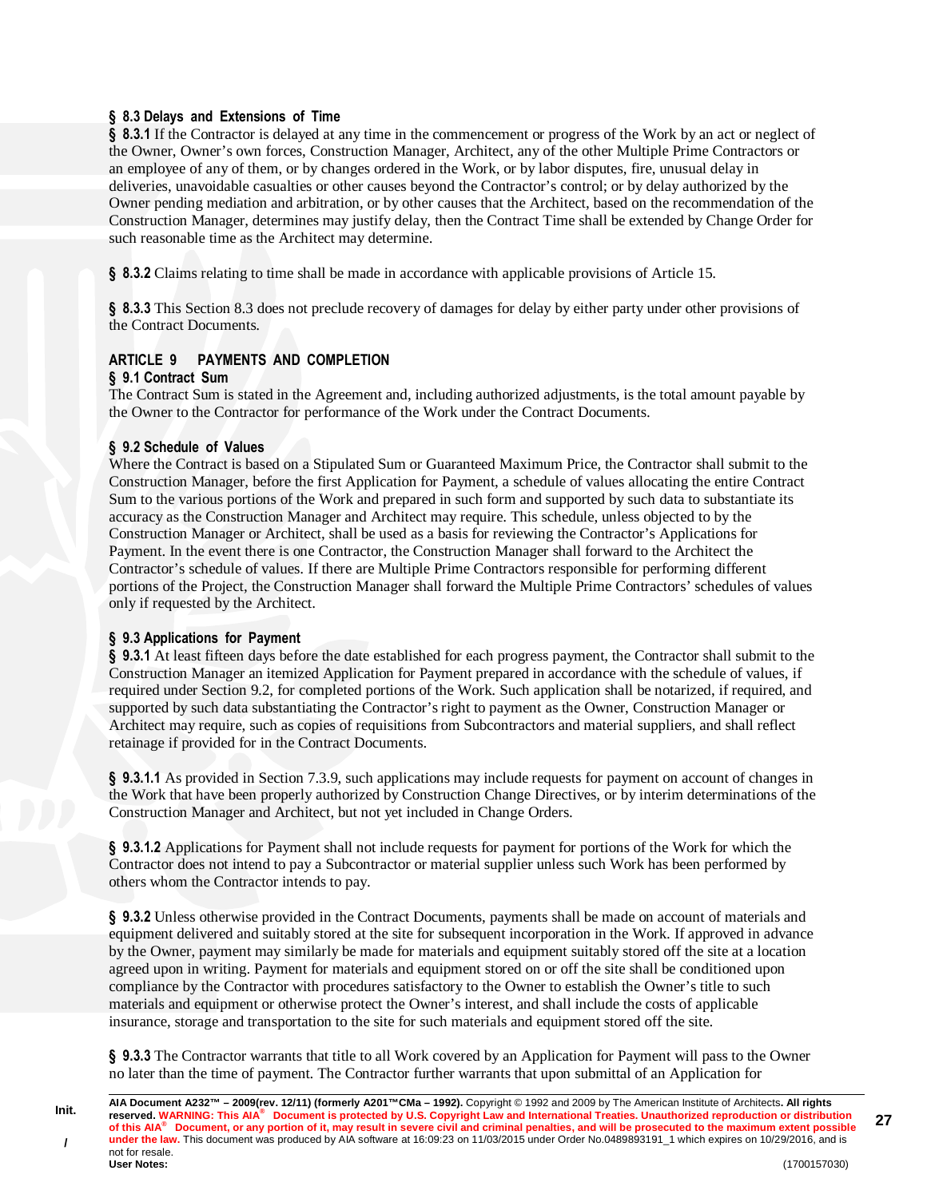**§ 8.3 Delays and Extensions of Time**

**§ 8.3.1** If the Contractor is delayed at any time in the commencement or progress of the Work by an act or neglect of the Owner, Owner's own forces, Construction Manager, Architect, any of the other Multiple Prime Contractors or an employee of any of them, or by changes ordered in the Work, or by labor disputes, fire, unusual delay in deliveries, unavoidable casualties or other causes beyond the Contractor's control; or by delay authorized by the Owner pending mediation and arbitration, or by other causes that the Architect, based on the recommendation of the Construction Manager, determines may justify delay, then the Contract Time shall be extended by Change Order for such reasonable time as the Architect may determine.

**§ 8.3.2** Claims relating to time shall be made in accordance with applicable provisions of Article 15.

**§ 8.3.3** This Section 8.3 does not preclude recovery of damages for delay by either party under other provisions of the Contract Documents.

## ARTICLE 9 PAYMENTS AND COMPLETION

**§ 9.1 Contract Sum**

The Contract Sum is stated in the Agreement and, including authorized adjustments, is the total amount payable by the Owner to the Contractor for performance of the Work under the Contract Documents.

**§ 9.2 Schedule of Values**

Where the Contract is based on a Stipulated Sum or Guaranteed Maximum Price, the Contractor shall submit to the Construction Manager, before the first Application for Payment, a schedule of values allocating the entire Contract Sum to the various portions of the Work and prepared in such form and supported by such data to substantiate its accuracy as the Construction Manager and Architect may require. This schedule, unless objected to by the Construction Manager or Architect, shall be used as a basis for reviewing the Contractor's Applications for Payment. In the event there is one Contractor, the Construction Manager shall forward to the Architect the Contractor's schedule of values. If there are Multiple Prime Contractors responsible for performing different portions of the Project, the Construction Manager shall forward the Multiple Prime Contractors' schedules of values only if requested by the Architect.

**§ 9.3 Applications for Payment**

**§ 9.3.1** At least fifteen days before the date established for each progress payment, the Contractor shall submit to the Construction Manager an itemized Application for Payment prepared in accordance with the schedule of values, if required under Section 9.2, for completed portions of the Work. Such application shall be notarized, if required, and supported by such data substantiating the Contractor's right to payment as the Owner, Construction Manager or Architect may require, such as copies of requisitions from Subcontractors and material suppliers, and shall reflect retainage if provided for in the Contract Documents.

**§ 9.3.1.1** As provided in Section 7.3.9, such applications may include requests for payment on account of changes in the Work that have been properly authorized by Construction Change Directives, or by interim determinations of the Construction Manager and Architect, but not yet included in Change Orders.

**§ 9.3.1.2** Applications for Payment shall not include requests for payment for portions of the Work for which the Contractor does not intend to pay a Subcontractor or material supplier unless such Work has been performed by others whom the Contractor intends to pay.

**§ 9.3.2** Unless otherwise provided in the Contract Documents, payments shall be made on account of materials and equipment delivered and suitably stored at the site for subsequent incorporation in the Work. If approved in advance by the Owner, payment may similarly be made for materials and equipment suitably stored off the site at a location agreed upon in writing. Payment for materials and equipment stored on or off the site shall be conditioned upon compliance by the Contractor with procedures satisfactory to the Owner to establish the Owner's title to such materials and equipment or otherwise protect the Owner's interest, and shall include the costs of applicable insurance, storage and transportation to the site for such materials and equipment stored off the site.

**§ 9.3.3** The Contractor warrants that title to all Work covered by an Application for Payment will pass to the Owner no later than the time of payment. The Contractor further warrants that upon submittal of an Application for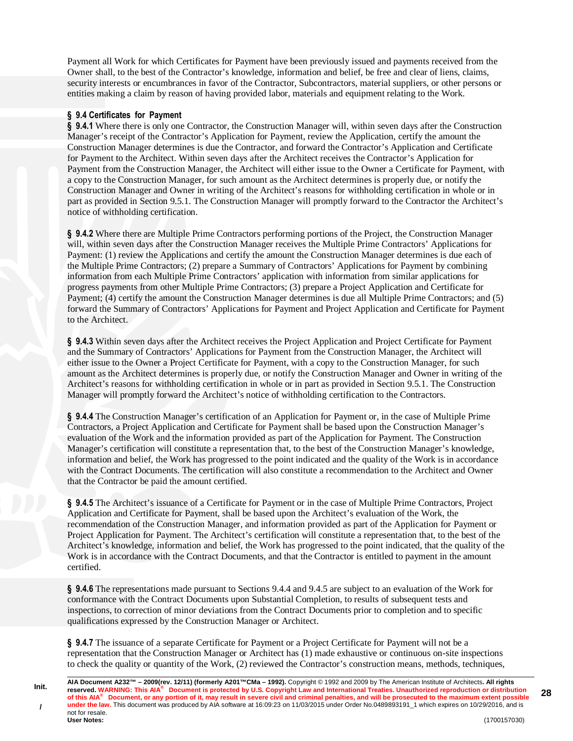Payment all Work for which Certificates for Payment have been previously issued and payments received from the Owner shall, to the best of the Contractor's knowledge, information and belief, be free and clear of liens, claims, security interests or encumbrances in favor of the Contractor, Subcontractors, material suppliers, or other persons or entities making a claim by reason of having provided labor, materials and equipment relating to the Work.

### § 9.4 Certificates for Payment

**§ 9.4.1** Where there is only one Contractor, the Construction Manager will, within seven days after the Construction Manager's receipt of the Contractor's Application for Payment, review the Application, certify the amount the Construction Manager determines is due the Contractor, and forward the Contractor's Application and Certificate for Payment to the Architect. Within seven days after the Architect receives the Contractor's Application for Payment from the Construction Manager, the Architect will either issue to the Owner a Certificate for Payment, with a copy to the Construction Manager, for such amount as the Architect determines is properly due, or notify the Construction Manager and Owner in writing of the Architect's reasons for withholding certification in whole or in part as provided in Section 9.5.1. The Construction Manager will promptly forward to the Contractor the Architect's notice of withholding certification.

**§ 9.4.2** Where there are Multiple Prime Contractors performing portions of the Project, the Construction Manager will, within seven days after the Construction Manager receives the Multiple Prime Contractors' Applications for Payment: (1) review the Applications and certify the amount the Construction Manager determines is due each of the Multiple Prime Contractors; (2) prepare a Summary of Contractors' Applications for Payment by combining information from each Multiple Prime Contractors' application with information from similar applications for progress payments from other Multiple Prime Contractors; (3) prepare a Project Application and Certificate for Payment; (4) certify the amount the Construction Manager determines is due all Multiple Prime Contractors; and (5) forward the Summary of Contractors' Applications for Payment and Project Application and Certificate for Payment to the Architect.

**§ 9.4.3** Within seven days after the Architect receives the Project Application and Project Certificate for Payment and the Summary of Contractors' Applications for Payment from the Construction Manager, the Architect will either issue to the Owner a Project Certificate for Payment, with a copy to the Construction Manager, for such amount as the Architect determines is properly due, or notify the Construction Manager and Owner in writing of the Architect's reasons for withholding certification in whole or in part as provided in Section 9.5.1. The Construction Manager will promptly forward the Architect's notice of withholding certification to the Contractors.

**§ 9.4.4** The Construction Manager's certification of an Application for Payment or, in the case of Multiple Prime Contractors, a Project Application and Certificate for Payment shall be based upon the Construction Manager's evaluation of the Work and the information provided as part of the Application for Payment. The Construction Manager's certification will constitute a representation that, to the best of the Construction Manager's knowledge, information and belief, the Work has progressed to the point indicated and the quality of the Work is in accordance with the Contract Documents. The certification will also constitute a recommendation to the Architect and Owner that the Contractor be paid the amount certified.

**§ 9.4.5** The Architect's issuance of a Certificate for Payment or in the case of Multiple Prime Contractors, Project Application and Certificate for Payment, shall be based upon the Architect's evaluation of the Work, the recommendation of the Construction Manager, and information provided as part of the Application for Payment or Project Application for Payment. The Architect's certification will constitute a representation that, to the best of the Architect's knowledge, information and belief, the Work has progressed to the point indicated, that the quality of the Work is in accordance with the Contract Documents, and that the Contractor is entitled to payment in the amount certified.

**§ 9.4.6** The representations made pursuant to Sections 9.4.4 and 9.4.5 are subject to an evaluation of the Work for conformance with the Contract Documents upon Substantial Completion, to results of subsequent tests and inspections, to correction of minor deviations from the Contract Documents prior to completion and to specific qualifications expressed by the Construction Manager or Architect.

**§ 9.4.7** The issuance of a separate Certificate for Payment or a Project Certificate for Payment will not be a representation that the Construction Manager or Architect has (1) made exhaustive or continuous on-site inspections to check the quality or quantity of the Work, (2) reviewed the Contractor's construction means, methods, techniques,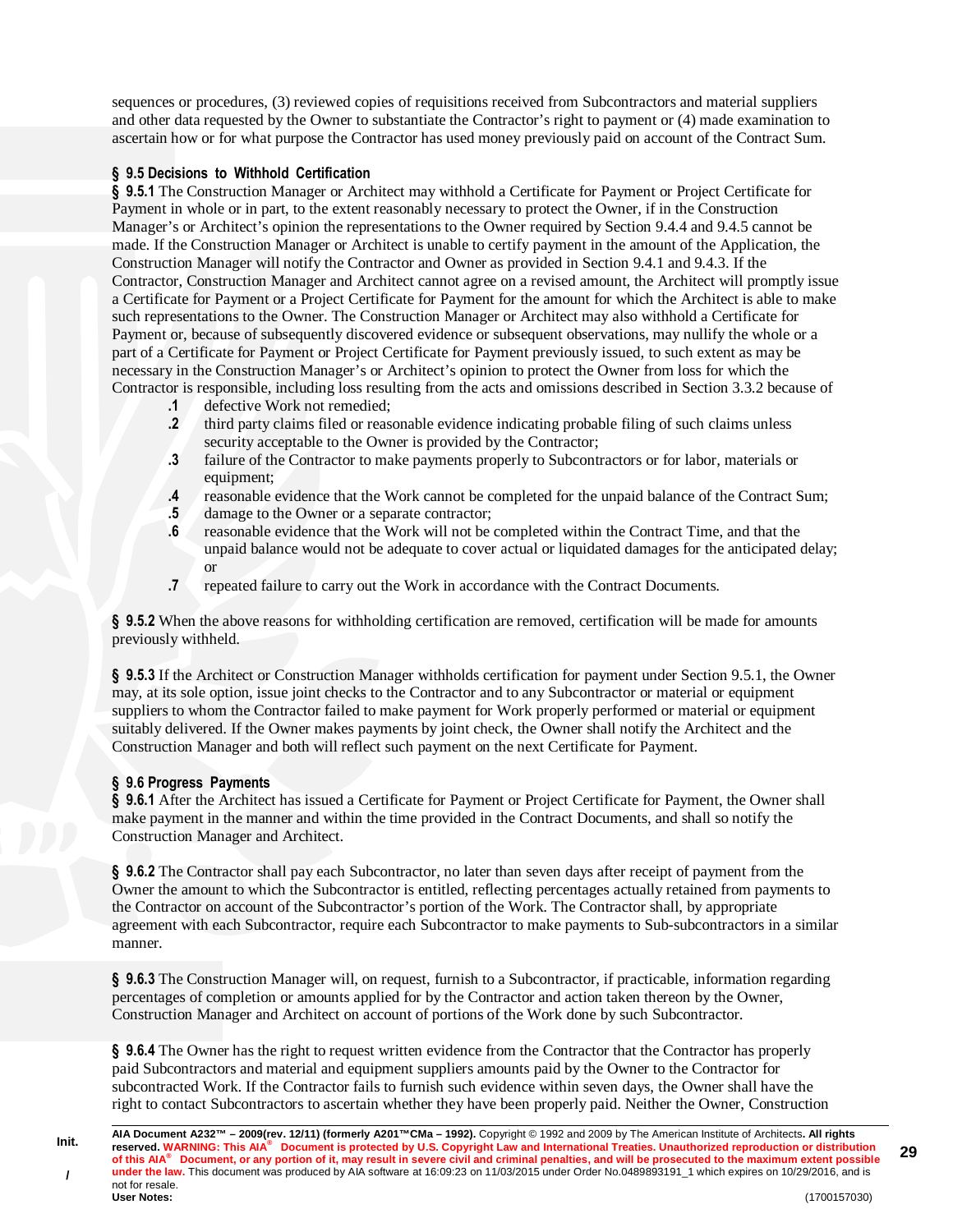sequences or procedures, (3) reviewed copies of requisitions received from Subcontractors and material suppliers and other data requested by the Owner to substantiate the Contractor's right to payment or (4) made examination to ascertain how or for what purpose the Contractor has used money previously paid on account of the Contract Sum.

### § 9.5 Decisions to Withhold Certification

**§ 9.5.1** The Construction Manager or Architect may withhold a Certificate for Payment or Project Certificate for Payment in whole or in part, to the extent reasonably necessary to protect the Owner, if in the Construction Manager's or Architect's opinion the representations to the Owner required by Section 9.4.4 and 9.4.5 cannot be made. If the Construction Manager or Architect is unable to certify payment in the amount of the Application, the Construction Manager will notify the Contractor and Owner as provided in Section 9.4.1 and 9.4.3. If the Contractor, Construction Manager and Architect cannot agree on a revised amount, the Architect will promptly issue a Certificate for Payment or a Project Certificate for Payment for the amount for which the Architect is able to make such representations to the Owner. The Construction Manager or Architect may also withhold a Certificate for Payment or, because of subsequently discovered evidence or subsequent observations, may nullify the whole or a part of a Certificate for Payment or Project Certificate for Payment previously issued, to such extent as may be necessary in the Construction Manager's or Architect's opinion to protect the Owner from loss for which the Contractor is responsible, including loss resulting from the acts and omissions described in Section 3.3.2 because of

- **.1** defective Work not remedied;
- **.2** third party claims filed or reasonable evidence indicating probable filing of such claims unless security acceptable to the Owner is provided by the Contractor;
- **.3** failure of the Contractor to make payments properly to Subcontractors or for labor, materials or equipment;
- **.4** reasonable evidence that the Work cannot be completed for the unpaid balance of the Contract Sum;
- **.5** damage to the Owner or a separate contractor;
- **.6** reasonable evidence that the Work will not be completed within the Contract Time, and that the unpaid balance would not be adequate to cover actual or liquidated damages for the anticipated delay; or
- **.7** repeated failure to carry out the Work in accordance with the Contract Documents.

**§ 9.5.2** When the above reasons for withholding certification are removed, certification will be made for amounts previously withheld.

**§ 9.5.3** If the Architect or Construction Manager withholds certification for payment under Section 9.5.1, the Owner may, at its sole option, issue joint checks to the Contractor and to any Subcontractor or material or equipment suppliers to whom the Contractor failed to make payment for Work properly performed or material or equipment suitably delivered. If the Owner makes payments by joint check, the Owner shall notify the Architect and the Construction Manager and both will reflect such payment on the next Certificate for Payment.

### § 9.6 Progress Payments

**§ 9.6.1** After the Architect has issued a Certificate for Payment or Project Certificate for Payment, the Owner shall make payment in the manner and within the time provided in the Contract Documents, and shall so notify the Construction Manager and Architect.

**§ 9.6.2** The Contractor shall pay each Subcontractor, no later than seven days after receipt of payment from the Owner the amount to which the Subcontractor is entitled, reflecting percentages actually retained from payments to the Contractor on account of the Subcontractor's portion of the Work. The Contractor shall, by appropriate agreement with each Subcontractor, require each Subcontractor to make payments to Sub-subcontractors in a similar manner.

**§ 9.6.3** The Construction Manager will, on request, furnish to a Subcontractor, if practicable, information regarding percentages of completion or amounts applied for by the Contractor and action taken thereon by the Owner, Construction Manager and Architect on account of portions of the Work done by such Subcontractor.

**§ 9.6.4** The Owner has the right to request written evidence from the Contractor that the Contractor has properly paid Subcontractors and material and equipment suppliers amounts paid by the Owner to the Contractor for subcontracted Work. If the Contractor fails to furnish such evidence within seven days, the Owner shall have the right to contact Subcontractors to ascertain whether they have been properly paid. Neither the Owner, Construction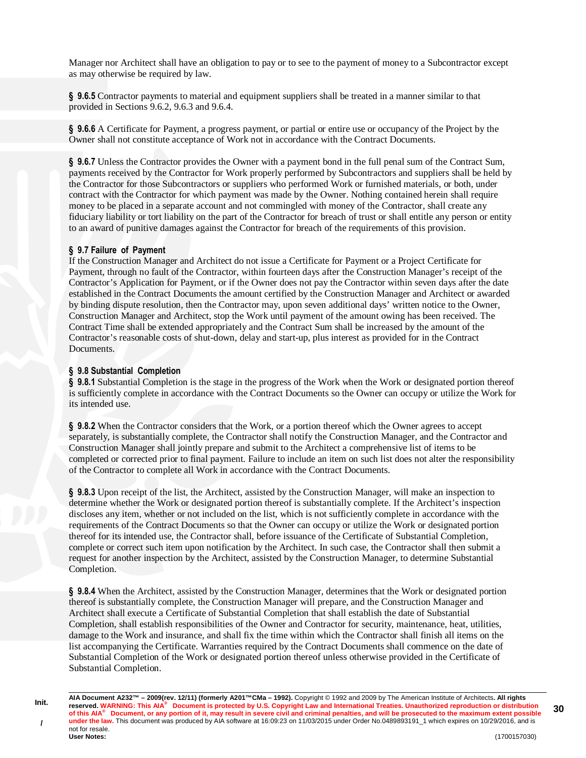Manager nor Architect shall have an obligation to pay or to see to the payment of money to a Subcontractor except as may otherwise be required by law.

**§ 9.6.5** Contractor payments to material and equipment suppliers shall be treated in a manner similar to that provided in Sections 9.6.2, 9.6.3 and 9.6.4.

**§ 9.6.6** A Certificate for Payment, a progress payment, or partial or entire use or occupancy of the Project by the Owner shall not constitute acceptance of Work not in accordance with the Contract Documents.

**§ 9.6.7** Unless the Contractor provides the Owner with a payment bond in the full penal sum of the Contract Sum, payments received by the Contractor for Work properly performed by Subcontractors and suppliers shall be held by the Contractor for those Subcontractors or suppliers who performed Work or furnished materials, or both, under contract with the Contractor for which payment was made by the Owner. Nothing contained herein shall require money to be placed in a separate account and not commingled with money of the Contractor, shall create any fiduciary liability or tort liability on the part of the Contractor for breach of trust or shall entitle any person or entity to an award of punitive damages against the Contractor for breach of the requirements of this provision.

**§ 9.7 Failure of Payment**
If the Construction Manager and Architect do not issue a Certificate for Payment or a Project Certificate for Payment, through no fault of the Contractor, within fourteen days after the Construction Manager's receipt of the Contractor's Application for Payment, or if the Owner does not pay the Contractor within seven days after the date established in the Contract Documents the amount certified by the Construction Manager and Architect or awarded by binding dispute resolution, then the Contractor may, upon seven additional days' written notice to the Owner, Construction Manager and Architect, stop the Work until payment of the amount owing has been received. The Contract Time shall be extended appropriately and the Contract Sum shall be increased by the amount of the Contractor's reasonable costs of shut-down, delay and start-up, plus interest as provided for in the Contract Documents.

**§ 9.8 Substantial Completion**
**§ 9.8.1** Substantial Completion is the stage in the progress of the Work when the Work or designated portion thereof is sufficiently complete in accordance with the Contract Documents so the Owner can occupy or utilize the Work for its intended use.

**§ 9.8.2** When the Contractor considers that the Work, or a portion thereof which the Owner agrees to accept separately, is substantially complete, the Contractor shall notify the Construction Manager, and the Contractor and Construction Manager shall jointly prepare and submit to the Architect a comprehensive list of items to be completed or corrected prior to final payment. Failure to include an item on such list does not alter the responsibility of the Contractor to complete all Work in accordance with the Contract Documents.

**§ 9.8.3** Upon receipt of the list, the Architect, assisted by the Construction Manager, will make an inspection to determine whether the Work or designated portion thereof is substantially complete. If the Architect's inspection discloses any item, whether or not included on the list, which is not sufficiently complete in accordance with the requirements of the Contract Documents so that the Owner can occupy or utilize the Work or designated portion thereof for its intended use, the Contractor shall, before issuance of the Certificate of Substantial Completion, complete or correct such item upon notification by the Architect. In such case, the Contractor shall then submit a request for another inspection by the Architect, assisted by the Construction Manager, to determine Substantial Completion.

**§ 9.8.4** When the Architect, assisted by the Construction Manager, determines that the Work or designated portion thereof is substantially complete, the Construction Manager will prepare, and the Construction Manager and Architect shall execute a Certificate of Substantial Completion that shall establish the date of Substantial Completion, shall establish responsibilities of the Owner and Contractor for security, maintenance, heat, utilities, damage to the Work and insurance, and shall fix the time within which the Contractor shall finish all items on the list accompanying the Certificate. Warranties required by the Contract Documents shall commence on the date of Substantial Completion of the Work or designated portion thereof unless otherwise provided in the Certificate of Substantial Completion.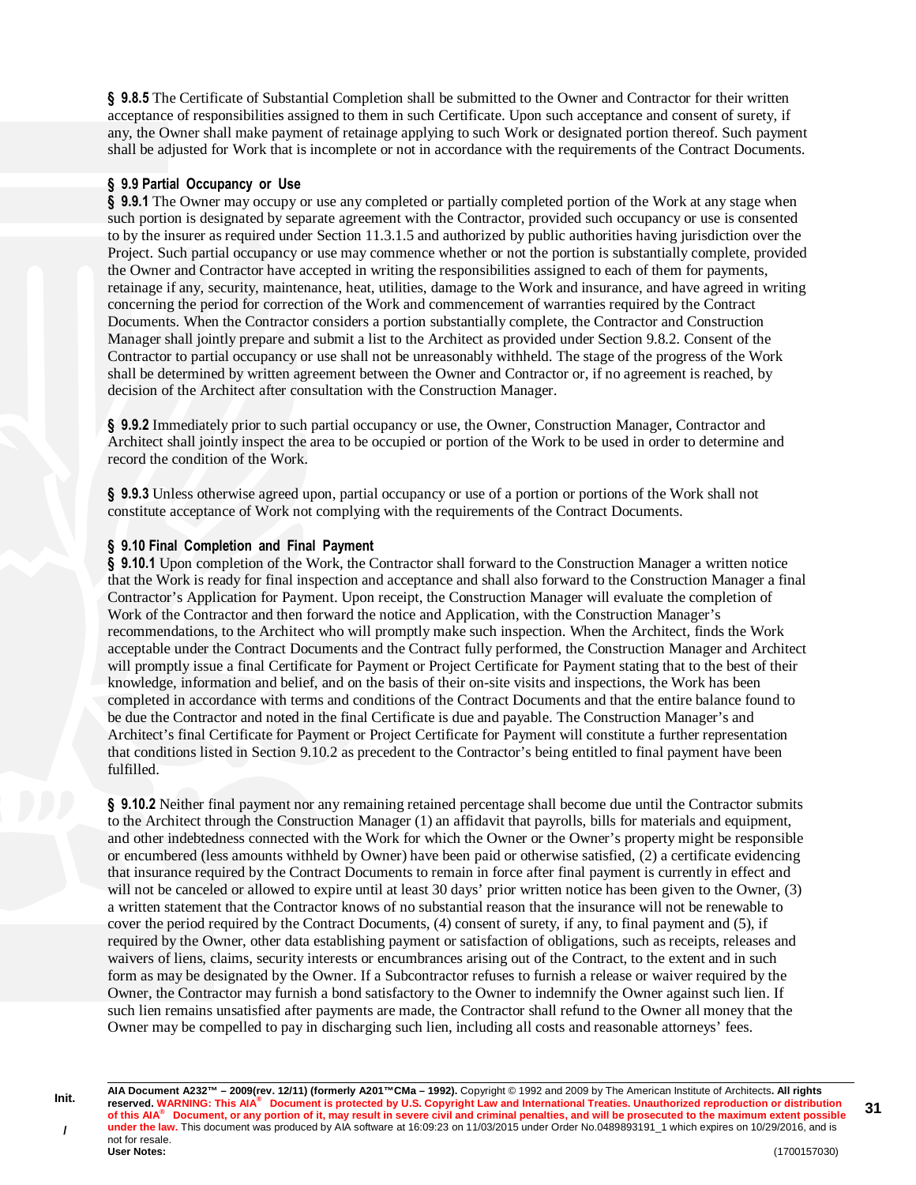**§ 9.8.5** The Certificate of Substantial Completion shall be submitted to the Owner and Contractor for their written acceptance of responsibilities assigned to them in such Certificate. Upon such acceptance and consent of surety, if any, the Owner shall make payment of retainage applying to such Work or designated portion thereof. Such payment shall be adjusted for Work that is incomplete or not in accordance with the requirements of the Contract Documents.

### § 9.9 Partial Occupancy or Use

**§ 9.9.1** The Owner may occupy or use any completed or partially completed portion of the Work at any stage when such portion is designated by separate agreement with the Contractor, provided such occupancy or use is consented to by the insurer as required under Section 11.3.1.5 and authorized by public authorities having jurisdiction over the Project. Such partial occupancy or use may commence whether or not the portion is substantially complete, provided the Owner and Contractor have accepted in writing the responsibilities assigned to each of them for payments, retainage if any, security, maintenance, heat, utilities, damage to the Work and insurance, and have agreed in writing concerning the period for correction of the Work and commencement of warranties required by the Contract Documents. When the Contractor considers a portion substantially complete, the Contractor and Construction Manager shall jointly prepare and submit a list to the Architect as provided under Section 9.8.2. Consent of the Contractor to partial occupancy or use shall not be unreasonably withheld. The stage of the progress of the Work shall be determined by written agreement between the Owner and Contractor or, if no agreement is reached, by decision of the Architect after consultation with the Construction Manager.

**§ 9.9.2** Immediately prior to such partial occupancy or use, the Owner, Construction Manager, Contractor and Architect shall jointly inspect the area to be occupied or portion of the Work to be used in order to determine and record the condition of the Work.

**§ 9.9.3** Unless otherwise agreed upon, partial occupancy or use of a portion or portions of the Work shall not constitute acceptance of Work not complying with the requirements of the Contract Documents.

### § 9.10 Final Completion and Final Payment

**§ 9.10.1** Upon completion of the Work, the Contractor shall forward to the Construction Manager a written notice that the Work is ready for final inspection and acceptance and shall also forward to the Construction Manager a final Contractor's Application for Payment. Upon receipt, the Construction Manager will evaluate the completion of Work of the Contractor and then forward the notice and Application, with the Construction Manager's recommendations, to the Architect who will promptly make such inspection. When the Architect, finds the Work acceptable under the Contract Documents and the Contract fully performed, the Construction Manager and Architect will promptly issue a final Certificate for Payment or Project Certificate for Payment stating that to the best of their knowledge, information and belief, and on the basis of their on-site visits and inspections, the Work has been completed in accordance with terms and conditions of the Contract Documents and that the entire balance found to be due the Contractor and noted in the final Certificate is due and payable. The Construction Manager's and Architect's final Certificate for Payment or Project Certificate for Payment will constitute a further representation that conditions listed in Section 9.10.2 as precedent to the Contractor's being entitled to final payment have been fulfilled.

**§ 9.10.2** Neither final payment nor any remaining retained percentage shall become due until the Contractor submits to the Architect through the Construction Manager (1) an affidavit that payrolls, bills for materials and equipment, and other indebtedness connected with the Work for which the Owner or the Owner's property might be responsible or encumbered (less amounts withheld by Owner) have been paid or otherwise satisfied, (2) a certificate evidencing that insurance required by the Contract Documents to remain in force after final payment is currently in effect and will not be canceled or allowed to expire until at least 30 days' prior written notice has been given to the Owner, (3) a written statement that the Contractor knows of no substantial reason that the insurance will not be renewable to cover the period required by the Contract Documents, (4) consent of surety, if any, to final payment and (5), if required by the Owner, other data establishing payment or satisfaction of obligations, such as receipts, releases and waivers of liens, claims, security interests or encumbrances arising out of the Contract, to the extent and in such form as may be designated by the Owner. If a Subcontractor refuses to furnish a release or waiver required by the Owner, the Contractor may furnish a bond satisfactory to the Owner to indemnify the Owner against such lien. If such lien remains unsatisfied after payments are made, the Contractor shall refund to the Owner all money that the Owner may be compelled to pay in discharging such lien, including all costs and reasonable attorneys' fees.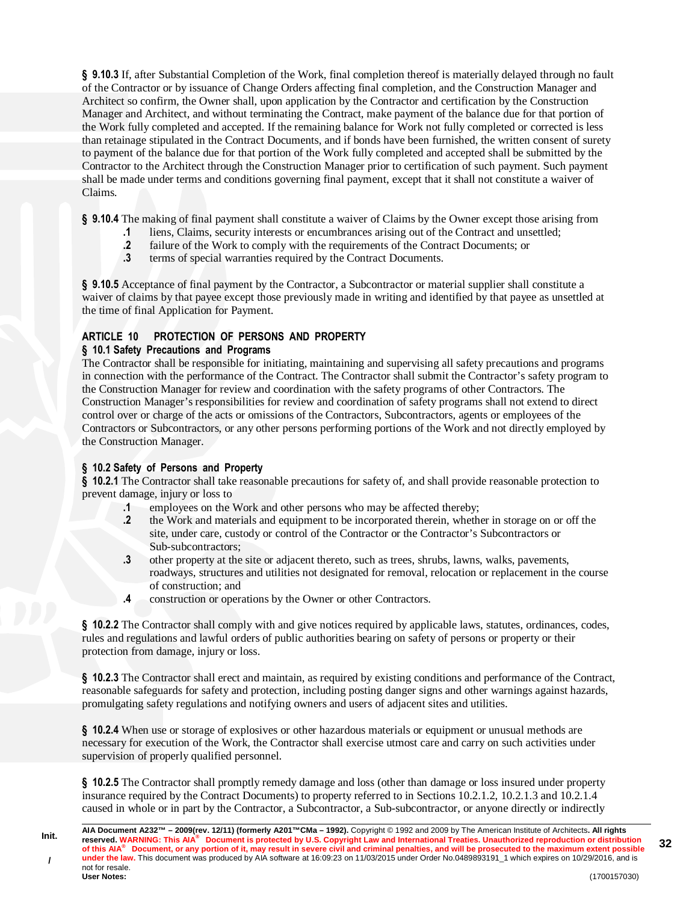**§ 9.10.3** If, after Substantial Completion of the Work, final completion thereof is materially delayed through no fault of the Contractor or by issuance of Change Orders affecting final completion, and the Construction Manager and Architect so confirm, the Owner shall, upon application by the Contractor and certification by the Construction Manager and Architect, and without terminating the Contract, make payment of the balance due for that portion of the Work fully completed and accepted. If the remaining balance for Work not fully completed or corrected is less than retainage stipulated in the Contract Documents, and if bonds have been furnished, the written consent of surety to payment of the balance due for that portion of the Work fully completed and accepted shall be submitted by the Contractor to the Architect through the Construction Manager prior to certification of such payment. Such payment shall be made under terms and conditions governing final payment, except that it shall not constitute a waiver of Claims.

**§ 9.10.4** The making of final payment shall constitute a waiver of Claims by the Owner except those arising from

- **.1** liens, Claims, security interests or encumbrances arising out of the Contract and unsettled;
- **.2** failure of the Work to comply with the requirements of the Contract Documents; or
- **.3** terms of special warranties required by the Contract Documents.

**§ 9.10.5** Acceptance of final payment by the Contractor, a Subcontractor or material supplier shall constitute a waiver of claims by that payee except those previously made in writing and identified by that payee as unsettled at the time of final Application for Payment.

## ARTICLE 10 PROTECTION OF PERSONS AND PROPERTY

### § 10.1 Safety Precautions and Programs

The Contractor shall be responsible for initiating, maintaining and supervising all safety precautions and programs in connection with the performance of the Contract. The Contractor shall submit the Contractor's safety program to the Construction Manager for review and coordination with the safety programs of other Contractors. The Construction Manager's responsibilities for review and coordination of safety programs shall not extend to direct control over or charge of the acts or omissions of the Contractors, Subcontractors, agents or employees of the Contractors or Subcontractors, or any other persons performing portions of the Work and not directly employed by the Construction Manager.

### § 10.2 Safety of Persons and Property

**§ 10.2.1** The Contractor shall take reasonable precautions for safety of, and shall provide reasonable protection to prevent damage, injury or loss to

- **.1** employees on the Work and other persons who may be affected thereby;
- **.2** the Work and materials and equipment to be incorporated therein, whether in storage on or off the site, under care, custody or control of the Contractor or the Contractor's Subcontractors or Sub-subcontractors;
- **.3** other property at the site or adjacent thereto, such as trees, shrubs, lawns, walks, pavements, roadways, structures and utilities not designated for removal, relocation or replacement in the course of construction; and
- **.4** construction or operations by the Owner or other Contractors.

**§ 10.2.2** The Contractor shall comply with and give notices required by applicable laws, statutes, ordinances, codes, rules and regulations and lawful orders of public authorities bearing on safety of persons or property or their protection from damage, injury or loss.

**§ 10.2.3** The Contractor shall erect and maintain, as required by existing conditions and performance of the Contract, reasonable safeguards for safety and protection, including posting danger signs and other warnings against hazards, promulgating safety regulations and notifying owners and users of adjacent sites and utilities.

**§ 10.2.4** When use or storage of explosives or other hazardous materials or equipment or unusual methods are necessary for execution of the Work, the Contractor shall exercise utmost care and carry on such activities under supervision of properly qualified personnel.

**§ 10.2.5** The Contractor shall promptly remedy damage and loss (other than damage or loss insured under property insurance required by the Contract Documents) to property referred to in Sections 10.2.1.2, 10.2.1.3 and 10.2.1.4 caused in whole or in part by the Contractor, a Subcontractor, a Sub-subcontractor, or anyone directly or indirectly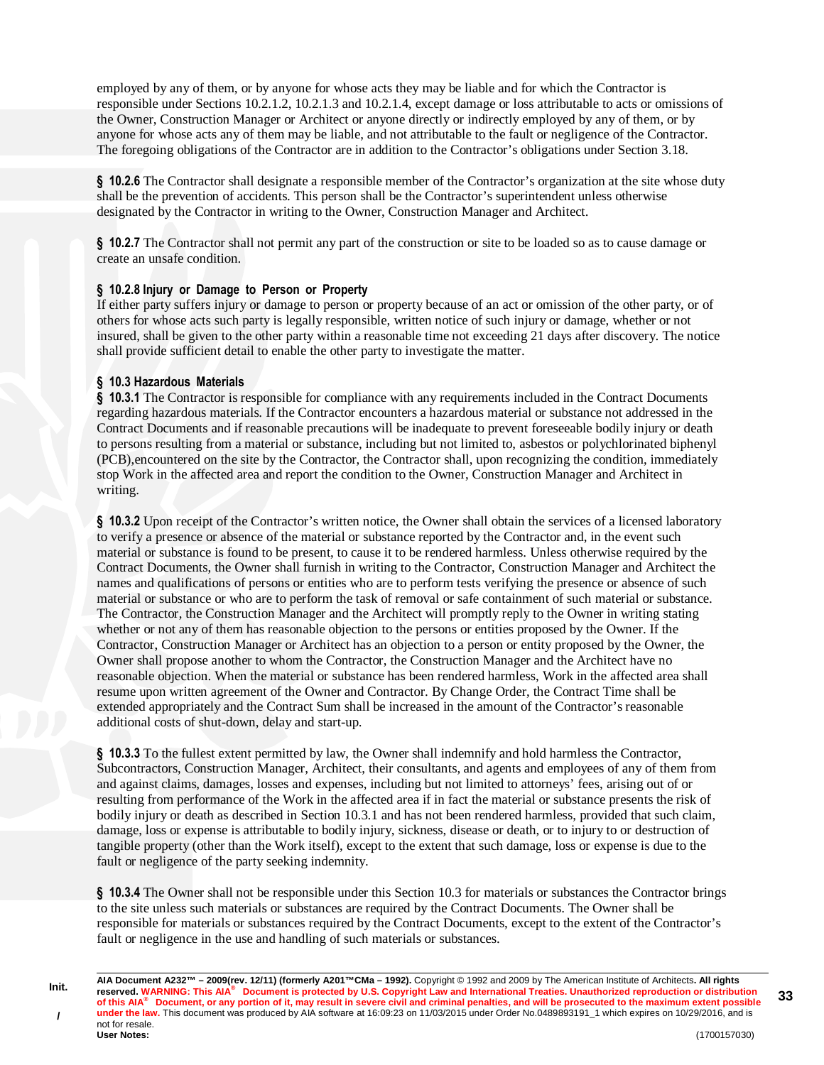employed by any of them, or by anyone for whose acts they may be liable and for which the Contractor is responsible under Sections 10.2.1.2, 10.2.1.3 and 10.2.1.4, except damage or loss attributable to acts or omissions of the Owner, Construction Manager or Architect or anyone directly or indirectly employed by any of them, or by anyone for whose acts any of them may be liable, and not attributable to the fault or negligence of the Contractor. The foregoing obligations of the Contractor are in addition to the Contractor's obligations under Section 3.18.

**§ 10.2.6** The Contractor shall designate a responsible member of the Contractor's organization at the site whose duty shall be the prevention of accidents. This person shall be the Contractor's superintendent unless otherwise designated by the Contractor in writing to the Owner, Construction Manager and Architect.

**§ 10.2.7** The Contractor shall not permit any part of the construction or site to be loaded so as to cause damage or create an unsafe condition.

**§ 10.2.8 Injury or Damage to Person or Property**
If either party suffers injury or damage to person or property because of an act or omission of the other party, or of others for whose acts such party is legally responsible, written notice of such injury or damage, whether or not insured, shall be given to the other party within a reasonable time not exceeding 21 days after discovery. The notice shall provide sufficient detail to enable the other party to investigate the matter.

**§ 10.3 Hazardous Materials**
**§ 10.3.1** The Contractor is responsible for compliance with any requirements included in the Contract Documents regarding hazardous materials. If the Contractor encounters a hazardous material or substance not addressed in the Contract Documents and if reasonable precautions will be inadequate to prevent foreseeable bodily injury or death to persons resulting from a material or substance, including but not limited to, asbestos or polychlorinated biphenyl (PCB),encountered on the site by the Contractor, the Contractor shall, upon recognizing the condition, immediately stop Work in the affected area and report the condition to the Owner, Construction Manager and Architect in writing.

**§ 10.3.2** Upon receipt of the Contractor's written notice, the Owner shall obtain the services of a licensed laboratory to verify a presence or absence of the material or substance reported by the Contractor and, in the event such material or substance is found to be present, to cause it to be rendered harmless. Unless otherwise required by the Contract Documents, the Owner shall furnish in writing to the Contractor, Construction Manager and Architect the names and qualifications of persons or entities who are to perform tests verifying the presence or absence of such material or substance or who are to perform the task of removal or safe containment of such material or substance. The Contractor, the Construction Manager and the Architect will promptly reply to the Owner in writing stating whether or not any of them has reasonable objection to the persons or entities proposed by the Owner. If the Contractor, Construction Manager or Architect has an objection to a person or entity proposed by the Owner, the Owner shall propose another to whom the Contractor, the Construction Manager and the Architect have no reasonable objection. When the material or substance has been rendered harmless, Work in the affected area shall resume upon written agreement of the Owner and Contractor. By Change Order, the Contract Time shall be extended appropriately and the Contract Sum shall be increased in the amount of the Contractor's reasonable additional costs of shut-down, delay and start-up.

**§ 10.3.3** To the fullest extent permitted by law, the Owner shall indemnify and hold harmless the Contractor, Subcontractors, Construction Manager, Architect, their consultants, and agents and employees of any of them from and against claims, damages, losses and expenses, including but not limited to attorneys' fees, arising out of or resulting from performance of the Work in the affected area if in fact the material or substance presents the risk of bodily injury or death as described in Section 10.3.1 and has not been rendered harmless, provided that such claim, damage, loss or expense is attributable to bodily injury, sickness, disease or death, or to injury to or destruction of tangible property (other than the Work itself), except to the extent that such damage, loss or expense is due to the fault or negligence of the party seeking indemnity.

**§ 10.3.4** The Owner shall not be responsible under this Section 10.3 for materials or substances the Contractor brings to the site unless such materials or substances are required by the Contract Documents. The Owner shall be responsible for materials or substances required by the Contract Documents, except to the extent of the Contractor's fault or negligence in the use and handling of such materials or substances.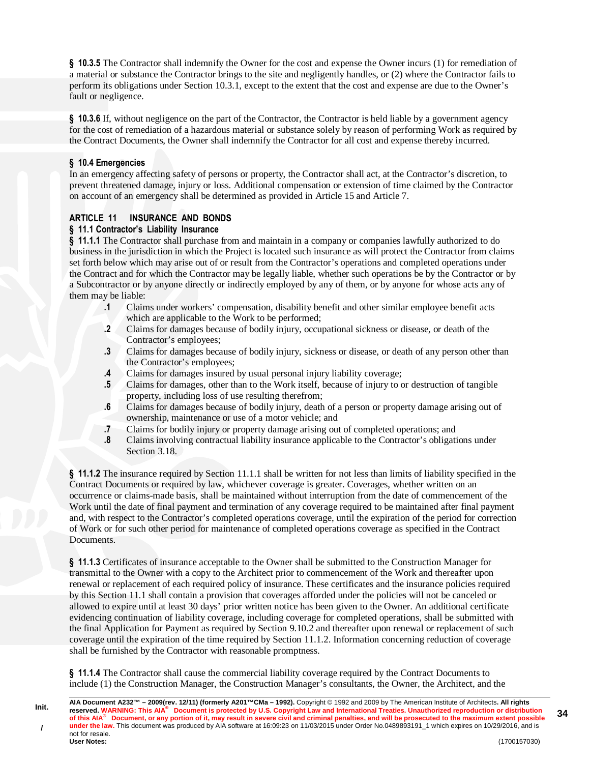**§ 10.3.5** The Contractor shall indemnify the Owner for the cost and expense the Owner incurs (1) for remediation of a material or substance the Contractor brings to the site and negligently handles, or (2) where the Contractor fails to perform its obligations under Section 10.3.1, except to the extent that the cost and expense are due to the Owner's fault or negligence.

**§ 10.3.6** If, without negligence on the part of the Contractor, the Contractor is held liable by a government agency for the cost of remediation of a hazardous material or substance solely by reason of performing Work as required by the Contract Documents, the Owner shall indemnify the Contractor for all cost and expense thereby incurred.

## § 10.4 Emergencies

In an emergency affecting safety of persons or property, the Contractor shall act, at the Contractor's discretion, to prevent threatened damage, injury or loss. Additional compensation or extension of time claimed by the Contractor on account of an emergency shall be determined as provided in Article 15 and Article 7.

# ARTICLE 11 INSURANCE AND BONDS

## § 11.1 Contractor's Liability Insurance

**§ 11.1.1** The Contractor shall purchase from and maintain in a company or companies lawfully authorized to do business in the jurisdiction in which the Project is located such insurance as will protect the Contractor from claims set forth below which may arise out of or result from the Contractor's operations and completed operations under the Contract and for which the Contractor may be legally liable, whether such operations be by the Contractor or by a Subcontractor or by anyone directly or indirectly employed by any of them, or by anyone for whose acts any of them may be liable:

- **.1** Claims under workers' compensation, disability benefit and other similar employee benefit acts which are applicable to the Work to be performed;
- **.2** Claims for damages because of bodily injury, occupational sickness or disease, or death of the Contractor's employees;
- **.3** Claims for damages because of bodily injury, sickness or disease, or death of any person other than the Contractor's employees;
- **.4** Claims for damages insured by usual personal injury liability coverage;
- **.5** Claims for damages, other than to the Work itself, because of injury to or destruction of tangible property, including loss of use resulting therefrom;
- **.6** Claims for damages because of bodily injury, death of a person or property damage arising out of ownership, maintenance or use of a motor vehicle; and
- **.7** Claims for bodily injury or property damage arising out of completed operations; and
- **.8** Claims involving contractual liability insurance applicable to the Contractor's obligations under Section 3.18.

**§ 11.1.2** The insurance required by Section 11.1.1 shall be written for not less than limits of liability specified in the Contract Documents or required by law, whichever coverage is greater. Coverages, whether written on an occurrence or claims-made basis, shall be maintained without interruption from the date of commencement of the Work until the date of final payment and termination of any coverage required to be maintained after final payment and, with respect to the Contractor's completed operations coverage, until the expiration of the period for correction of Work or for such other period for maintenance of completed operations coverage as specified in the Contract Documents.

**§ 11.1.3** Certificates of insurance acceptable to the Owner shall be submitted to the Construction Manager for transmittal to the Owner with a copy to the Architect prior to commencement of the Work and thereafter upon renewal or replacement of each required policy of insurance. These certificates and the insurance policies required by this Section 11.1 shall contain a provision that coverages afforded under the policies will not be canceled or allowed to expire until at least 30 days' prior written notice has been given to the Owner. An additional certificate evidencing continuation of liability coverage, including coverage for completed operations, shall be submitted with the final Application for Payment as required by Section 9.10.2 and thereafter upon renewal or replacement of such coverage until the expiration of the time required by Section 11.1.2. Information concerning reduction of coverage shall be furnished by the Contractor with reasonable promptness.

**§ 11.1.4** The Contractor shall cause the commercial liability coverage required by the Contract Documents to include (1) the Construction Manager, the Construction Manager's consultants, the Owner, the Architect, and the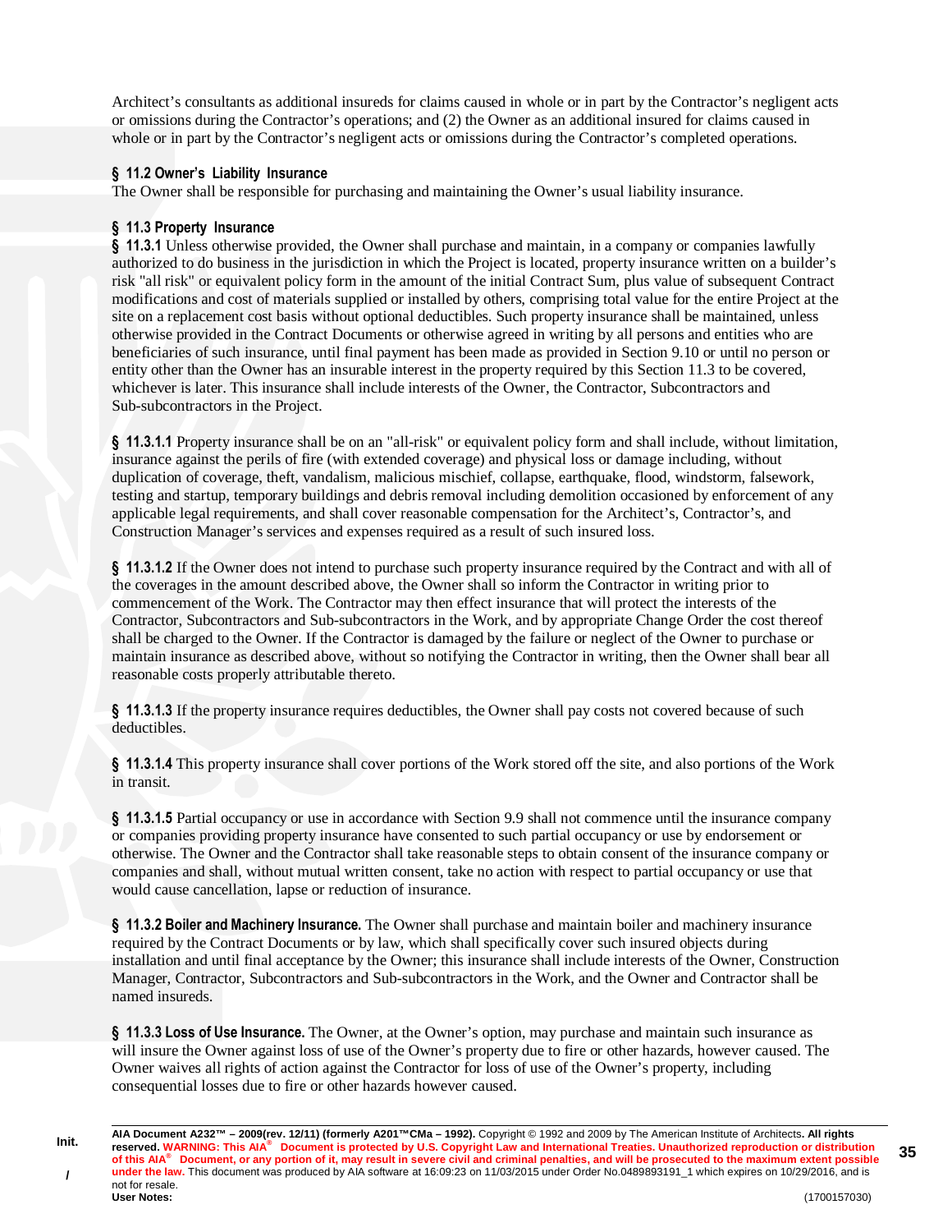Architect's consultants as additional insureds for claims caused in whole or in part by the Contractor's negligent acts or omissions during the Contractor's operations; and (2) the Owner as an additional insured for claims caused in whole or in part by the Contractor's negligent acts or omissions during the Contractor's completed operations.

**§ 11.2 Owner's Liability Insurance**
The Owner shall be responsible for purchasing and maintaining the Owner's usual liability insurance.

**§ 11.3 Property Insurance**
**§ 11.3.1** Unless otherwise provided, the Owner shall purchase and maintain, in a company or companies lawfully authorized to do business in the jurisdiction in which the Project is located, property insurance written on a builder's risk "all risk" or equivalent policy form in the amount of the initial Contract Sum, plus value of subsequent Contract modifications and cost of materials supplied or installed by others, comprising total value for the entire Project at the site on a replacement cost basis without optional deductibles. Such property insurance shall be maintained, unless otherwise provided in the Contract Documents or otherwise agreed in writing by all persons and entities who are beneficiaries of such insurance, until final payment has been made as provided in Section 9.10 or until no person or entity other than the Owner has an insurable interest in the property required by this Section 11.3 to be covered, whichever is later. This insurance shall include interests of the Owner, the Contractor, Subcontractors and Sub-subcontractors in the Project.

**§ 11.3.1.1** Property insurance shall be on an "all-risk" or equivalent policy form and shall include, without limitation, insurance against the perils of fire (with extended coverage) and physical loss or damage including, without duplication of coverage, theft, vandalism, malicious mischief, collapse, earthquake, flood, windstorm, falsework, testing and startup, temporary buildings and debris removal including demolition occasioned by enforcement of any applicable legal requirements, and shall cover reasonable compensation for the Architect's, Contractor's, and Construction Manager's services and expenses required as a result of such insured loss.

**§ 11.3.1.2** If the Owner does not intend to purchase such property insurance required by the Contract and with all of the coverages in the amount described above, the Owner shall so inform the Contractor in writing prior to commencement of the Work. The Contractor may then effect insurance that will protect the interests of the Contractor, Subcontractors and Sub-subcontractors in the Work, and by appropriate Change Order the cost thereof shall be charged to the Owner. If the Contractor is damaged by the failure or neglect of the Owner to purchase or maintain insurance as described above, without so notifying the Contractor in writing, then the Owner shall bear all reasonable costs properly attributable thereto.

**§ 11.3.1.3** If the property insurance requires deductibles, the Owner shall pay costs not covered because of such deductibles.

**§ 11.3.1.4** This property insurance shall cover portions of the Work stored off the site, and also portions of the Work in transit.

**§ 11.3.1.5** Partial occupancy or use in accordance with Section 9.9 shall not commence until the insurance company or companies providing property insurance have consented to such partial occupancy or use by endorsement or otherwise. The Owner and the Contractor shall take reasonable steps to obtain consent of the insurance company or companies and shall, without mutual written consent, take no action with respect to partial occupancy or use that would cause cancellation, lapse or reduction of insurance.

**§ 11.3.2 Boiler and Machinery Insurance.** The Owner shall purchase and maintain boiler and machinery insurance required by the Contract Documents or by law, which shall specifically cover such insured objects during installation and until final acceptance by the Owner; this insurance shall include interests of the Owner, Construction Manager, Contractor, Subcontractors and Sub-subcontractors in the Work, and the Owner and Contractor shall be named insureds.

**§ 11.3.3 Loss of Use Insurance.** The Owner, at the Owner's option, may purchase and maintain such insurance as will insure the Owner against loss of use of the Owner's property due to fire or other hazards, however caused. The Owner waives all rights of action against the Contractor for loss of use of the Owner's property, including consequential losses due to fire or other hazards however caused.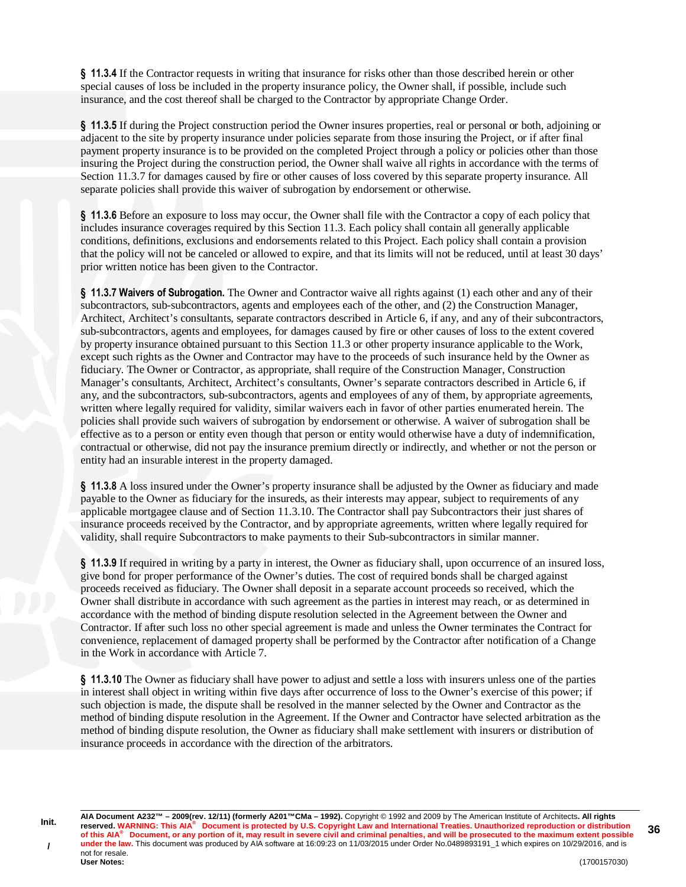**§ 11.3.4** If the Contractor requests in writing that insurance for risks other than those described herein or other special causes of loss be included in the property insurance policy, the Owner shall, if possible, include such insurance, and the cost thereof shall be charged to the Contractor by appropriate Change Order.

**§ 11.3.5** If during the Project construction period the Owner insures properties, real or personal or both, adjoining or adjacent to the site by property insurance under policies separate from those insuring the Project, or if after final payment property insurance is to be provided on the completed Project through a policy or policies other than those insuring the Project during the construction period, the Owner shall waive all rights in accordance with the terms of Section 11.3.7 for damages caused by fire or other causes of loss covered by this separate property insurance. All separate policies shall provide this waiver of subrogation by endorsement or otherwise.

**§ 11.3.6** Before an exposure to loss may occur, the Owner shall file with the Contractor a copy of each policy that includes insurance coverages required by this Section 11.3. Each policy shall contain all generally applicable conditions, definitions, exclusions and endorsements related to this Project. Each policy shall contain a provision that the policy will not be canceled or allowed to expire, and that its limits will not be reduced, until at least 30 days' prior written notice has been given to the Contractor.

**§ 11.3.7 Waivers of Subrogation.** The Owner and Contractor waive all rights against (1) each other and any of their subcontractors, sub-subcontractors, agents and employees each of the other, and (2) the Construction Manager, Architect, Architect's consultants, separate contractors described in Article 6, if any, and any of their subcontractors, sub-subcontractors, agents and employees, for damages caused by fire or other causes of loss to the extent covered by property insurance obtained pursuant to this Section 11.3 or other property insurance applicable to the Work, except such rights as the Owner and Contractor may have to the proceeds of such insurance held by the Owner as fiduciary. The Owner or Contractor, as appropriate, shall require of the Construction Manager, Construction Manager's consultants, Architect, Architect's consultants, Owner's separate contractors described in Article 6, if any, and the subcontractors, sub-subcontractors, agents and employees of any of them, by appropriate agreements, written where legally required for validity, similar waivers each in favor of other parties enumerated herein. The policies shall provide such waivers of subrogation by endorsement or otherwise. A waiver of subrogation shall be effective as to a person or entity even though that person or entity would otherwise have a duty of indemnification, contractual or otherwise, did not pay the insurance premium directly or indirectly, and whether or not the person or entity had an insurable interest in the property damaged.

**§ 11.3.8** A loss insured under the Owner's property insurance shall be adjusted by the Owner as fiduciary and made payable to the Owner as fiduciary for the insureds, as their interests may appear, subject to requirements of any applicable mortgagee clause and of Section 11.3.10. The Contractor shall pay Subcontractors their just shares of insurance proceeds received by the Contractor, and by appropriate agreements, written where legally required for validity, shall require Subcontractors to make payments to their Sub-subcontractors in similar manner.

**§ 11.3.9** If required in writing by a party in interest, the Owner as fiduciary shall, upon occurrence of an insured loss, give bond for proper performance of the Owner's duties. The cost of required bonds shall be charged against proceeds received as fiduciary. The Owner shall deposit in a separate account proceeds so received, which the Owner shall distribute in accordance with such agreement as the parties in interest may reach, or as determined in accordance with the method of binding dispute resolution selected in the Agreement between the Owner and Contractor. If after such loss no other special agreement is made and unless the Owner terminates the Contract for convenience, replacement of damaged property shall be performed by the Contractor after notification of a Change in the Work in accordance with Article 7.

**§ 11.3.10** The Owner as fiduciary shall have power to adjust and settle a loss with insurers unless one of the parties in interest shall object in writing within five days after occurrence of loss to the Owner's exercise of this power; if such objection is made, the dispute shall be resolved in the manner selected by the Owner and Contractor as the method of binding dispute resolution in the Agreement. If the Owner and Contractor have selected arbitration as the method of binding dispute resolution, the Owner as fiduciary shall make settlement with insurers or distribution of insurance proceeds in accordance with the direction of the arbitrators.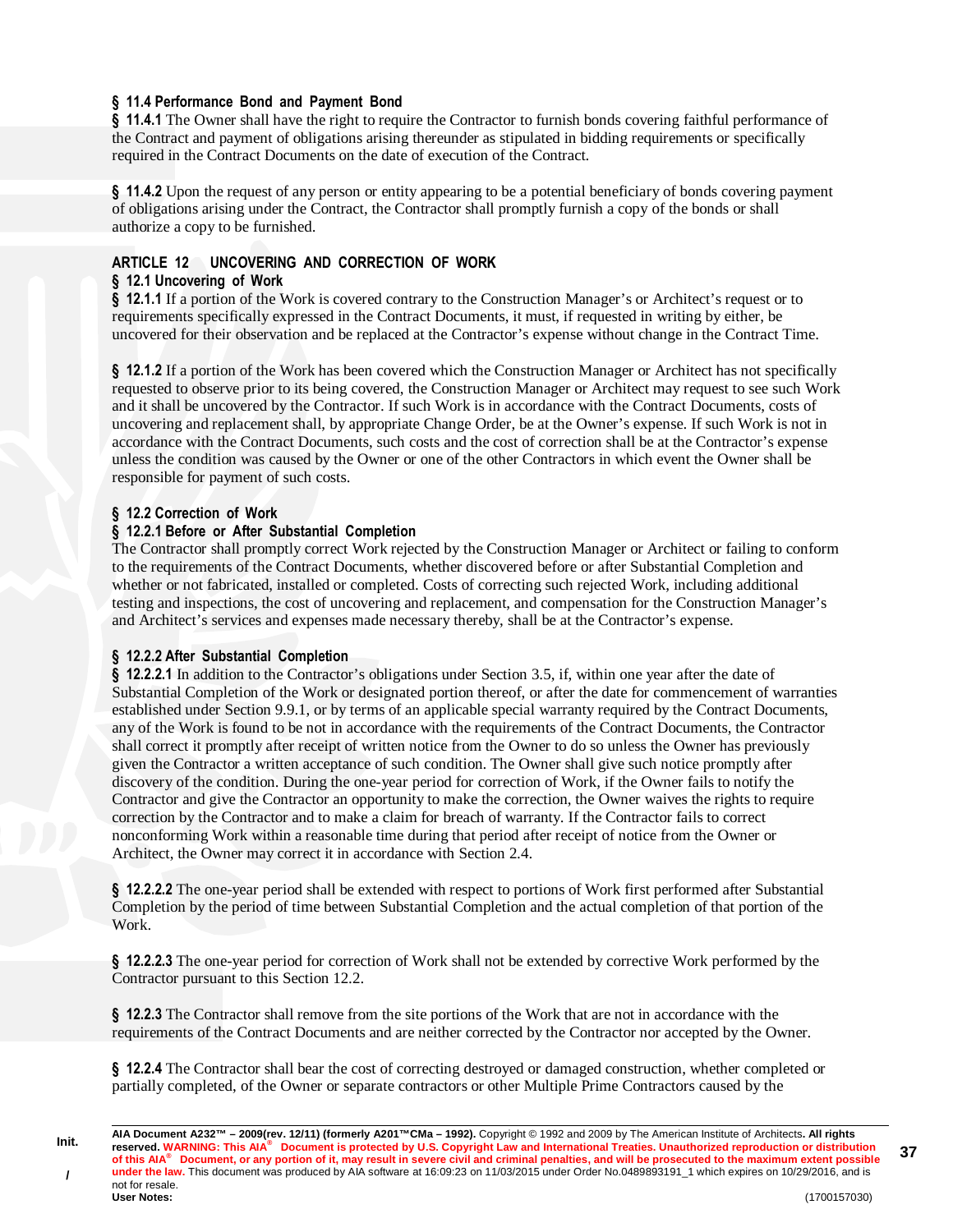### § 11.4 Performance Bond and Payment Bond

**§ 11.4.1** The Owner shall have the right to require the Contractor to furnish bonds covering faithful performance of the Contract and payment of obligations arising thereunder as stipulated in bidding requirements or specifically required in the Contract Documents on the date of execution of the Contract.

**§ 11.4.2** Upon the request of any person or entity appearing to be a potential beneficiary of bonds covering payment of obligations arising under the Contract, the Contractor shall promptly furnish a copy of the bonds or shall authorize a copy to be furnished.

## ARTICLE 12 UNCOVERING AND CORRECTION OF WORK

### § 12.1 Uncovering of Work

**§ 12.1.1** If a portion of the Work is covered contrary to the Construction Manager's or Architect's request or to requirements specifically expressed in the Contract Documents, it must, if requested in writing by either, be uncovered for their observation and be replaced at the Contractor's expense without change in the Contract Time.

**§ 12.1.2** If a portion of the Work has been covered which the Construction Manager or Architect has not specifically requested to observe prior to its being covered, the Construction Manager or Architect may request to see such Work and it shall be uncovered by the Contractor. If such Work is in accordance with the Contract Documents, costs of uncovering and replacement shall, by appropriate Change Order, be at the Owner's expense. If such Work is not in accordance with the Contract Documents, such costs and the cost of correction shall be at the Contractor's expense unless the condition was caused by the Owner or one of the other Contractors in which event the Owner shall be responsible for payment of such costs.

### § 12.2 Correction of Work

#### § 12.2.1 Before or After Substantial Completion

The Contractor shall promptly correct Work rejected by the Construction Manager or Architect or failing to conform to the requirements of the Contract Documents, whether discovered before or after Substantial Completion and whether or not fabricated, installed or completed. Costs of correcting such rejected Work, including additional testing and inspections, the cost of uncovering and replacement, and compensation for the Construction Manager's and Architect's services and expenses made necessary thereby, shall be at the Contractor's expense.

#### § 12.2.2 After Substantial Completion

**§ 12.2.2.1** In addition to the Contractor's obligations under Section 3.5, if, within one year after the date of Substantial Completion of the Work or designated portion thereof, or after the date for commencement of warranties established under Section 9.9.1, or by terms of an applicable special warranty required by the Contract Documents, any of the Work is found to be not in accordance with the requirements of the Contract Documents, the Contractor shall correct it promptly after receipt of written notice from the Owner to do so unless the Owner has previously given the Contractor a written acceptance of such condition. The Owner shall give such notice promptly after discovery of the condition. During the one-year period for correction of Work, if the Owner fails to notify the Contractor and give the Contractor an opportunity to make the correction, the Owner waives the rights to require correction by the Contractor and to make a claim for breach of warranty. If the Contractor fails to correct nonconforming Work within a reasonable time during that period after receipt of notice from the Owner or Architect, the Owner may correct it in accordance with Section 2.4.

**§ 12.2.2.2** The one-year period shall be extended with respect to portions of Work first performed after Substantial Completion by the period of time between Substantial Completion and the actual completion of that portion of the Work.

**§ 12.2.2.3** The one-year period for correction of Work shall not be extended by corrective Work performed by the Contractor pursuant to this Section 12.2.

**§ 12.2.3** The Contractor shall remove from the site portions of the Work that are not in accordance with the requirements of the Contract Documents and are neither corrected by the Contractor nor accepted by the Owner.

**§ 12.2.4** The Contractor shall bear the cost of correcting destroyed or damaged construction, whether completed or partially completed, of the Owner or separate contractors or other Multiple Prime Contractors caused by the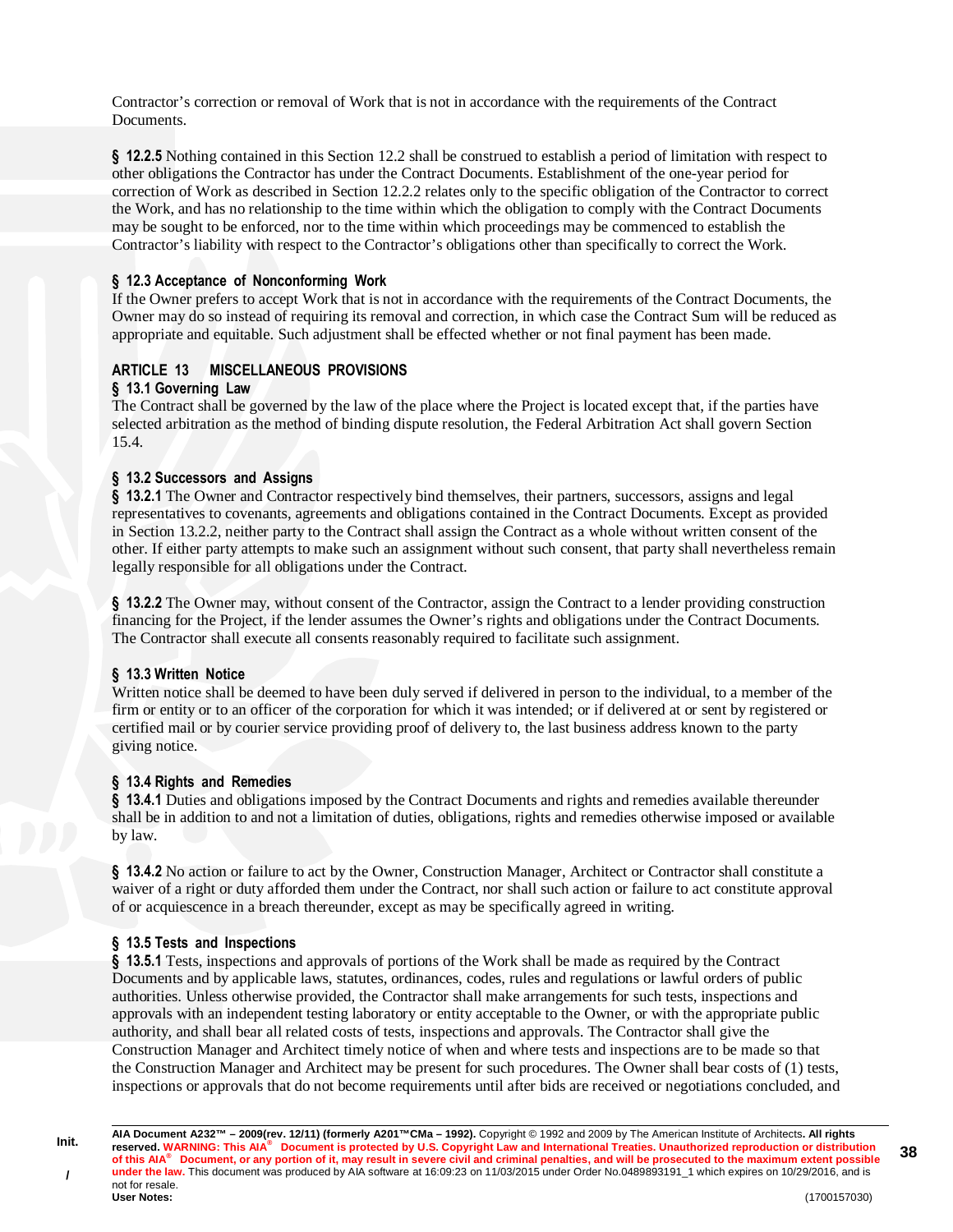Contractor's correction or removal of Work that is not in accordance with the requirements of the Contract Documents.

**§ 12.2.5** Nothing contained in this Section 12.2 shall be construed to establish a period of limitation with respect to other obligations the Contractor has under the Contract Documents. Establishment of the one-year period for correction of Work as described in Section 12.2.2 relates only to the specific obligation of the Contractor to correct the Work, and has no relationship to the time within which the obligation to comply with the Contract Documents may be sought to be enforced, nor to the time within which proceedings may be commenced to establish the Contractor's liability with respect to the Contractor's obligations other than specifically to correct the Work.

### § 12.3 Acceptance of Nonconforming Work

If the Owner prefers to accept Work that is not in accordance with the requirements of the Contract Documents, the Owner may do so instead of requiring its removal and correction, in which case the Contract Sum will be reduced as appropriate and equitable. Such adjustment shall be effected whether or not final payment has been made.

## ARTICLE 13 MISCELLANEOUS PROVISIONS

### § 13.1 Governing Law

The Contract shall be governed by the law of the place where the Project is located except that, if the parties have selected arbitration as the method of binding dispute resolution, the Federal Arbitration Act shall govern Section 15.4.

### § 13.2 Successors and Assigns

**§ 13.2.1** The Owner and Contractor respectively bind themselves, their partners, successors, assigns and legal representatives to covenants, agreements and obligations contained in the Contract Documents. Except as provided in Section 13.2.2, neither party to the Contract shall assign the Contract as a whole without written consent of the other. If either party attempts to make such an assignment without such consent, that party shall nevertheless remain legally responsible for all obligations under the Contract.

**§ 13.2.2** The Owner may, without consent of the Contractor, assign the Contract to a lender providing construction financing for the Project, if the lender assumes the Owner's rights and obligations under the Contract Documents. The Contractor shall execute all consents reasonably required to facilitate such assignment.

### § 13.3 Written Notice

Written notice shall be deemed to have been duly served if delivered in person to the individual, to a member of the firm or entity or to an officer of the corporation for which it was intended; or if delivered at or sent by registered or certified mail or by courier service providing proof of delivery to, the last business address known to the party giving notice.

### § 13.4 Rights and Remedies

**§ 13.4.1** Duties and obligations imposed by the Contract Documents and rights and remedies available thereunder shall be in addition to and not a limitation of duties, obligations, rights and remedies otherwise imposed or available by law.

**§ 13.4.2** No action or failure to act by the Owner, Construction Manager, Architect or Contractor shall constitute a waiver of a right or duty afforded them under the Contract, nor shall such action or failure to act constitute approval of or acquiescence in a breach thereunder, except as may be specifically agreed in writing.

### § 13.5 Tests and Inspections

**§ 13.5.1** Tests, inspections and approvals of portions of the Work shall be made as required by the Contract Documents and by applicable laws, statutes, ordinances, codes, rules and regulations or lawful orders of public authorities. Unless otherwise provided, the Contractor shall make arrangements for such tests, inspections and approvals with an independent testing laboratory or entity acceptable to the Owner, or with the appropriate public authority, and shall bear all related costs of tests, inspections and approvals. The Contractor shall give the Construction Manager and Architect timely notice of when and where tests and inspections are to be made so that the Construction Manager and Architect may be present for such procedures. The Owner shall bear costs of (1) tests, inspections or approvals that do not become requirements until after bids are received or negotiations concluded, and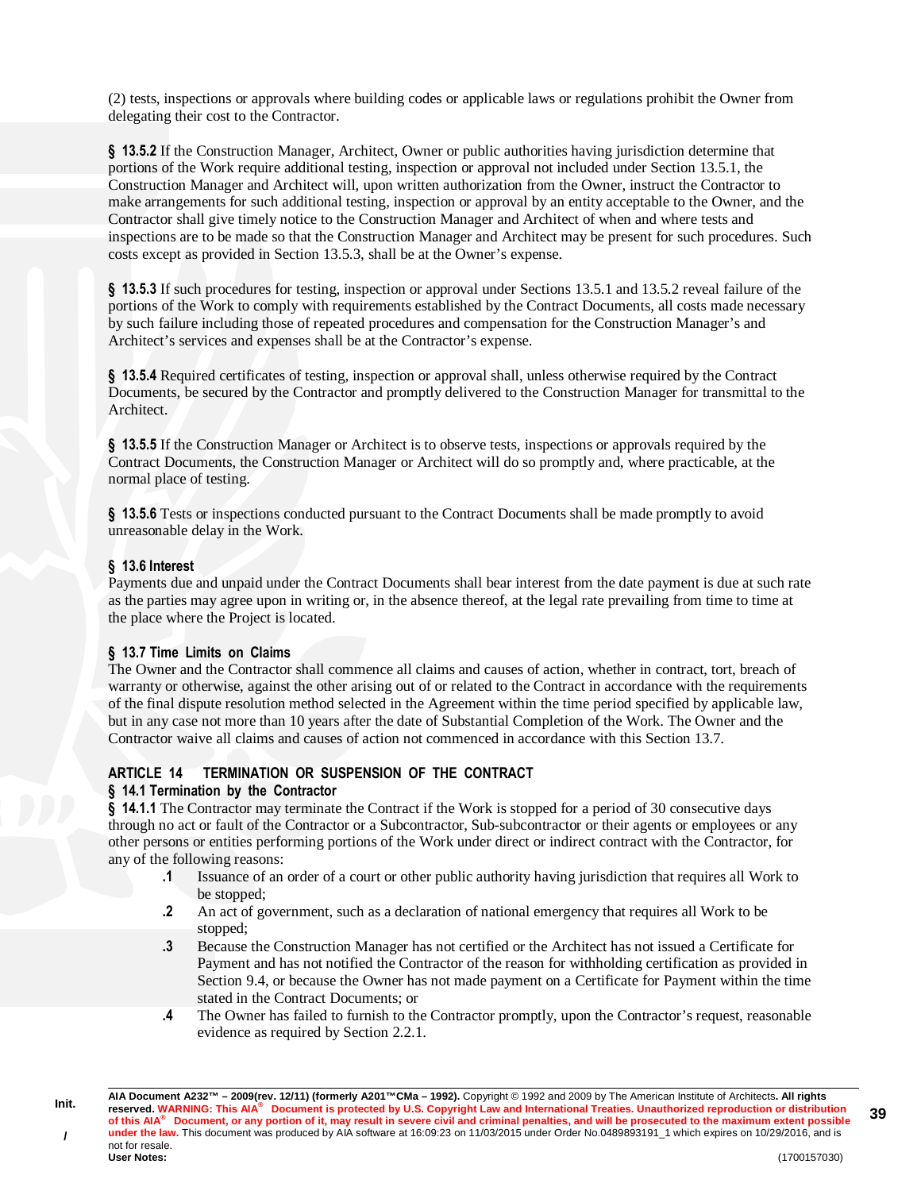(2) tests, inspections or approvals where building codes or applicable laws or regulations prohibit the Owner from delegating their cost to the Contractor.

**§ 13.5.2** If the Construction Manager, Architect, Owner or public authorities having jurisdiction determine that portions of the Work require additional testing, inspection or approval not included under Section 13.5.1, the Construction Manager and Architect will, upon written authorization from the Owner, instruct the Contractor to make arrangements for such additional testing, inspection or approval by an entity acceptable to the Owner, and the Contractor shall give timely notice to the Construction Manager and Architect of when and where tests and inspections are to be made so that the Construction Manager and Architect may be present for such procedures. Such costs except as provided in Section 13.5.3, shall be at the Owner's expense.

**§ 13.5.3** If such procedures for testing, inspection or approval under Sections 13.5.1 and 13.5.2 reveal failure of the portions of the Work to comply with requirements established by the Contract Documents, all costs made necessary by such failure including those of repeated procedures and compensation for the Construction Manager's and Architect's services and expenses shall be at the Contractor's expense.

**§ 13.5.4** Required certificates of testing, inspection or approval shall, unless otherwise required by the Contract Documents, be secured by the Contractor and promptly delivered to the Construction Manager for transmittal to the Architect.

**§ 13.5.5** If the Construction Manager or Architect is to observe tests, inspections or approvals required by the Contract Documents, the Construction Manager or Architect will do so promptly and, where practicable, at the normal place of testing.

**§ 13.5.6** Tests or inspections conducted pursuant to the Contract Documents shall be made promptly to avoid unreasonable delay in the Work.

**§ 13.6 Interest**

Payments due and unpaid under the Contract Documents shall bear interest from the date payment is due at such rate as the parties may agree upon in writing or, in the absence thereof, at the legal rate prevailing from time to time at the place where the Project is located.

**§ 13.7 Time Limits on Claims**

The Owner and the Contractor shall commence all claims and causes of action, whether in contract, tort, breach of warranty or otherwise, against the other arising out of or related to the Contract in accordance with the requirements of the final dispute resolution method selected in the Agreement within the time period specified by applicable law, but in any case not more than 10 years after the date of Substantial Completion of the Work. The Owner and the Contractor waive all claims and causes of action not commenced in accordance with this Section 13.7.

## ARTICLE 14 TERMINATION OR SUSPENSION OF THE CONTRACT

**§ 14.1 Termination by the Contractor**

**§ 14.1.1** The Contractor may terminate the Contract if the Work is stopped for a period of 30 consecutive days through no act or fault of the Contractor or a Subcontractor, Sub-subcontractor or their agents or employees or any other persons or entities performing portions of the Work under direct or indirect contract with the Contractor, for any of the following reasons:

**.1** Issuance of an order of a court or other public authority having jurisdiction that requires all Work to be stopped;

**.2** An act of government, such as a declaration of national emergency that requires all Work to be stopped;

**.3** Because the Construction Manager has not certified or the Architect has not issued a Certificate for Payment and has not notified the Contractor of the reason for withholding certification as provided in Section 9.4, or because the Owner has not made payment on a Certificate for Payment within the time stated in the Contract Documents; or

**.4** The Owner has failed to furnish to the Contractor promptly, upon the Contractor's request, reasonable evidence as required by Section 2.2.1.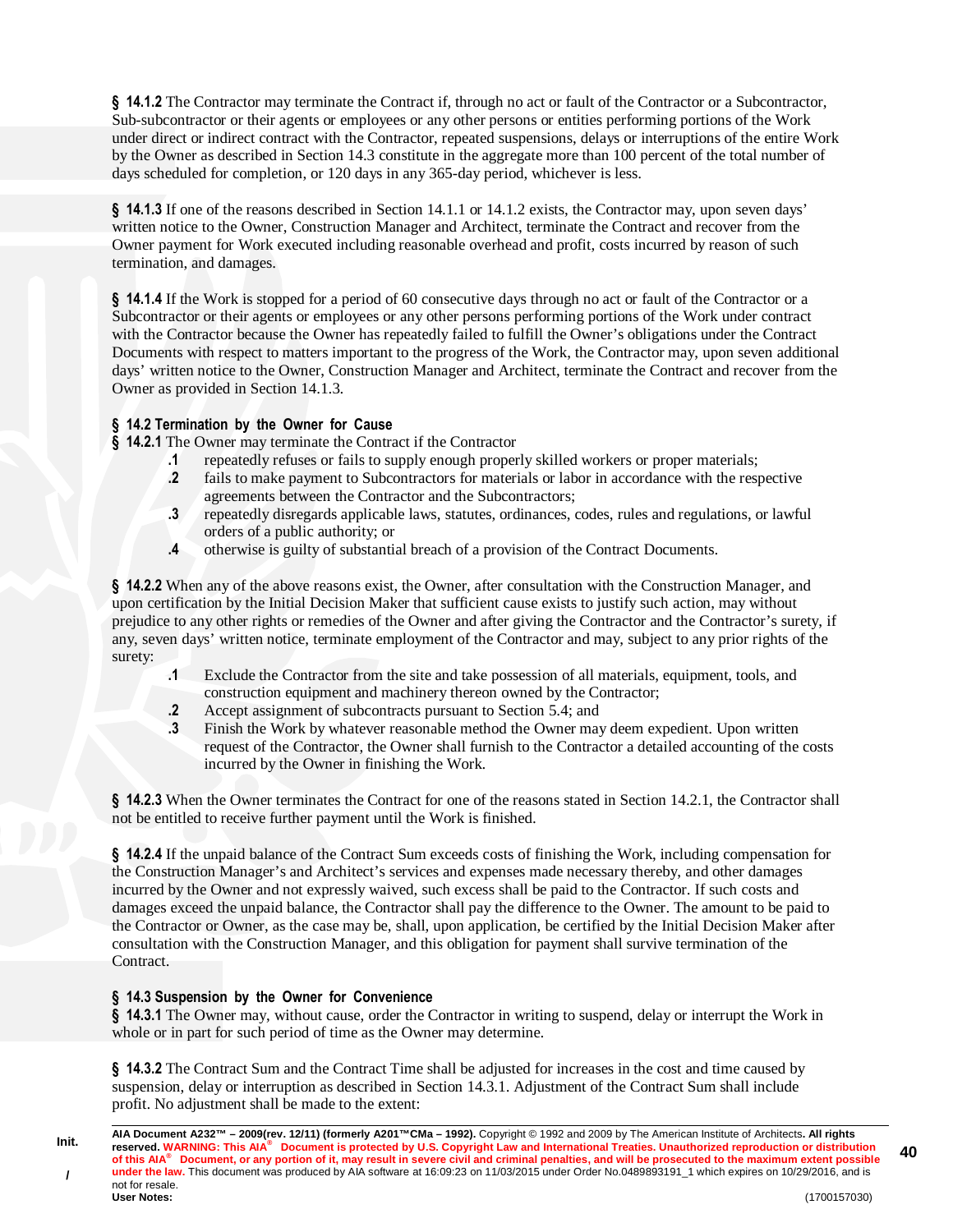**§ 14.1.2** The Contractor may terminate the Contract if, through no act or fault of the Contractor or a Subcontractor, Sub-subcontractor or their agents or employees or any other persons or entities performing portions of the Work under direct or indirect contract with the Contractor, repeated suspensions, delays or interruptions of the entire Work by the Owner as described in Section 14.3 constitute in the aggregate more than 100 percent of the total number of days scheduled for completion, or 120 days in any 365-day period, whichever is less.

**§ 14.1.3** If one of the reasons described in Section 14.1.1 or 14.1.2 exists, the Contractor may, upon seven days' written notice to the Owner, Construction Manager and Architect, terminate the Contract and recover from the Owner payment for Work executed including reasonable overhead and profit, costs incurred by reason of such termination, and damages.

**§ 14.1.4** If the Work is stopped for a period of 60 consecutive days through no act or fault of the Contractor or a Subcontractor or their agents or employees or any other persons performing portions of the Work under contract with the Contractor because the Owner has repeatedly failed to fulfill the Owner's obligations under the Contract Documents with respect to matters important to the progress of the Work, the Contractor may, upon seven additional days' written notice to the Owner, Construction Manager and Architect, terminate the Contract and recover from the Owner as provided in Section 14.1.3.

### § 14.2 Termination by the Owner for Cause

**§ 14.2.1** The Owner may terminate the Contract if the Contractor

- **.1** repeatedly refuses or fails to supply enough properly skilled workers or proper materials;
- **.2** fails to make payment to Subcontractors for materials or labor in accordance with the respective agreements between the Contractor and the Subcontractors;
- **.3** repeatedly disregards applicable laws, statutes, ordinances, codes, rules and regulations, or lawful orders of a public authority; or
- **.4** otherwise is guilty of substantial breach of a provision of the Contract Documents.

**§ 14.2.2** When any of the above reasons exist, the Owner, after consultation with the Construction Manager, and upon certification by the Initial Decision Maker that sufficient cause exists to justify such action, may without prejudice to any other rights or remedies of the Owner and after giving the Contractor and the Contractor's surety, if any, seven days' written notice, terminate employment of the Contractor and may, subject to any prior rights of the surety:

- **.1** Exclude the Contractor from the site and take possession of all materials, equipment, tools, and construction equipment and machinery thereon owned by the Contractor;
- **.2** Accept assignment of subcontracts pursuant to Section 5.4; and
- **.3** Finish the Work by whatever reasonable method the Owner may deem expedient. Upon written request of the Contractor, the Owner shall furnish to the Contractor a detailed accounting of the costs incurred by the Owner in finishing the Work.

**§ 14.2.3** When the Owner terminates the Contract for one of the reasons stated in Section 14.2.1, the Contractor shall not be entitled to receive further payment until the Work is finished.

**§ 14.2.4** If the unpaid balance of the Contract Sum exceeds costs of finishing the Work, including compensation for the Construction Manager's and Architect's services and expenses made necessary thereby, and other damages incurred by the Owner and not expressly waived, such excess shall be paid to the Contractor. If such costs and damages exceed the unpaid balance, the Contractor shall pay the difference to the Owner. The amount to be paid to the Contractor or Owner, as the case may be, shall, upon application, be certified by the Initial Decision Maker after consultation with the Construction Manager, and this obligation for payment shall survive termination of the Contract.

### § 14.3 Suspension by the Owner for Convenience

**§ 14.3.1** The Owner may, without cause, order the Contractor in writing to suspend, delay or interrupt the Work in whole or in part for such period of time as the Owner may determine.

**§ 14.3.2** The Contract Sum and the Contract Time shall be adjusted for increases in the cost and time caused by suspension, delay or interruption as described in Section 14.3.1. Adjustment of the Contract Sum shall include profit. No adjustment shall be made to the extent: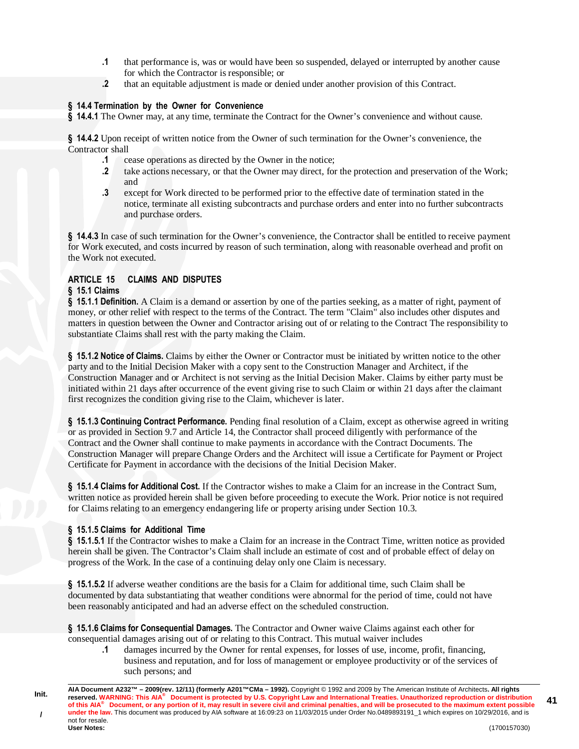.1 that performance is, was or would have been so suspended, delayed or interrupted by another cause for which the Contractor is responsible; or

.2 that an equitable adjustment is made or denied under another provision of this Contract.

**§ 14.4 Termination by the Owner for Convenience**

**§ 14.4.1** The Owner may, at any time, terminate the Contract for the Owner's convenience and without cause.

**§ 14.4.2** Upon receipt of written notice from the Owner of such termination for the Owner's convenience, the Contractor shall

.1 cease operations as directed by the Owner in the notice;

.2 take actions necessary, or that the Owner may direct, for the protection and preservation of the Work; and

.3 except for Work directed to be performed prior to the effective date of termination stated in the notice, terminate all existing subcontracts and purchase orders and enter into no further subcontracts and purchase orders.

**§ 14.4.3** In case of such termination for the Owner's convenience, the Contractor shall be entitled to receive payment for Work executed, and costs incurred by reason of such termination, along with reasonable overhead and profit on the Work not executed.

## ARTICLE 15 CLAIMS AND DISPUTES

**§ 15.1 Claims**

**§ 15.1.1 Definition.** A Claim is a demand or assertion by one of the parties seeking, as a matter of right, payment of money, or other relief with respect to the terms of the Contract. The term "Claim" also includes other disputes and matters in question between the Owner and Contractor arising out of or relating to the Contract The responsibility to substantiate Claims shall rest with the party making the Claim.

**§ 15.1.2 Notice of Claims.** Claims by either the Owner or Contractor must be initiated by written notice to the other party and to the Initial Decision Maker with a copy sent to the Construction Manager and Architect, if the Construction Manager and or Architect is not serving as the Initial Decision Maker. Claims by either party must be initiated within 21 days after occurrence of the event giving rise to such Claim or within 21 days after the claimant first recognizes the condition giving rise to the Claim, whichever is later.

**§ 15.1.3 Continuing Contract Performance.** Pending final resolution of a Claim, except as otherwise agreed in writing or as provided in Section 9.7 and Article 14, the Contractor shall proceed diligently with performance of the Contract and the Owner shall continue to make payments in accordance with the Contract Documents. The Construction Manager will prepare Change Orders and the Architect will issue a Certificate for Payment or Project Certificate for Payment in accordance with the decisions of the Initial Decision Maker.

**§ 15.1.4 Claims for Additional Cost.** If the Contractor wishes to make a Claim for an increase in the Contract Sum, written notice as provided herein shall be given before proceeding to execute the Work. Prior notice is not required for Claims relating to an emergency endangering life or property arising under Section 10.3.

**§ 15.1.5 Claims for Additional Time**

**§ 15.1.5.1** If the Contractor wishes to make a Claim for an increase in the Contract Time, written notice as provided herein shall be given. The Contractor's Claim shall include an estimate of cost and of probable effect of delay on progress of the Work. In the case of a continuing delay only one Claim is necessary.

**§ 15.1.5.2** If adverse weather conditions are the basis for a Claim for additional time, such Claim shall be documented by data substantiating that weather conditions were abnormal for the period of time, could not have been reasonably anticipated and had an adverse effect on the scheduled construction.

**§ 15.1.6 Claims for Consequential Damages.** The Contractor and Owner waive Claims against each other for consequential damages arising out of or relating to this Contract. This mutual waiver includes

.1 damages incurred by the Owner for rental expenses, for losses of use, income, profit, financing, business and reputation, and for loss of management or employee productivity or of the services of such persons; and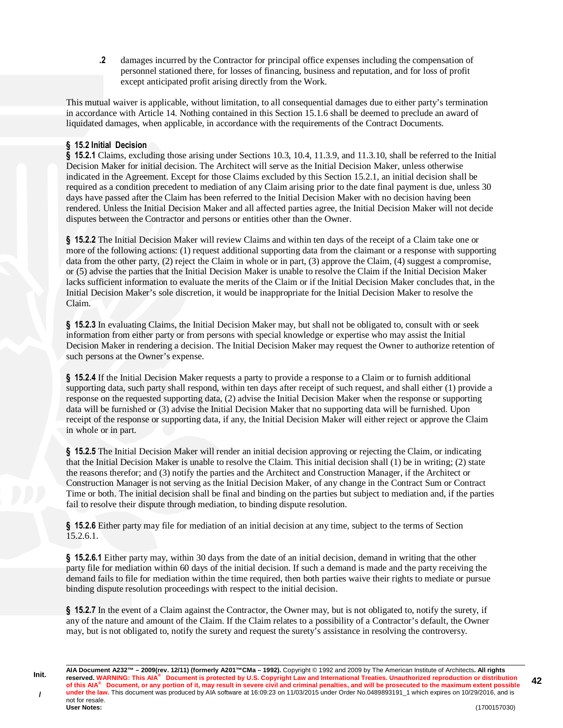**.2** damages incurred by the Contractor for principal office expenses including the compensation of personnel stationed there, for losses of financing, business and reputation, and for loss of profit except anticipated profit arising directly from the Work.

This mutual waiver is applicable, without limitation, to all consequential damages due to either party's termination in accordance with Article 14. Nothing contained in this Section 15.1.6 shall be deemed to preclude an award of liquidated damages, when applicable, in accordance with the requirements of the Contract Documents.

### § 15.2 Initial Decision

**§ 15.2.1** Claims, excluding those arising under Sections 10.3, 10.4, 11.3.9, and 11.3.10, shall be referred to the Initial Decision Maker for initial decision. The Architect will serve as the Initial Decision Maker, unless otherwise indicated in the Agreement. Except for those Claims excluded by this Section 15.2.1, an initial decision shall be required as a condition precedent to mediation of any Claim arising prior to the date final payment is due, unless 30 days have passed after the Claim has been referred to the Initial Decision Maker with no decision having been rendered. Unless the Initial Decision Maker and all affected parties agree, the Initial Decision Maker will not decide disputes between the Contractor and persons or entities other than the Owner.

**§ 15.2.2** The Initial Decision Maker will review Claims and within ten days of the receipt of a Claim take one or more of the following actions: (1) request additional supporting data from the claimant or a response with supporting data from the other party, (2) reject the Claim in whole or in part, (3) approve the Claim, (4) suggest a compromise, or (5) advise the parties that the Initial Decision Maker is unable to resolve the Claim if the Initial Decision Maker lacks sufficient information to evaluate the merits of the Claim or if the Initial Decision Maker concludes that, in the Initial Decision Maker's sole discretion, it would be inappropriate for the Initial Decision Maker to resolve the Claim.

**§ 15.2.3** In evaluating Claims, the Initial Decision Maker may, but shall not be obligated to, consult with or seek information from either party or from persons with special knowledge or expertise who may assist the Initial Decision Maker in rendering a decision. The Initial Decision Maker may request the Owner to authorize retention of such persons at the Owner's expense.

**§ 15.2.4** If the Initial Decision Maker requests a party to provide a response to a Claim or to furnish additional supporting data, such party shall respond, within ten days after receipt of such request, and shall either (1) provide a response on the requested supporting data, (2) advise the Initial Decision Maker when the response or supporting data will be furnished or (3) advise the Initial Decision Maker that no supporting data will be furnished. Upon receipt of the response or supporting data, if any, the Initial Decision Maker will either reject or approve the Claim in whole or in part.

**§ 15.2.5** The Initial Decision Maker will render an initial decision approving or rejecting the Claim, or indicating that the Initial Decision Maker is unable to resolve the Claim. This initial decision shall (1) be in writing; (2) state the reasons therefor; and (3) notify the parties and the Architect and Construction Manager, if the Architect or Construction Manager is not serving as the Initial Decision Maker, of any change in the Contract Sum or Contract Time or both. The initial decision shall be final and binding on the parties but subject to mediation and, if the parties fail to resolve their dispute through mediation, to binding dispute resolution.

**§ 15.2.6** Either party may file for mediation of an initial decision at any time, subject to the terms of Section 15.2.6.1.

**§ 15.2.6.1** Either party may, within 30 days from the date of an initial decision, demand in writing that the other party file for mediation within 60 days of the initial decision. If such a demand is made and the party receiving the demand fails to file for mediation within the time required, then both parties waive their rights to mediate or pursue binding dispute resolution proceedings with respect to the initial decision.

**§ 15.2.7** In the event of a Claim against the Contractor, the Owner may, but is not obligated to, notify the surety, if any of the nature and amount of the Claim. If the Claim relates to a possibility of a Contractor's default, the Owner may, but is not obligated to, notify the surety and request the surety's assistance in resolving the controversy.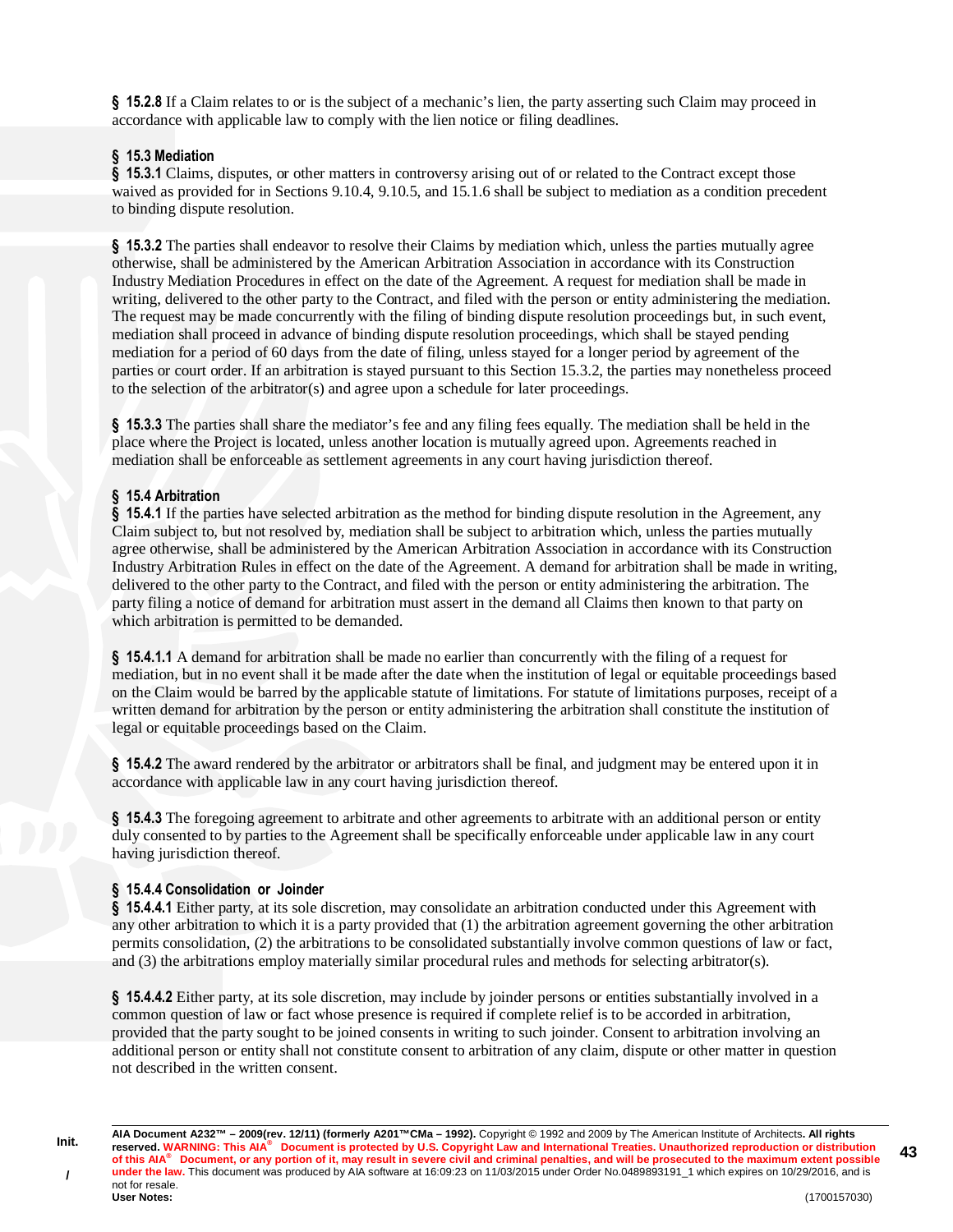**§ 15.2.8** If a Claim relates to or is the subject of a mechanic's lien, the party asserting such Claim may proceed in accordance with applicable law to comply with the lien notice or filing deadlines.

### § 15.3 Mediation

**§ 15.3.1** Claims, disputes, or other matters in controversy arising out of or related to the Contract except those waived as provided for in Sections 9.10.4, 9.10.5, and 15.1.6 shall be subject to mediation as a condition precedent to binding dispute resolution.

**§ 15.3.2** The parties shall endeavor to resolve their Claims by mediation which, unless the parties mutually agree otherwise, shall be administered by the American Arbitration Association in accordance with its Construction Industry Mediation Procedures in effect on the date of the Agreement. A request for mediation shall be made in writing, delivered to the other party to the Contract, and filed with the person or entity administering the mediation. The request may be made concurrently with the filing of binding dispute resolution proceedings but, in such event, mediation shall proceed in advance of binding dispute resolution proceedings, which shall be stayed pending mediation for a period of 60 days from the date of filing, unless stayed for a longer period by agreement of the parties or court order. If an arbitration is stayed pursuant to this Section 15.3.2, the parties may nonetheless proceed to the selection of the arbitrator(s) and agree upon a schedule for later proceedings.

**§ 15.3.3** The parties shall share the mediator's fee and any filing fees equally. The mediation shall be held in the place where the Project is located, unless another location is mutually agreed upon. Agreements reached in mediation shall be enforceable as settlement agreements in any court having jurisdiction thereof.

### § 15.4 Arbitration

**§ 15.4.1** If the parties have selected arbitration as the method for binding dispute resolution in the Agreement, any Claim subject to, but not resolved by, mediation shall be subject to arbitration which, unless the parties mutually agree otherwise, shall be administered by the American Arbitration Association in accordance with its Construction Industry Arbitration Rules in effect on the date of the Agreement. A demand for arbitration shall be made in writing, delivered to the other party to the Contract, and filed with the person or entity administering the arbitration. The party filing a notice of demand for arbitration must assert in the demand all Claims then known to that party on which arbitration is permitted to be demanded.

**§ 15.4.1.1** A demand for arbitration shall be made no earlier than concurrently with the filing of a request for mediation, but in no event shall it be made after the date when the institution of legal or equitable proceedings based on the Claim would be barred by the applicable statute of limitations. For statute of limitations purposes, receipt of a written demand for arbitration by the person or entity administering the arbitration shall constitute the institution of legal or equitable proceedings based on the Claim.

**§ 15.4.2** The award rendered by the arbitrator or arbitrators shall be final, and judgment may be entered upon it in accordance with applicable law in any court having jurisdiction thereof.

**§ 15.4.3** The foregoing agreement to arbitrate and other agreements to arbitrate with an additional person or entity duly consented to by parties to the Agreement shall be specifically enforceable under applicable law in any court having jurisdiction thereof.

#### § 15.4.4 Consolidation or Joinder

**§ 15.4.4.1** Either party, at its sole discretion, may consolidate an arbitration conducted under this Agreement with any other arbitration to which it is a party provided that (1) the arbitration agreement governing the other arbitration permits consolidation, (2) the arbitrations to be consolidated substantially involve common questions of law or fact, and (3) the arbitrations employ materially similar procedural rules and methods for selecting arbitrator(s).

**§ 15.4.4.2** Either party, at its sole discretion, may include by joinder persons or entities substantially involved in a common question of law or fact whose presence is required if complete relief is to be accorded in arbitration, provided that the party sought to be joined consents in writing to such joinder. Consent to arbitration involving an additional person or entity shall not constitute consent to arbitration of any claim, dispute or other matter in question not described in the written consent.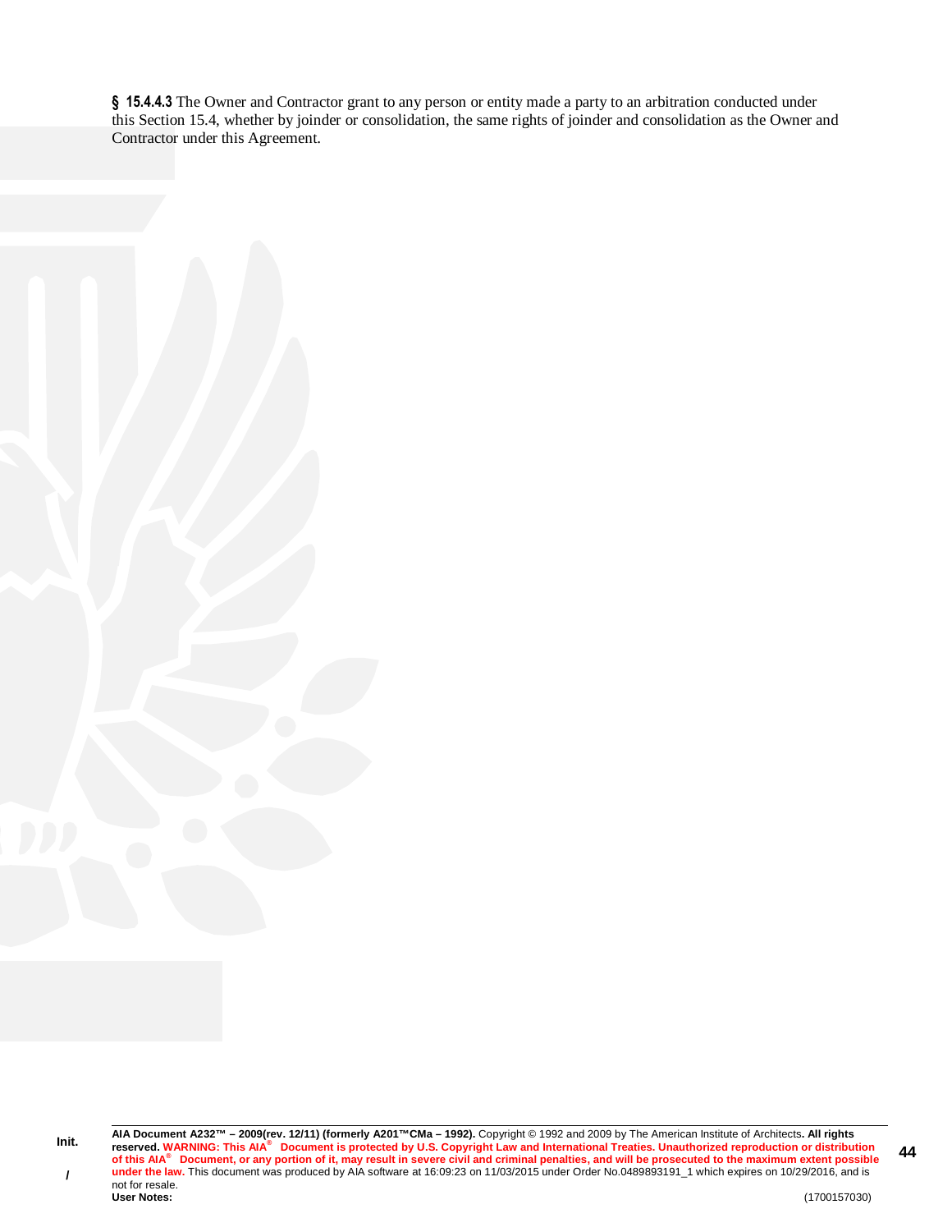**§ 15.4.4.3** The Owner and Contractor grant to any person or entity made a party to an arbitration conducted under this Section 15.4, whether by joinder or consolidation, the same rights of joinder and consolidation as the Owner and Contractor under this Agreement.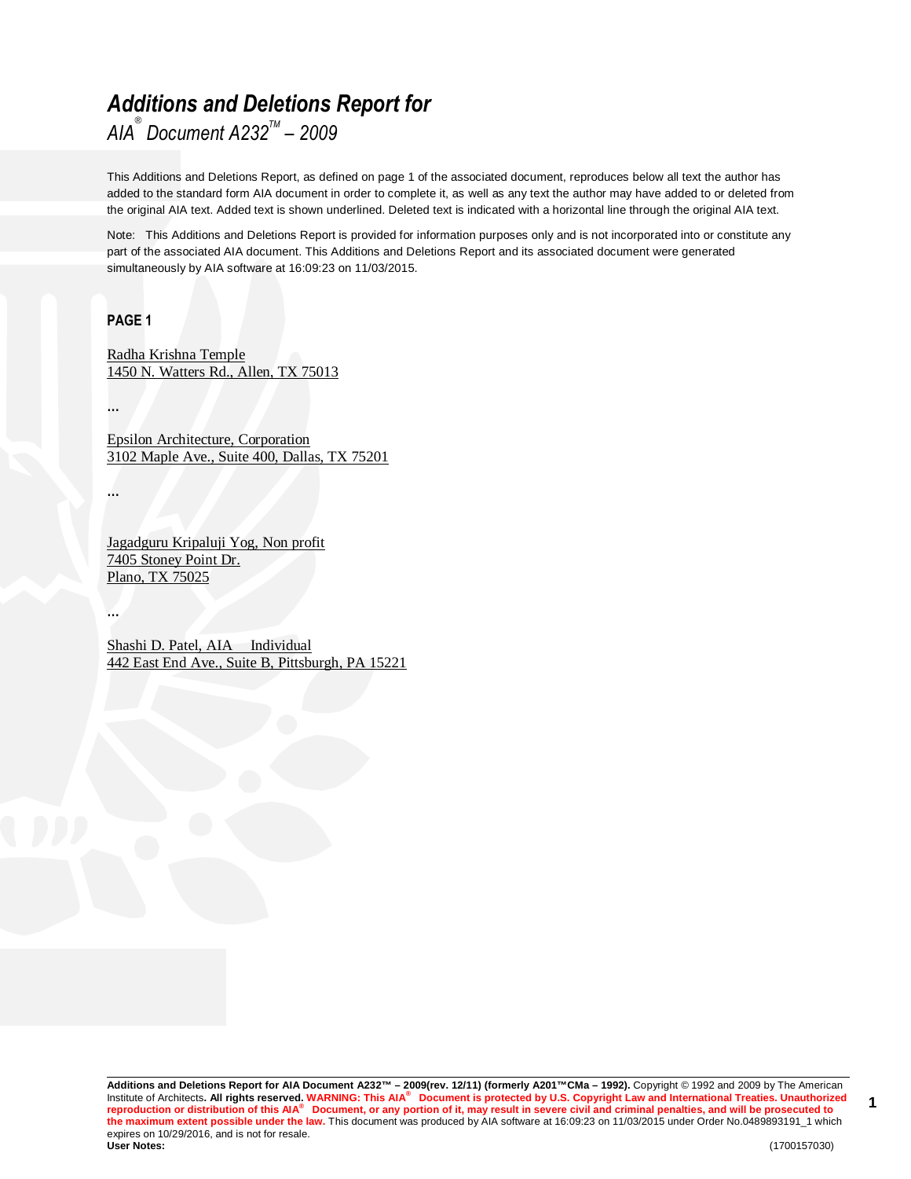# *Additions and Deletions Report for*

*AIA® Document A232™ – 2009*

This Additions and Deletions Report, as defined on page 1 of the associated document, reproduces below all text the author has added to the standard form AIA document in order to complete it, as well as any text the author may have added to or deleted from the original AIA text. Added text is shown underlined. Deleted text is indicated with a horizontal line through the original AIA text.

Note: This Additions and Deletions Report is provided for information purposes only and is not incorporated into or constitute any part of the associated AIA document. This Additions and Deletions Report and its associated document were generated simultaneously by AIA software at 16:09:23 on 11/03/2015.

**PAGE 1**

Radha Krishna Temple
1450 N. Watters Rd., Allen, TX 75013

...

Epsilon Architecture, Corporation
3102 Maple Ave., Suite 400, Dallas, TX 75201

...

Jagadguru Kripaluji Yog, Non profit
7405 Stoney Point Dr.
Plano, TX 75025

...

Shashi D. Patel, AIA Individual
442 East End Ave., Suite B, Pittsburgh, PA 15221

**Additions and Deletions Report for AIA Document A232™ – 2009(rev. 12/11) (formerly A201™CMa – 1992).** Copyright © 1992 and 2009 by The American Institute of Architects. **All rights reserved. WARNING: This AIA® Document is protected by U.S. Copyright Law and International Treaties. Unauthorized reproduction or distribution of this AIA® Document, or any portion of it, may result in severe civil and criminal penalties, and will be prosecuted to the maximum extent possible under the law.** This document was produced by AIA software at 16:09:23 on 11/03/2015 under Order No.0489893191_1 which expires on 10/29/2016, and is not for resale.
**User Notes:** (1700157030)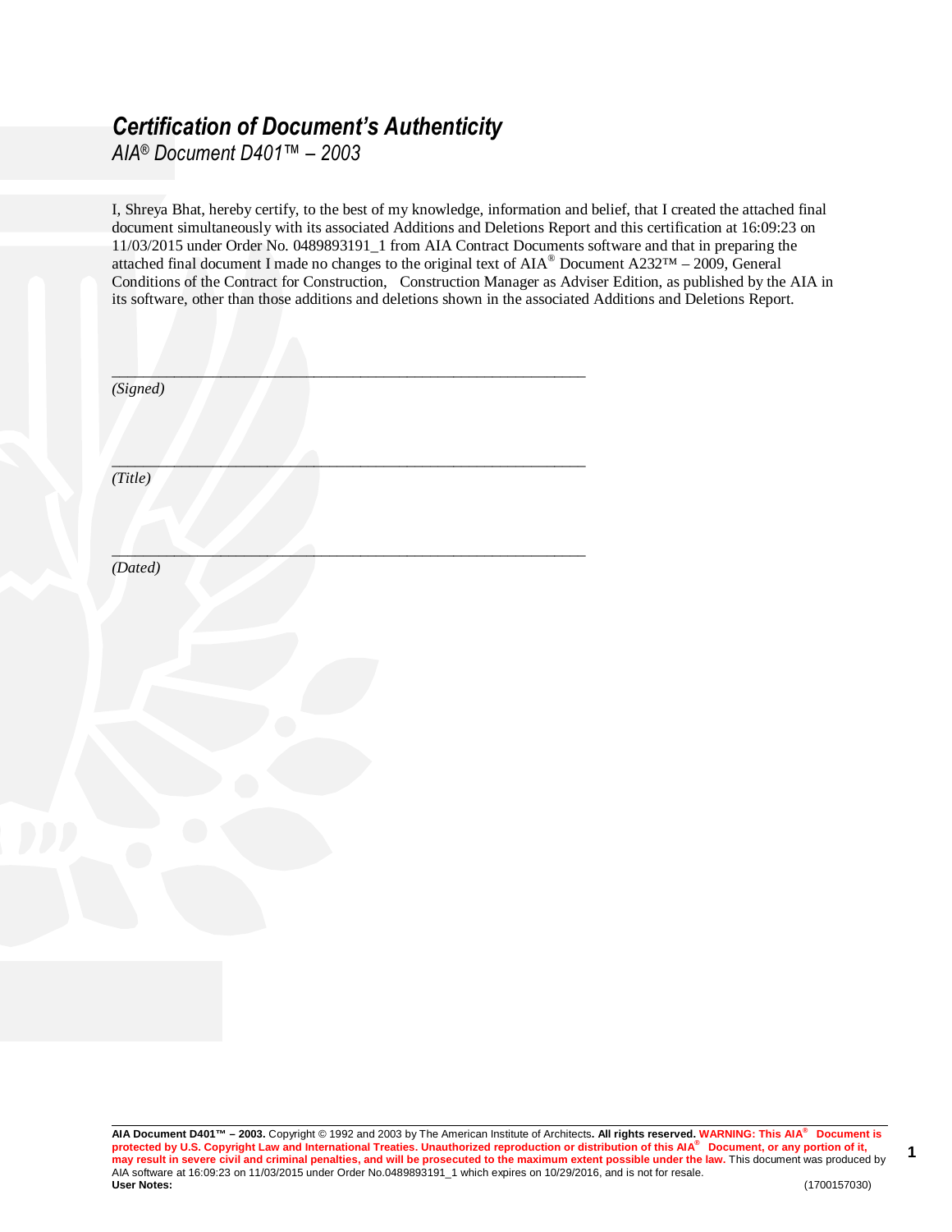# *Certification of Document's Authenticity*

*AIA® Document D401™ – 2003*

I, Shreya Bhat, hereby certify, to the best of my knowledge, information and belief, that I created the attached final document simultaneously with its associated Additions and Deletions Report and this certification at 16:09:23 on 11/03/2015 under Order No. 0489893191_1 from AIA Contract Documents software and that in preparing the attached final document I made no changes to the original text of AIA® Document A232™ – 2009, General Conditions of the Contract for Construction, Construction Manager as Adviser Edition, as published by the AIA in its software, other than those additions and deletions shown in the associated Additions and Deletions Report.

\_\_\_\_\_\_\_\_\_\_\_\_\_\_\_\_\_\_\_\_\_\_\_\_\_\_\_\_\_\_\_\_\_\_\_\_\_\_\_\_\_\_\_\_\_\_\_\_\_\_\_\_\_\_\_\_

*(Signed)*

\_\_\_\_\_\_\_\_\_\_\_\_\_\_\_\_\_\_\_\_\_\_\_\_\_\_\_\_\_\_\_\_\_\_\_\_\_\_\_\_\_\_\_\_\_\_\_\_\_\_\_\_\_\_\_\_

*(Title)*

\_\_\_\_\_\_\_\_\_\_\_\_\_\_\_\_\_\_\_\_\_\_\_\_\_\_\_\_\_\_\_\_\_\_\_\_\_\_\_\_\_\_\_\_\_\_\_\_\_\_\_\_\_\_\_\_

*(Dated)*

**AIA Document D401™ – 2003.** Copyright © 1992 and 2003 by The American Institute of Architects**. All rights reserved. WARNING: This AIA® Document is protected by U.S. Copyright Law and International Treaties. Unauthorized reproduction or distribution of this AIA® Document, or any portion of it, may result in severe civil and criminal penalties, and will be prosecuted to the maximum extent possible under the law.** This document was produced by AIA software at 16:09:23 on 11/03/2015 under Order No.0489893191_1 which expires on 10/29/2016, and is not for resale.
**User Notes:** (1700157030)